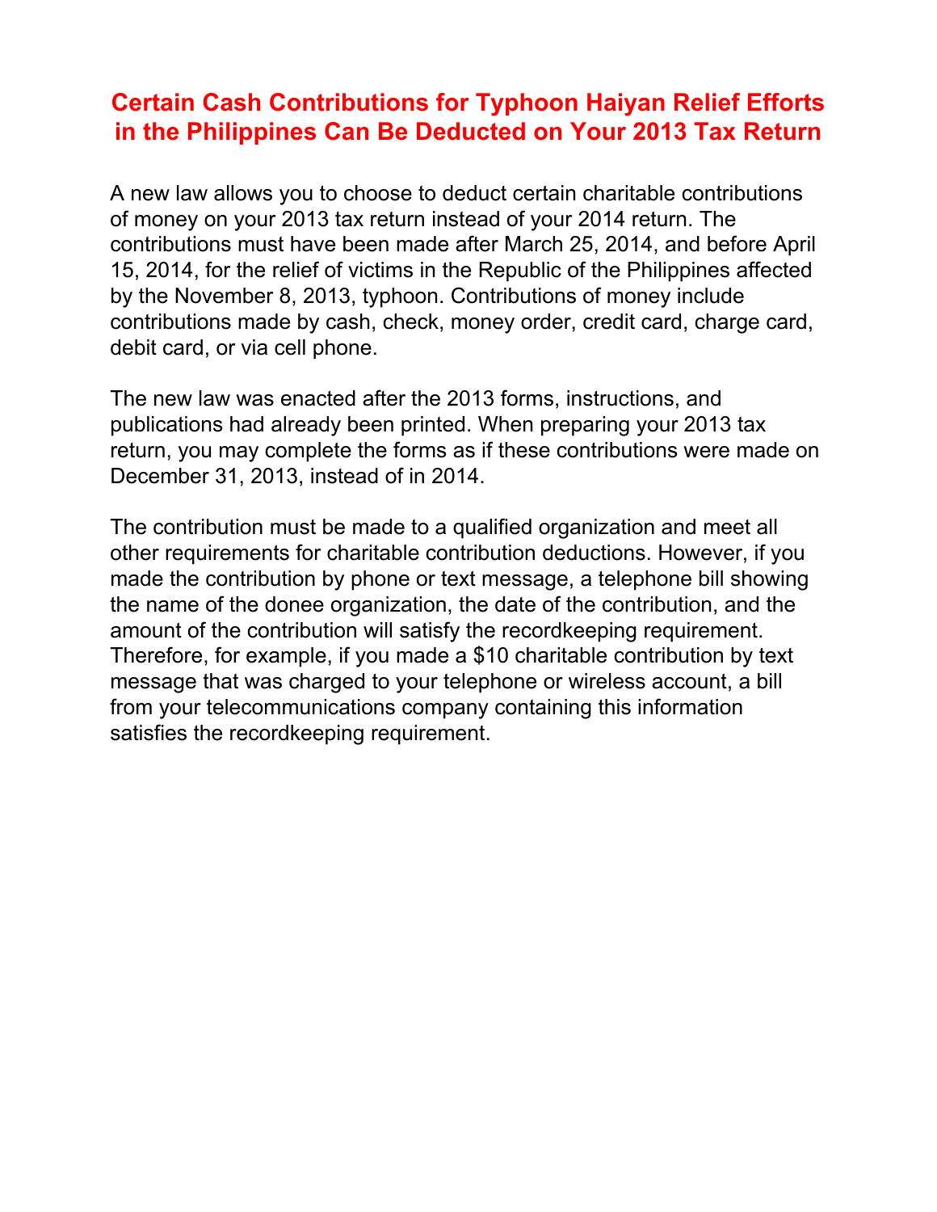# Certain Cash Contributions for Typhoon Haiyan Relief Efforts in the Philippines Can Be Deducted on Your 2013 Tax Return

A new law allows you to choose to deduct certain charitable contributions of money on your 2013 tax return instead of your 2014 return. The contributions must have been made after March 25, 2014, and before April 15, 2014, for the relief of victims in the Republic of the Philippines affected by the November 8, 2013, typhoon. Contributions of money include contributions made by cash, check, money order, credit card, charge card, debit card, or via cell phone.

The new law was enacted after the 2013 forms, instructions, and publications had already been printed. When preparing your 2013 tax return, you may complete the forms as if these contributions were made on December 31, 2013, instead of in 2014.

The contribution must be made to a qualified organization and meet all other requirements for charitable contribution deductions. However, if you made the contribution by phone or text message, a telephone bill showing the name of the donee organization, the date of the contribution, and the amount of the contribution will satisfy the recordkeeping requirement. Therefore, for example, if you made a $10 charitable contribution by text message that was charged to your telephone or wireless account, a bill from your telecommunications company containing this information satisfies the recordkeeping requirement.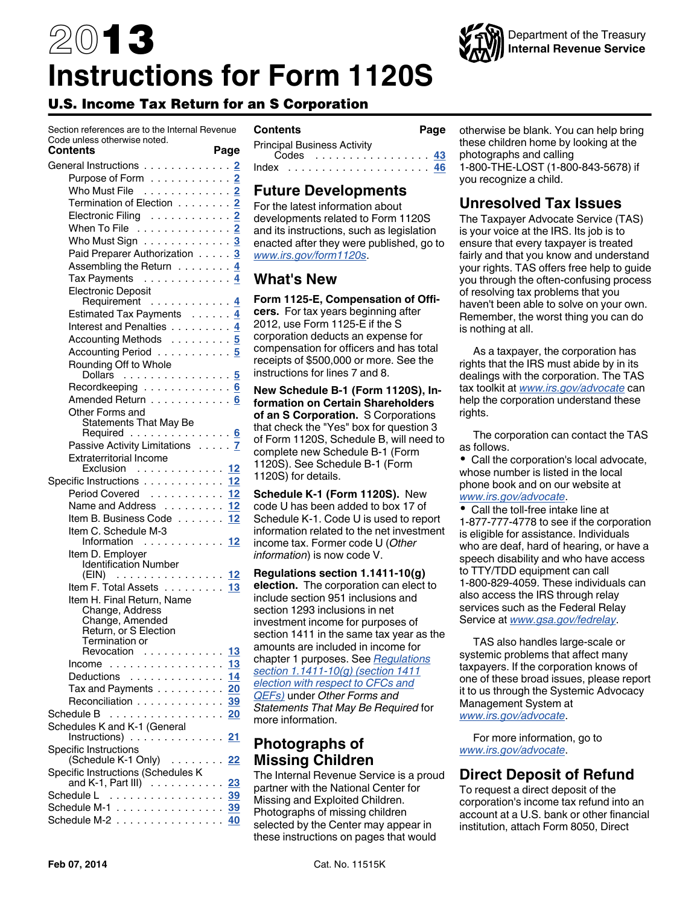# 2013 Instructions for Form 1120S

Department of the Treasury
Internal Revenue Service

## U.S. Income Tax Return for an S Corporation

Section references are to the Internal Revenue Code unless otherwise noted.

| Contents | Page |
|---|---|
| General Instructions | 2 |
| Purpose of Form | 2 |
| Who Must File | 2 |
| Termination of Election | 2 |
| Electronic Filing | 2 |
| When To File | 2 |
| Who Must Sign | 3 |
| Paid Preparer Authorization | 3 |
| Assembling the Return | 4 |
| Tax Payments | 4 |
| Electronic Deposit Requirement | 4 |
| Estimated Tax Payments | 4 |
| Interest and Penalties | 4 |
| Accounting Methods | 5 |
| Accounting Period | 5 |
| Rounding Off to Whole Dollars | 5 |
| Recordkeeping | 6 |
| Amended Return | 6 |
| Other Forms and Statements That May Be Required | 6 |
| Passive Activity Limitations | 7 |
| Extraterritorial Income Exclusion | 12 |
| Specific Instructions | 12 |
| Period Covered | 12 |
| Name and Address | 12 |
| Item B. Business Code | 12 |
| Item C. Schedule M-3 Information | 12 |
| Item D. Employer Identification Number (EIN) | 12 |
| Item F. Total Assets | 13 |
| Item H. Final Return, Name Change, Address Change, Amended Return, or S Election Termination or Revocation | 13 |
| Income | 13 |
| Deductions | 14 |
| Tax and Payments | 20 |
| Reconciliation | 39 |
| Schedule B | 20 |
| Schedules K and K-1 (General Instructions) | 21 |
| Specific Instructions (Schedule K-1 Only) | 22 |
| Specific Instructions (Schedules K and K-1, Part III) | 23 |
| Schedule L | 39 |
| Schedule M-1 | 39 |
| Schedule M-2 | 40 |
| Principal Business Activity Codes | 43 |
| Index | 46 |

## Future Developments

For the latest information about developments related to Form 1120S and its instructions, such as legislation enacted after they were published, go to *www.irs.gov/form1120s*.

## What's New

**Form 1125-E, Compensation of Officers.** For tax years beginning after 2012, use Form 1125-E if the S corporation deducts an expense for compensation for officers and has total receipts of $500,000 or more. See the instructions for lines 7 and 8.

**New Schedule B-1 (Form 1120S), Information on Certain Shareholders of an S Corporation.** S Corporations that check the "Yes" box for question 3 of Form 1120S, Schedule B, will need to complete new Schedule B-1 (Form 1120S). See Schedule B-1 (Form 1120S) for details.

**Schedule K-1 (Form 1120S).** New code U has been added to box 17 of Schedule K-1. Code U is used to report information related to the net investment income tax. Former code U (*Other information*) is now code V.

**Regulations section 1.1411-10(g) election.** The corporation can elect to include section 951 inclusions and section 1293 inclusions in net investment income for purposes of section 1411 in the same tax year as the amounts are included in income for chapter 1 purposes. See *Regulations section 1.1411-10(g) (section 1411 election with respect to CFCs and QEFs)* under *Other Forms and Statements That May Be Required* for more information.

## Photographs of Missing Children

The Internal Revenue Service is a proud partner with the National Center for Missing and Exploited Children. Photographs of missing children selected by the Center may appear in these instructions on pages that would otherwise be blank. You can help bring these children home by looking at the photographs and calling 1-800-THE-LOST (1-800-843-5678) if you recognize a child.

## Unresolved Tax Issues

The Taxpayer Advocate Service (TAS) is your voice at the IRS. Its job is to ensure that every taxpayer is treated fairly and that you know and understand your rights. TAS offers free help to guide you through the often-confusing process of resolving tax problems that you haven't been able to solve on your own. Remember, the worst thing you can do is nothing at all.

As a taxpayer, the corporation has rights that the IRS must abide by in its dealings with the corporation. The TAS tax toolkit at *www.irs.gov/advocate* can help the corporation understand these rights.

The corporation can contact the TAS as follows.

- Call the corporation's local advocate, whose number is listed in the local phone book and on our website at *www.irs.gov/advocate*.
- Call the toll-free intake line at 1-877-777-4778 to see if the corporation is eligible for assistance. Individuals who are deaf, hard of hearing, or have a speech disability and who have access to TTY/TDD equipment can call 1-800-829-4059. These individuals can also access the IRS through relay services such as the Federal Relay Service at *www.gsa.gov/fedrelay*.

TAS also handles large-scale or systemic problems that affect many taxpayers. If the corporation knows of one of these broad issues, please report it to us through the Systemic Advocacy Management System at *www.irs.gov/advocate*.

For more information, go to *www.irs.gov/advocate*.

## Direct Deposit of Refund

To request a direct deposit of the corporation's income tax refund into an account at a U.S. bank or other financial institution, attach Form 8050, Direct

Feb 07, 2014 Cat. No. 11515K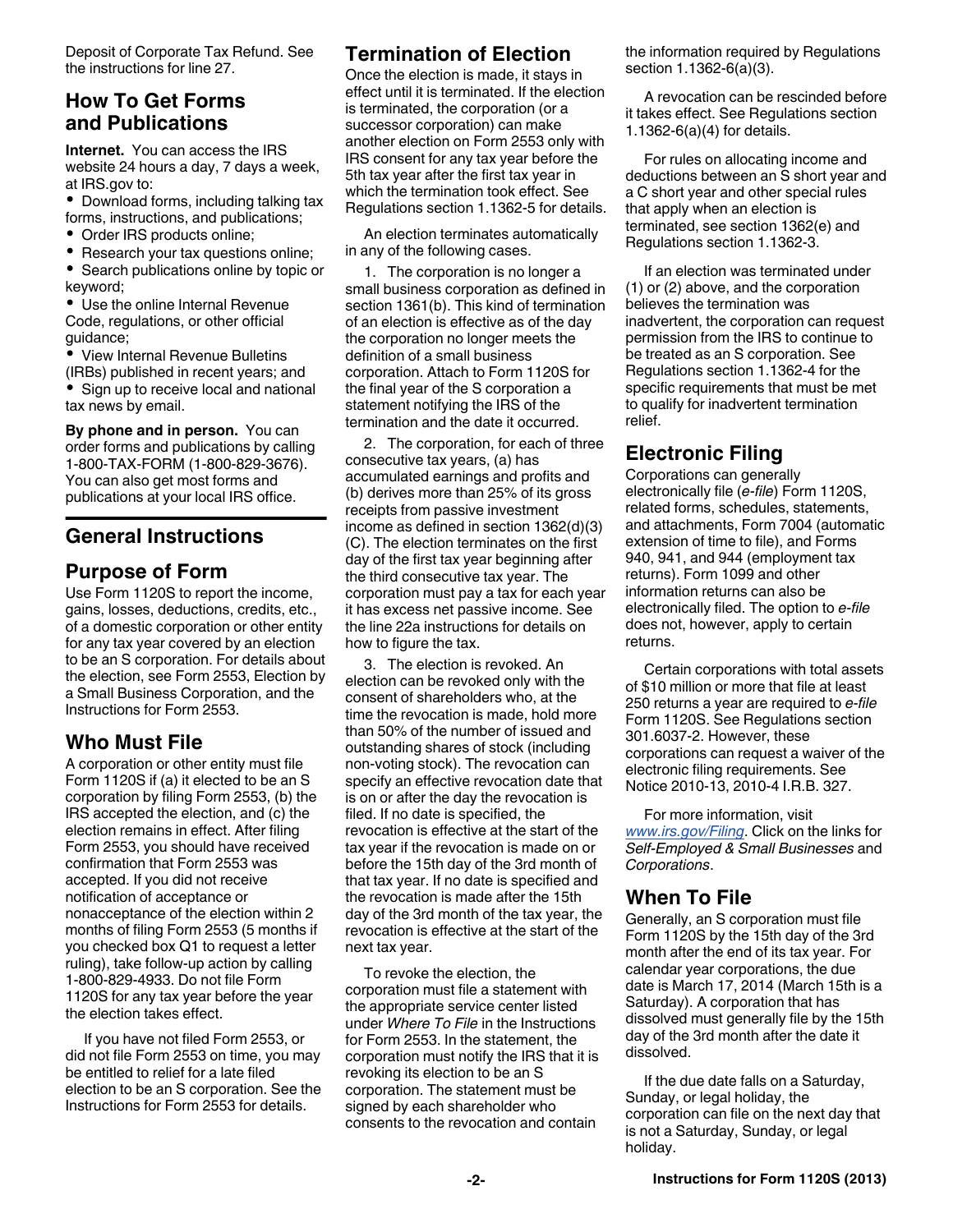Deposit of Corporate Tax Refund. See the instructions for line 27.

## How To Get Forms and Publications

**Internet.** You can access the IRS website 24 hours a day, 7 days a week, at IRS.gov to:

- Download forms, including talking tax forms, instructions, and publications;
- Order IRS products online;
- Research your tax questions online;
- Search publications online by topic or keyword;
- Use the online Internal Revenue Code, regulations, or other official guidance;
- View Internal Revenue Bulletins (IRBs) published in recent years; and
- Sign up to receive local and national tax news by email.

**By phone and in person.** You can order forms and publications by calling 1-800-TAX-FORM (1-800-829-3676). You can also get most forms and publications at your local IRS office.

# General Instructions

## Purpose of Form

Use Form 1120S to report the income, gains, losses, deductions, credits, etc., of a domestic corporation or other entity for any tax year covered by an election to be an S corporation. For details about the election, see Form 2553, Election by a Small Business Corporation, and the Instructions for Form 2553.

## Who Must File

A corporation or other entity must file Form 1120S if (a) it elected to be an S corporation by filing Form 2553, (b) the IRS accepted the election, and (c) the election remains in effect. After filing Form 2553, you should have received confirmation that Form 2553 was accepted. If you did not receive notification of acceptance or nonacceptance of the election within 2 months of filing Form 2553 (5 months if you checked box Q1 to request a letter ruling), take follow-up action by calling 1-800-829-4933. Do not file Form 1120S for any tax year before the year the election takes effect.

If you have not filed Form 2553, or did not file Form 2553 on time, you may be entitled to relief for a late filed election to be an S corporation. See the Instructions for Form 2553 for details.

## Termination of Election

Once the election is made, it stays in effect until it is terminated. If the election is terminated, the corporation (or a successor corporation) can make another election on Form 2553 only with IRS consent for any tax year before the 5th tax year after the first tax year in which the termination took effect. See Regulations section 1.1362-5 for details.

An election terminates automatically in any of the following cases.

1. The corporation is no longer a small business corporation as defined in section 1361(b). This kind of termination of an election is effective as of the day the corporation no longer meets the definition of a small business corporation. Attach to Form 1120S for the final year of the S corporation a statement notifying the IRS of the termination and the date it occurred.

2. The corporation, for each of three consecutive tax years, (a) has accumulated earnings and profits and (b) derives more than 25% of its gross receipts from passive investment income as defined in section 1362(d)(3)(C). The election terminates on the first day of the first tax year beginning after the third consecutive tax year. The corporation must pay a tax for each year it has excess net passive income. See the line 22a instructions for details on how to figure the tax.

3. The election is revoked. An election can be revoked only with the consent of shareholders who, at the time the revocation is made, hold more than 50% of the number of issued and outstanding shares of stock (including non-voting stock). The revocation can specify an effective revocation date that is on or after the day the revocation is filed. If no date is specified, the revocation is effective at the start of the tax year if the revocation is made on or before the 15th day of the 3rd month of that tax year. If no date is specified and the revocation is made after the 15th day of the 3rd month of the tax year, the revocation is effective at the start of the next tax year.

To revoke the election, the corporation must file a statement with the appropriate service center listed under *Where To File* in the Instructions for Form 2553. In the statement, the corporation must notify the IRS that it is revoking its election to be an S corporation. The statement must be signed by each shareholder who consents to the revocation and contain the information required by Regulations section 1.1362-6(a)(3).

A revocation can be rescinded before it takes effect. See Regulations section 1.1362-6(a)(4) for details.

For rules on allocating income and deductions between an S short year and a C short year and other special rules that apply when an election is terminated, see section 1362(e) and Regulations section 1.1362-3.

If an election was terminated under (1) or (2) above, and the corporation believes the termination was inadvertent, the corporation can request permission from the IRS to continue to be treated as an S corporation. See Regulations section 1.1362-4 for the specific requirements that must be met to qualify for inadvertent termination relief.

## Electronic Filing

Corporations can generally electronically file (*e-file*) Form 1120S, related forms, schedules, statements, and attachments, Form 7004 (automatic extension of time to file), and Forms 940, 941, and 944 (employment tax returns). Form 1099 and other information returns can also be electronically filed. The option to *e-file* does not, however, apply to certain returns.

Certain corporations with total assets of $10 million or more that file at least 250 returns a year are required to *e-file* Form 1120S. See Regulations section 301.6037-2. However, these corporations can request a waiver of the electronic filing requirements. See Notice 2010-13, 2010-4 I.R.B. 327.

For more information, visit *www.irs.gov/Filing*. Click on the links for *Self-Employed & Small Businesses* and *Corporations*.

## When To File

Generally, an S corporation must file Form 1120S by the 15th day of the 3rd month after the end of its tax year. For calendar year corporations, the due date is March 17, 2014 (March 15th is a Saturday). A corporation that has dissolved must generally file by the 15th day of the 3rd month after the date it dissolved.

If the due date falls on a Saturday, Sunday, or legal holiday, the corporation can file on the next day that is not a Saturday, Sunday, or legal holiday.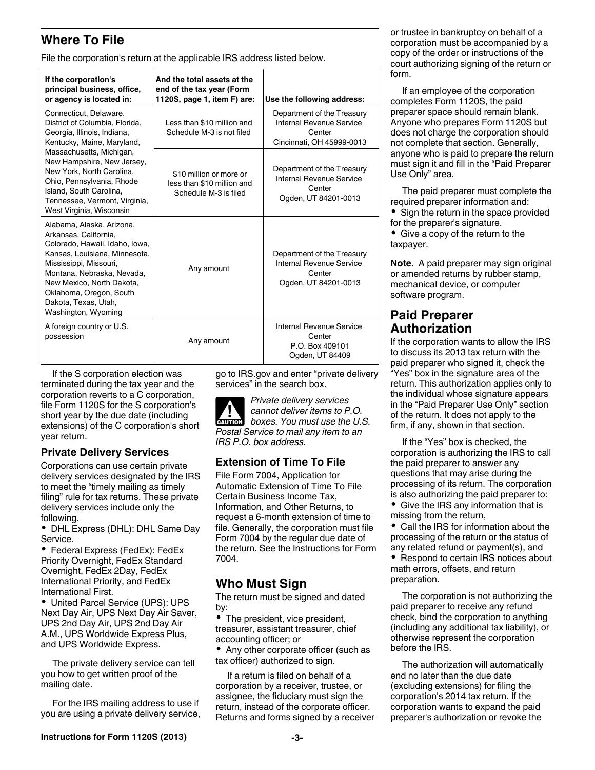## Where To File

File the corporation's return at the applicable IRS address listed below.

| If the corporation's principal business, office, or agency is located in: | And the total assets at the end of the tax year (Form 1120S, page 1, item F) are: | Use the following address: |
|---|---|---|
| Connecticut, Delaware, District of Columbia, Florida, Georgia, Illinois, Indiana, Kentucky, Maine, Maryland, Massachusetts, Michigan, New Hampshire, New Jersey, New York, North Carolina, Ohio, Pennsylvania, Rhode Island, South Carolina, Tennessee, Vermont, Virginia, West Virginia, Wisconsin | Less than $10 million and Schedule M-3 is not filed | Department of the Treasury Internal Revenue Service Center Cincinnati, OH 45999-0013 |
| | $10 million or more or less than $10 million and Schedule M-3 is filed | Department of the Treasury Internal Revenue Service Center Ogden, UT 84201-0013 |
| Alabama, Alaska, Arizona, Arkansas, California, Colorado, Hawaii, Idaho, Iowa, Kansas, Louisiana, Minnesota, Mississippi, Missouri, Montana, Nebraska, Nevada, New Mexico, North Dakota, Oklahoma, Oregon, South Dakota, Texas, Utah, Washington, Wyoming | Any amount | Department of the Treasury Internal Revenue Service Center Ogden, UT 84201-0013 |
| A foreign country or U.S. possession | Any amount | Internal Revenue Service Center P.O. Box 409101 Ogden, UT 84409 |

If the S corporation election was terminated during the tax year and the corporation reverts to a C corporation, file Form 1120S for the S corporation's short year by the due date (including extensions) of the C corporation's short year return.

### Private Delivery Services

Corporations can use certain private delivery services designated by the IRS to meet the "timely mailing as timely filing" rule for tax returns. These private delivery services include only the following.

- DHL Express (DHL): DHL Same Day Service.
- Federal Express (FedEx): FedEx Priority Overnight, FedEx Standard Overnight, FedEx 2Day, FedEx International Priority, and FedEx International First.
- United Parcel Service (UPS): UPS Next Day Air, UPS Next Day Air Saver, UPS 2nd Day Air, UPS 2nd Day Air A.M., UPS Worldwide Express Plus, and UPS Worldwide Express.

The private delivery service can tell you how to get written proof of the mailing date.

For the IRS mailing address to use if you are using a private delivery service, go to IRS.gov and enter "private delivery services" in the search box.

**CAUTION** *Private delivery services cannot deliver items to P.O. boxes. You must use the U.S. Postal Service to mail any item to an IRS P.O. box address.*

### Extension of Time To File

File Form 7004, Application for Automatic Extension of Time To File Certain Business Income Tax, Information, and Other Returns, to request a 6-month extension of time to file. Generally, the corporation must file Form 7004 by the regular due date of the return. See the Instructions for Form 7004.

## Who Must Sign

The return must be signed and dated by:

- The president, vice president, treasurer, assistant treasurer, chief accounting officer; or
- Any other corporate officer (such as tax officer) authorized to sign.

If a return is filed on behalf of a corporation by a receiver, trustee, or assignee, the fiduciary must sign the return, instead of the corporate officer. Returns and forms signed by a receiver or trustee in bankruptcy on behalf of a corporation must be accompanied by a copy of the order or instructions of the court authorizing signing of the return or form.

If an employee of the corporation completes Form 1120S, the paid preparer space should remain blank. Anyone who prepares Form 1120S but does not charge the corporation should not complete that section. Generally, anyone who is paid to prepare the return must sign it and fill in the "Paid Preparer Use Only" area.

The paid preparer must complete the required preparer information and:

- Sign the return in the space provided for the preparer's signature.
- Give a copy of the return to the taxpayer.

**Note.** A paid preparer may sign original or amended returns by rubber stamp, mechanical device, or computer software program.

## Paid Preparer Authorization

If the corporation wants to allow the IRS to discuss its 2013 tax return with the paid preparer who signed it, check the "Yes" box in the signature area of the return. This authorization applies only to the individual whose signature appears in the "Paid Preparer Use Only" section of the return. It does not apply to the firm, if any, shown in that section.

If the "Yes" box is checked, the corporation is authorizing the IRS to call the paid preparer to answer any questions that may arise during the processing of its return. The corporation is also authorizing the paid preparer to:

- Give the IRS any information that is missing from the return,
- Call the IRS for information about the processing of the return or the status of any related refund or payment(s), and
- Respond to certain IRS notices about math errors, offsets, and return preparation.

The corporation is not authorizing the paid preparer to receive any refund check, bind the corporation to anything (including any additional tax liability), or otherwise represent the corporation before the IRS.

The authorization will automatically end no later than the due date (excluding extensions) for filing the corporation's 2014 tax return. If the corporation wants to expand the paid preparer's authorization or revoke the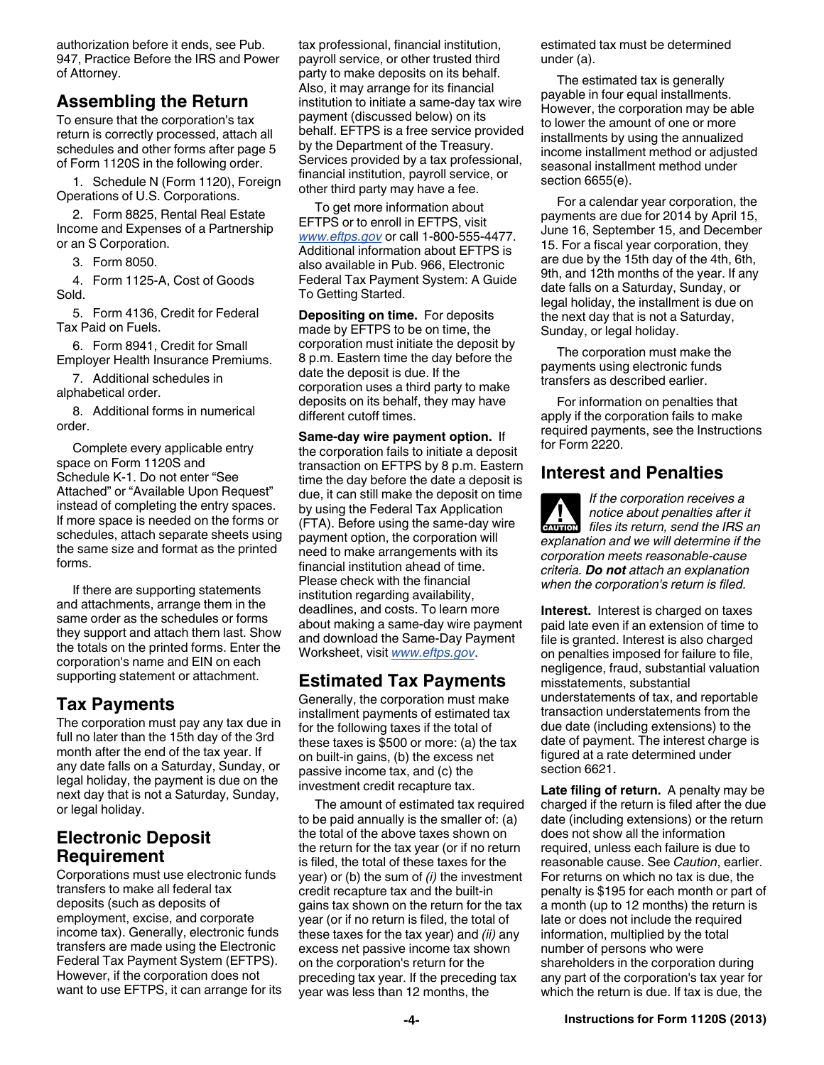authorization before it ends, see Pub. 947, Practice Before the IRS and Power of Attorney.

## Assembling the Return

To ensure that the corporation's tax return is correctly processed, attach all schedules and other forms after page 5 of Form 1120S in the following order.

1. Schedule N (Form 1120), Foreign Operations of U.S. Corporations.
2. Form 8825, Rental Real Estate Income and Expenses of a Partnership or an S Corporation.
3. Form 8050.
4. Form 1125-A, Cost of Goods Sold.
5. Form 4136, Credit for Federal Tax Paid on Fuels.
6. Form 8941, Credit for Small Employer Health Insurance Premiums.
7. Additional schedules in alphabetical order.
8. Additional forms in numerical order.

Complete every applicable entry space on Form 1120S and Schedule K-1. Do not enter "See Attached" or "Available Upon Request" instead of completing the entry spaces. If more space is needed on the forms or schedules, attach separate sheets using the same size and format as the printed forms.

If there are supporting statements and attachments, arrange them in the same order as the schedules or forms they support and attach them last. Show the totals on the printed forms. Enter the corporation's name and EIN on each supporting statement or attachment.

## Tax Payments

The corporation must pay any tax due in full no later than the 15th day of the 3rd month after the end of the tax year. If any date falls on a Saturday, Sunday, or legal holiday, the payment is due on the next day that is not a Saturday, Sunday, or legal holiday.

## Electronic Deposit Requirement

Corporations must use electronic funds transfers to make all federal tax deposits (such as deposits of employment, excise, and corporate income tax). Generally, electronic funds transfers are made using the Electronic Federal Tax Payment System (EFTPS). However, if the corporation does not want to use EFTPS, it can arrange for its tax professional, financial institution, payroll service, or other trusted third party to make deposits on its behalf. Also, it may arrange for its financial institution to initiate a same-day tax wire payment (discussed below) on its behalf. EFTPS is a free service provided by the Department of the Treasury. Services provided by a tax professional, financial institution, payroll service, or other third party may have a fee.

To get more information about EFTPS or to enroll in EFTPS, visit *www.eftps.gov* or call 1-800-555-4477. Additional information about EFTPS is also available in Pub. 966, Electronic Federal Tax Payment System: A Guide To Getting Started.

**Depositing on time.** For deposits made by EFTPS to be on time, the corporation must initiate the deposit by 8 p.m. Eastern time the day before the date the deposit is due. If the corporation uses a third party to make deposits on its behalf, they may have different cutoff times.

**Same-day wire payment option.** If the corporation fails to initiate a deposit transaction on EFTPS by 8 p.m. Eastern time the day before the date a deposit is due, it can still make the deposit on time by using the Federal Tax Application (FTA). Before using the same-day wire payment option, the corporation will need to make arrangements with its financial institution ahead of time. Please check with the financial institution regarding availability, deadlines, and costs. To learn more about making a same-day wire payment and download the Same-Day Payment Worksheet, visit *www.eftps.gov*.

## Estimated Tax Payments

Generally, the corporation must make installment payments of estimated tax for the following taxes if the total of these taxes is $500 or more: (a) the tax on built-in gains, (b) the excess net passive income tax, and (c) the investment credit recapture tax.

The amount of estimated tax required to be paid annually is the smaller of: (a) the total of the above taxes shown on the return for the tax year (or if no return is filed, the total of these taxes for the year) or (b) the sum of *(i)* the investment credit recapture tax and the built-in gains tax shown on the return for the tax year (or if no return is filed, the total of these taxes for the tax year) and *(ii)* any excess net passive income tax shown on the corporation's return for the preceding tax year. If the preceding tax year was less than 12 months, the estimated tax must be determined under (a).

The estimated tax is generally payable in four equal installments. However, the corporation may be able to lower the amount of one or more installments by using the annualized income installment method or adjusted seasonal installment method under section 6655(e).

For a calendar year corporation, the payments are due for 2014 by April 15, June 16, September 15, and December 15. For a fiscal year corporation, they are due by the 15th day of the 4th, 6th, 9th, and 12th months of the year. If any date falls on a Saturday, Sunday, or legal holiday, the installment is due on the next day that is not a Saturday, Sunday, or legal holiday.

The corporation must make the payments using electronic funds transfers as described earlier.

For information on penalties that apply if the corporation fails to make required payments, see the Instructions for Form 2220.

## Interest and Penalties

**CAUTION** *If the corporation receives a notice about penalties after it files its return, send the IRS an explanation and we will determine if the corporation meets reasonable-cause criteria.* ***Do not*** *attach an explanation when the corporation's return is filed.*

**Interest.** Interest is charged on taxes paid late even if an extension of time to file is granted. Interest is also charged on penalties imposed for failure to file, negligence, fraud, substantial valuation misstatements, substantial understatements of tax, and reportable transaction understatements from the due date (including extensions) to the date of payment. The interest charge is figured at a rate determined under section 6621.

**Late filing of return.** A penalty may be charged if the return is filed after the due date (including extensions) or the return does not show all the information required, unless each failure is due to reasonable cause. See *Caution*, earlier. For returns on which no tax is due, the penalty is $195 for each month or part of a month (up to 12 months) the return is late or does not include the required information, multiplied by the total number of persons who were shareholders in the corporation during any part of the corporation's tax year for which the return is due. If tax is due, the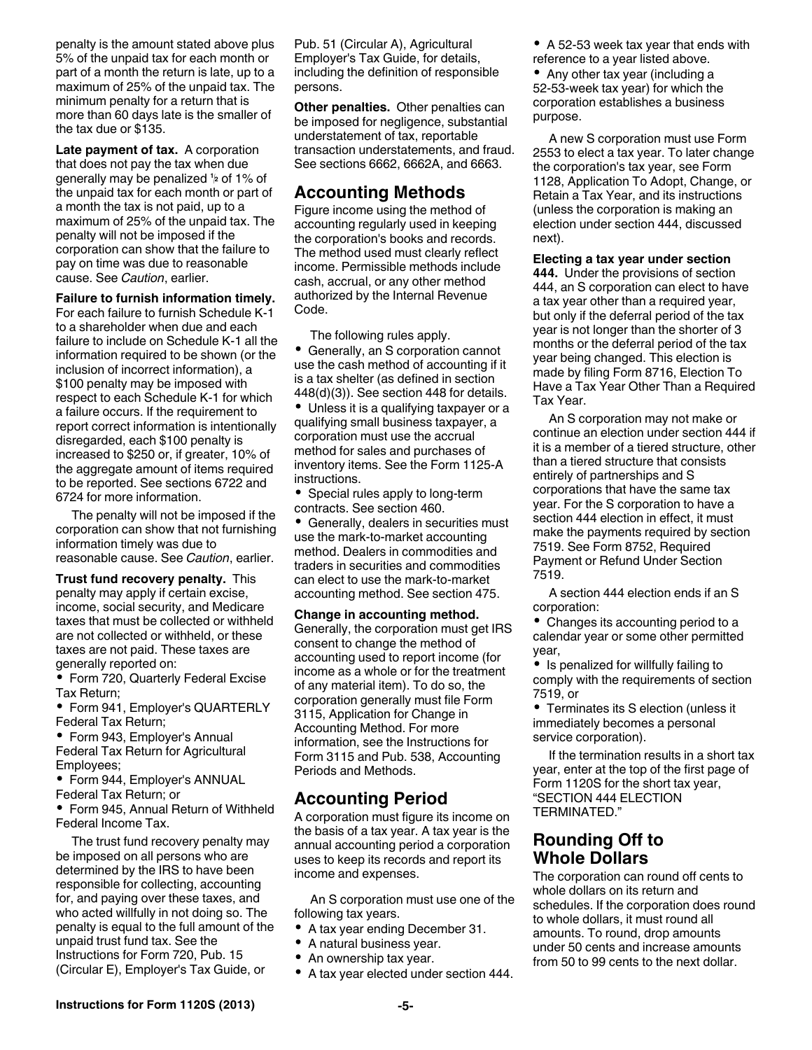penalty is the amount stated above plus 5% of the unpaid tax for each month or part of a month the return is late, up to a maximum of 25% of the unpaid tax. The minimum penalty for a return that is more than 60 days late is the smaller of the tax due or $135.

**Late payment of tax.** A corporation that does not pay the tax when due generally may be penalized ½ of 1% of the unpaid tax for each month or part of a month the tax is not paid, up to a maximum of 25% of the unpaid tax. The penalty will not be imposed if the corporation can show that the failure to pay on time was due to reasonable cause. See *Caution*, earlier.

**Failure to furnish information timely.** For each failure to furnish Schedule K-1 to a shareholder when due and each failure to include on Schedule K-1 all the information required to be shown (or the inclusion of incorrect information), a $100 penalty may be imposed with respect to each Schedule K-1 for which a failure occurs. If the requirement to report correct information is intentionally disregarded, each $100 penalty is increased to $250 or, if greater, 10% of the aggregate amount of items required to be reported. See sections 6722 and 6724 for more information.

The penalty will not be imposed if the corporation can show that not furnishing information timely was due to reasonable cause. See *Caution*, earlier.

**Trust fund recovery penalty.** This penalty may apply if certain excise, income, social security, and Medicare taxes that must be collected or withheld are not collected or withheld, or these taxes are not paid. These taxes are generally reported on:

- Form 720, Quarterly Federal Excise Tax Return;
- Form 941, Employer's QUARTERLY Federal Tax Return;
- Form 943, Employer's Annual Federal Tax Return for Agricultural Employees;
- Form 944, Employer's ANNUAL Federal Tax Return; or
- Form 945, Annual Return of Withheld Federal Income Tax.

The trust fund recovery penalty may be imposed on all persons who are determined by the IRS to have been responsible for collecting, accounting for, and paying over these taxes, and who acted willfully in not doing so. The penalty is equal to the full amount of the unpaid trust fund tax. See the Instructions for Form 720, Pub. 15 (Circular E), Employer's Tax Guide, or Pub. 51 (Circular A), Agricultural Employer's Tax Guide, for details, including the definition of responsible persons.

**Other penalties.** Other penalties can be imposed for negligence, substantial understatement of tax, reportable transaction understatements, and fraud. See sections 6662, 6662A, and 6663.

## Accounting Methods

Figure income using the method of accounting regularly used in keeping the corporation's books and records. The method used must clearly reflect income. Permissible methods include cash, accrual, or any other method authorized by the Internal Revenue Code.

The following rules apply.

- Generally, an S corporation cannot use the cash method of accounting if it is a tax shelter (as defined in section 448(d)(3)). See section 448 for details.
- Unless it is a qualifying taxpayer or a qualifying small business taxpayer, a corporation must use the accrual method for sales and purchases of inventory items. See the Form 1125-A instructions.
- Special rules apply to long-term contracts. See section 460.
- Generally, dealers in securities must use the mark-to-market accounting method. Dealers in commodities and traders in securities and commodities can elect to use the mark-to-market accounting method. See section 475.

**Change in accounting method.** Generally, the corporation must get IRS consent to change the method of accounting used to report income (for income as a whole or for the treatment of any material item). To do so, the corporation generally must file Form 3115, Application for Change in Accounting Method. For more information, see the Instructions for Form 3115 and Pub. 538, Accounting Periods and Methods.

## Accounting Period

A corporation must figure its income on the basis of a tax year. A tax year is the annual accounting period a corporation uses to keep its records and report its income and expenses.

An S corporation must use one of the following tax years.

- A tax year ending December 31.
- A natural business year.
- An ownership tax year.
- A tax year elected under section 444.
- A 52-53 week tax year that ends with reference to a year listed above.
- Any other tax year (including a 52-53-week tax year) for which the corporation establishes a business purpose.

A new S corporation must use Form 2553 to elect a tax year. To later change the corporation's tax year, see Form 1128, Application To Adopt, Change, or Retain a Tax Year, and its instructions (unless the corporation is making an election under section 444, discussed next).

**Electing a tax year under section 444.** Under the provisions of section 444, an S corporation can elect to have a tax year other than a required year, but only if the deferral period of the tax year is not longer than the shorter of 3 months or the deferral period of the tax year being changed. This election is made by filing Form 8716, Election To Have a Tax Year Other Than a Required Tax Year.

An S corporation may not make or continue an election under section 444 if it is a member of a tiered structure, other than a tiered structure that consists entirely of partnerships and S corporations that have the same tax year. For the S corporation to have a section 444 election in effect, it must make the payments required by section 7519. See Form 8752, Required Payment or Refund Under Section 7519.

A section 444 election ends if an S corporation:

- Changes its accounting period to a calendar year or some other permitted year,
- Is penalized for willfully failing to comply with the requirements of section 7519, or
- Terminates its S election (unless it immediately becomes a personal service corporation).

If the termination results in a short tax year, enter at the top of the first page of Form 1120S for the short tax year, "SECTION 444 ELECTION TERMINATED."

## Rounding Off to Whole Dollars

The corporation can round off cents to whole dollars on its return and schedules. If the corporation does round to whole dollars, it must round all amounts. To round, drop amounts under 50 cents and increase amounts from 50 to 99 cents to the next dollar.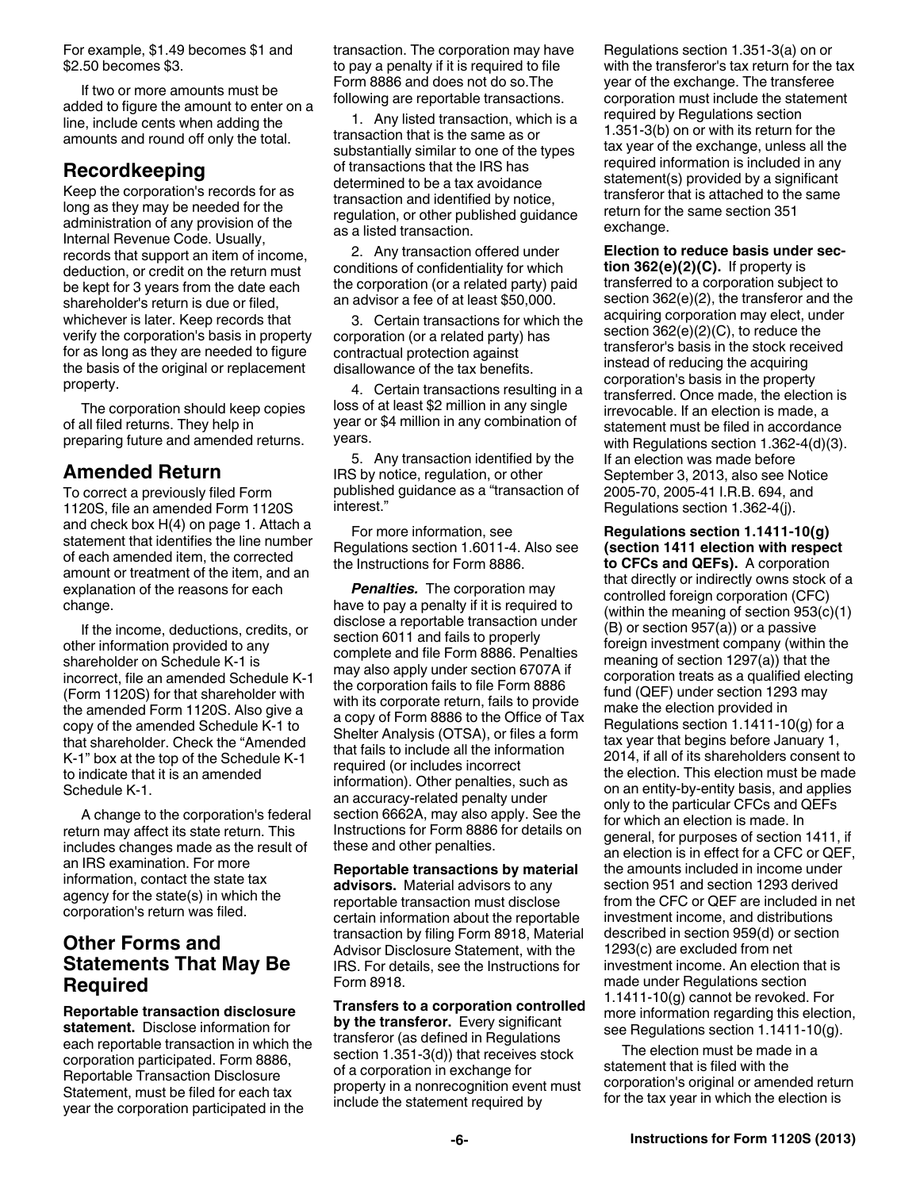For example, $1.49 becomes $1 and $2.50 becomes $3.

If two or more amounts must be added to figure the amount to enter on a line, include cents when adding the amounts and round off only the total.

## Recordkeeping

Keep the corporation's records for as long as they may be needed for the administration of any provision of the Internal Revenue Code. Usually, records that support an item of income, deduction, or credit on the return must be kept for 3 years from the date each shareholder's return is due or filed, whichever is later. Keep records that verify the corporation's basis in property for as long as they are needed to figure the basis of the original or replacement property.

The corporation should keep copies of all filed returns. They help in preparing future and amended returns.

## Amended Return

To correct a previously filed Form 1120S, file an amended Form 1120S and check box H(4) on page 1. Attach a statement that identifies the line number of each amended item, the corrected amount or treatment of the item, and an explanation of the reasons for each change.

If the income, deductions, credits, or other information provided to any shareholder on Schedule K-1 is incorrect, file an amended Schedule K-1 (Form 1120S) for that shareholder with the amended Form 1120S. Also give a copy of the amended Schedule K-1 to that shareholder. Check the "Amended K-1" box at the top of the Schedule K-1 to indicate that it is an amended Schedule K-1.

A change to the corporation's federal return may affect its state return. This includes changes made as the result of an IRS examination. For more information, contact the state tax agency for the state(s) in which the corporation's return was filed.

## Other Forms and Statements That May Be Required

**Reportable transaction disclosure statement.** Disclose information for each reportable transaction in which the corporation participated. Form 8886, Reportable Transaction Disclosure Statement, must be filed for each tax year the corporation participated in the transaction. The corporation may have to pay a penalty if it is required to file Form 8886 and does not do so.The following are reportable transactions.

1. Any listed transaction, which is a transaction that is the same as or substantially similar to one of the types of transactions that the IRS has determined to be a tax avoidance transaction and identified by notice, regulation, or other published guidance as a listed transaction.

2. Any transaction offered under conditions of confidentiality for which the corporation (or a related party) paid an advisor a fee of at least $50,000.

3. Certain transactions for which the corporation (or a related party) has contractual protection against disallowance of the tax benefits.

4. Certain transactions resulting in a loss of at least $2 million in any single year or $4 million in any combination of years.

5. Any transaction identified by the IRS by notice, regulation, or other published guidance as a "transaction of interest."

For more information, see Regulations section 1.6011-4. Also see the Instructions for Form 8886.

***Penalties.*** The corporation may have to pay a penalty if it is required to disclose a reportable transaction under section 6011 and fails to properly complete and file Form 8886. Penalties may also apply under section 6707A if the corporation fails to file Form 8886 with its corporate return, fails to provide a copy of Form 8886 to the Office of Tax Shelter Analysis (OTSA), or files a form that fails to include all the information required (or includes incorrect information). Other penalties, such as an accuracy-related penalty under section 6662A, may also apply. See the Instructions for Form 8886 for details on these and other penalties.

**Reportable transactions by material advisors.** Material advisors to any reportable transaction must disclose certain information about the reportable transaction by filing Form 8918, Material Advisor Disclosure Statement, with the IRS. For details, see the Instructions for Form 8918.

**Transfers to a corporation controlled by the transferor.** Every significant transferor (as defined in Regulations section 1.351-3(d)) that receives stock of a corporation in exchange for property in a nonrecognition event must include the statement required by Regulations section 1.351-3(a) on or with the transferor's tax return for the tax year of the exchange. The transferee corporation must include the statement required by Regulations section 1.351-3(b) on or with its return for the tax year of the exchange, unless all the required information is included in any statement(s) provided by a significant transferor that is attached to the same return for the same section 351 exchange.

**Election to reduce basis under section 362(e)(2)(C).** If property is transferred to a corporation subject to section 362(e)(2), the transferor and the acquiring corporation may elect, under section 362(e)(2)(C), to reduce the transferor's basis in the stock received instead of reducing the acquiring corporation's basis in the property transferred. Once made, the election is irrevocable. If an election is made, a statement must be filed in accordance with Regulations section 1.362-4(d)(3). If an election was made before September 3, 2013, also see Notice 2005-70, 2005-41 I.R.B. 694, and Regulations section 1.362-4(j).

**Regulations section 1.1411-10(g) (section 1411 election with respect to CFCs and QEFs).** A corporation that directly or indirectly owns stock of a controlled foreign corporation (CFC) (within the meaning of section 953(c)(1)(B) or section 957(a)) or a passive foreign investment company (within the meaning of section 1297(a)) that the corporation treats as a qualified electing fund (QEF) under section 1293 may make the election provided in Regulations section 1.1411-10(g) for a tax year that begins before January 1, 2014, if all of its shareholders consent to the election. This election must be made on an entity-by-entity basis, and applies only to the particular CFCs and QEFs for which an election is made. In general, for purposes of section 1411, if an election is in effect for a CFC or QEF, the amounts included in income under section 951 and section 1293 derived from the CFC or QEF are included in net investment income, and distributions described in section 959(d) or section 1293(c) are excluded from net investment income. An election that is made under Regulations section 1.1411-10(g) cannot be revoked. For more information regarding this election, see Regulations section 1.1411-10(g).

The election must be made in a statement that is filed with the corporation's original or amended return for the tax year in which the election is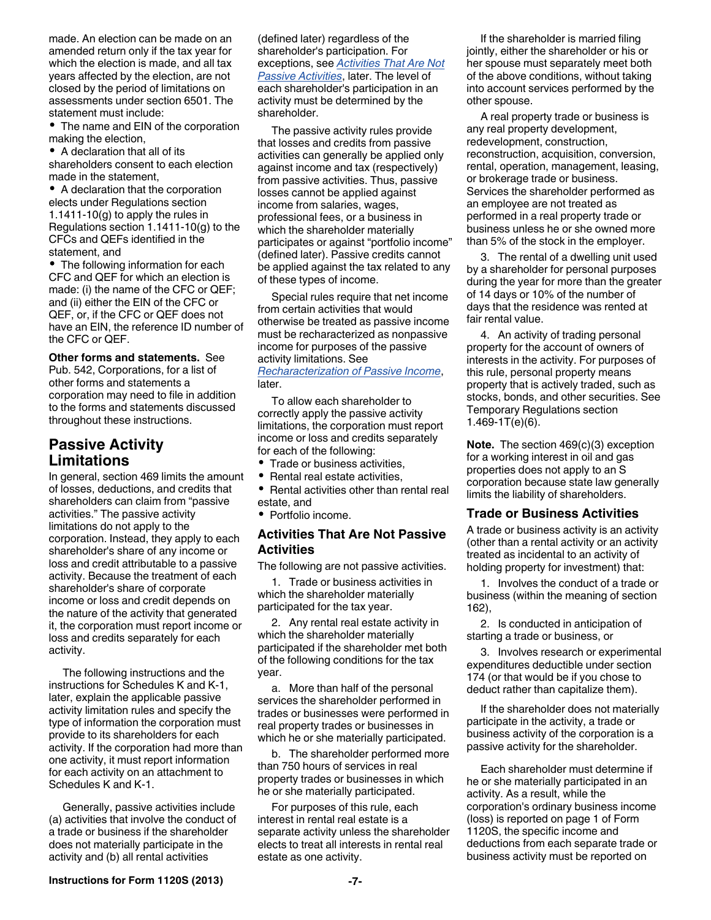made. An election can be made on an amended return only if the tax year for which the election is made, and all tax years affected by the election, are not closed by the period of limitations on assessments under section 6501. The statement must include:

- The name and EIN of the corporation making the election,
- A declaration that all of its shareholders consent to each election made in the statement,
- A declaration that the corporation elects under Regulations section 1.1411-10(g) to apply the rules in Regulations section 1.1411-10(g) to the CFCs and QEFs identified in the statement, and
- The following information for each CFC and QEF for which an election is made: (i) the name of the CFC or QEF; and (ii) either the EIN of the CFC or QEF, or, if the CFC or QEF does not have an EIN, the reference ID number of the CFC or QEF.

**Other forms and statements.** See Pub. 542, Corporations, for a list of other forms and statements a corporation may need to file in addition to the forms and statements discussed throughout these instructions.

## Passive Activity Limitations

In general, section 469 limits the amount of losses, deductions, and credits that shareholders can claim from “passive activities.” The passive activity limitations do not apply to the corporation. Instead, they apply to each shareholder's share of any income or loss and credit attributable to a passive activity. Because the treatment of each shareholder's share of corporate income or loss and credit depends on the nature of the activity that generated it, the corporation must report income or loss and credits separately for each activity.

The following instructions and the instructions for Schedules K and K-1, later, explain the applicable passive activity limitation rules and specify the type of information the corporation must provide to its shareholders for each activity. If the corporation had more than one activity, it must report information for each activity on an attachment to Schedules K and K-1.

Generally, passive activities include (a) activities that involve the conduct of a trade or business if the shareholder does not materially participate in the activity and (b) all rental activities (defined later) regardless of the shareholder's participation. For exceptions, see *Activities That Are Not Passive Activities*, later. The level of each shareholder's participation in an activity must be determined by the shareholder.

The passive activity rules provide that losses and credits from passive activities can generally be applied only against income and tax (respectively) from passive activities. Thus, passive losses cannot be applied against income from salaries, wages, professional fees, or a business in which the shareholder materially participates or against “portfolio income” (defined later). Passive credits cannot be applied against the tax related to any of these types of income.

Special rules require that net income from certain activities that would otherwise be treated as passive income must be recharacterized as nonpassive income for purposes of the passive activity limitations. See *Recharacterization of Passive Income*, later.

To allow each shareholder to correctly apply the passive activity limitations, the corporation must report income or loss and credits separately for each of the following:

- Trade or business activities,
- Rental real estate activities,
- Rental activities other than rental real estate, and
- Portfolio income.

### Activities That Are Not Passive Activities

The following are not passive activities.

1. Trade or business activities in which the shareholder materially participated for the tax year.

2. Any rental real estate activity in which the shareholder materially participated if the shareholder met both of the following conditions for the tax year.

a. More than half of the personal services the shareholder performed in trades or businesses were performed in real property trades or businesses in which he or she materially participated.

b. The shareholder performed more than 750 hours of services in real property trades or businesses in which he or she materially participated.

For purposes of this rule, each interest in rental real estate is a separate activity unless the shareholder elects to treat all interests in rental real estate as one activity.

If the shareholder is married filing jointly, either the shareholder or his or her spouse must separately meet both of the above conditions, without taking into account services performed by the other spouse.

A real property trade or business is any real property development, redevelopment, construction, reconstruction, acquisition, conversion, rental, operation, management, leasing, or brokerage trade or business. Services the shareholder performed as an employee are not treated as performed in a real property trade or business unless he or she owned more than 5% of the stock in the employer.

3. The rental of a dwelling unit used by a shareholder for personal purposes during the year for more than the greater of 14 days or 10% of the number of days that the residence was rented at fair rental value.

4. An activity of trading personal property for the account of owners of interests in the activity. For purposes of this rule, personal property means property that is actively traded, such as stocks, bonds, and other securities. See Temporary Regulations section 1.469-1T(e)(6).

**Note.** The section 469(c)(3) exception for a working interest in oil and gas properties does not apply to an S corporation because state law generally limits the liability of shareholders.

### Trade or Business Activities

A trade or business activity is an activity (other than a rental activity or an activity treated as incidental to an activity of holding property for investment) that:

1. Involves the conduct of a trade or business (within the meaning of section 162),

2. Is conducted in anticipation of starting a trade or business, or

3. Involves research or experimental expenditures deductible under section 174 (or that would be if you chose to deduct rather than capitalize them).

If the shareholder does not materially participate in the activity, a trade or business activity of the corporation is a passive activity for the shareholder.

Each shareholder must determine if he or she materially participated in an activity. As a result, while the corporation's ordinary business income (loss) is reported on page 1 of Form 1120S, the specific income and deductions from each separate trade or business activity must be reported on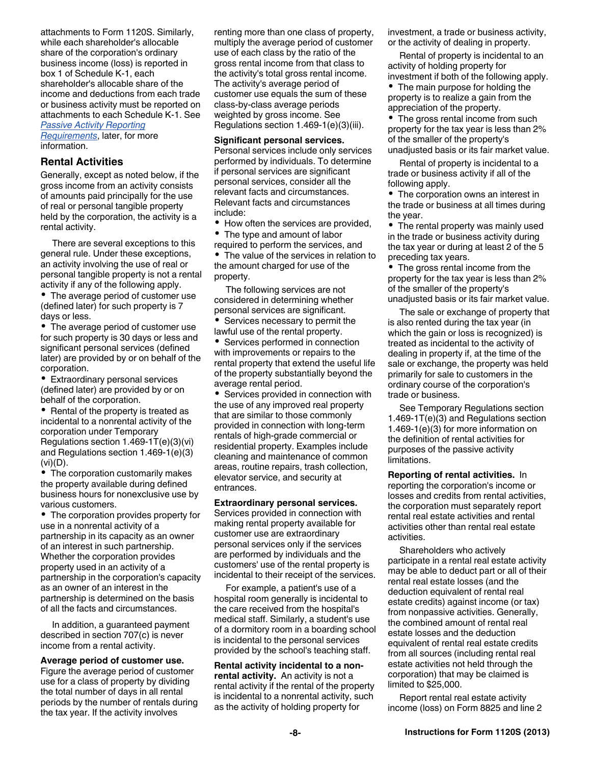attachments to Form 1120S. Similarly, while each shareholder's allocable share of the corporation's ordinary business income (loss) is reported in box 1 of Schedule K-1, each shareholder's allocable share of the income and deductions from each trade or business activity must be reported on attachments to each Schedule K-1. See *Passive Activity Reporting Requirements*, later, for more information.

## Rental Activities

Generally, except as noted below, if the gross income from an activity consists of amounts paid principally for the use of real or personal tangible property held by the corporation, the activity is a rental activity.

There are several exceptions to this general rule. Under these exceptions, an activity involving the use of real or personal tangible property is not a rental activity if any of the following apply.

- The average period of customer use (defined later) for such property is 7 days or less.
- The average period of customer use for such property is 30 days or less and significant personal services (defined later) are provided by or on behalf of the corporation.
- Extraordinary personal services (defined later) are provided by or on behalf of the corporation.
- Rental of the property is treated as incidental to a nonrental activity of the corporation under Temporary Regulations section 1.469-1T(e)(3)(vi) and Regulations section 1.469-1(e)(3)(vi)(D).
- The corporation customarily makes the property available during defined business hours for nonexclusive use by various customers.
- The corporation provides property for use in a nonrental activity of a partnership in its capacity as an owner of an interest in such partnership. Whether the corporation provides property used in an activity of a partnership in the corporation's capacity as an owner of an interest in the partnership is determined on the basis of all the facts and circumstances.

In addition, a guaranteed payment described in section 707(c) is never income from a rental activity.

**Average period of customer use.** Figure the average period of customer use for a class of property by dividing the total number of days in all rental periods by the number of rentals during the tax year. If the activity involves renting more than one class of property, multiply the average period of customer use of each class by the ratio of the gross rental income from that class to the activity's total gross rental income. The activity's average period of customer use equals the sum of these class-by-class average periods weighted by gross income. See Regulations section 1.469-1(e)(3)(iii).

**Significant personal services.** Personal services include only services performed by individuals. To determine if personal services are significant personal services, consider all the relevant facts and circumstances. Relevant facts and circumstances include:

- How often the services are provided,
- The type and amount of labor required to perform the services, and
- The value of the services in relation to the amount charged for use of the property.

The following services are not considered in determining whether personal services are significant.

- Services necessary to permit the lawful use of the rental property.
- Services performed in connection with improvements or repairs to the rental property that extend the useful life of the property substantially beyond the average rental period.
- Services provided in connection with the use of any improved real property that are similar to those commonly provided in connection with long-term rentals of high-grade commercial or residential property. Examples include cleaning and maintenance of common areas, routine repairs, trash collection, elevator service, and security at entrances.

**Extraordinary personal services.** Services provided in connection with making rental property available for customer use are extraordinary personal services only if the services are performed by individuals and the customers' use of the rental property is incidental to their receipt of the services.

For example, a patient's use of a hospital room generally is incidental to the care received from the hospital's medical staff. Similarly, a student's use of a dormitory room in a boarding school is incidental to the personal services provided by the school's teaching staff.

**Rental activity incidental to a nonrental activity.** An activity is not a rental activity if the rental of the property is incidental to a nonrental activity, such as the activity of holding property for investment, a trade or business activity, or the activity of dealing in property.

Rental of property is incidental to an activity of holding property for investment if both of the following apply.

- The main purpose for holding the property is to realize a gain from the appreciation of the property.
- The gross rental income from such property for the tax year is less than 2% of the smaller of the property's unadjusted basis or its fair market value.

Rental of property is incidental to a trade or business activity if all of the following apply.

- The corporation owns an interest in the trade or business at all times during the year.
- The rental property was mainly used in the trade or business activity during the tax year or during at least 2 of the 5 preceding tax years.
- The gross rental income from the property for the tax year is less than 2% of the smaller of the property's unadjusted basis or its fair market value.

The sale or exchange of property that is also rented during the tax year (in which the gain or loss is recognized) is treated as incidental to the activity of dealing in property if, at the time of the sale or exchange, the property was held primarily for sale to customers in the ordinary course of the corporation's trade or business.

See Temporary Regulations section 1.469-1T(e)(3) and Regulations section 1.469-1(e)(3) for more information on the definition of rental activities for purposes of the passive activity limitations.

**Reporting of rental activities.** In reporting the corporation's income or losses and credits from rental activities, the corporation must separately report rental real estate activities and rental activities other than rental real estate activities.

Shareholders who actively participate in a rental real estate activity may be able to deduct part or all of their rental real estate losses (and the deduction equivalent of rental real estate credits) against income (or tax) from nonpassive activities. Generally, the combined amount of rental real estate losses and the deduction equivalent of rental real estate credits from all sources (including rental real estate activities not held through the corporation) that may be claimed is limited to $25,000.

Report rental real estate activity income (loss) on Form 8825 and line 2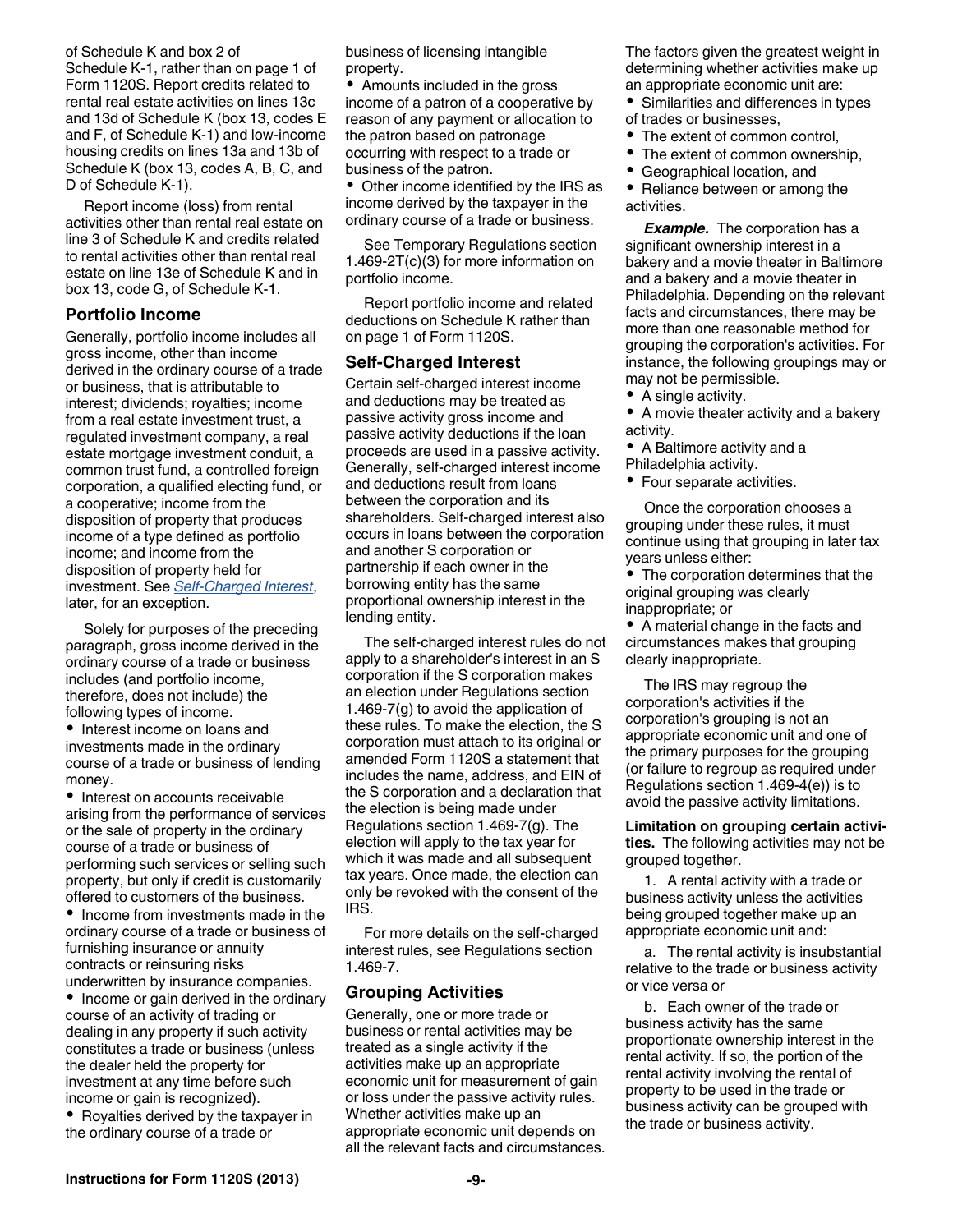of Schedule K and box 2 of Schedule K-1, rather than on page 1 of Form 1120S. Report credits related to rental real estate activities on lines 13c and 13d of Schedule K (box 13, codes E and F, of Schedule K-1) and low-income housing credits on lines 13a and 13b of Schedule K (box 13, codes A, B, C, and D of Schedule K-1).

Report income (loss) from rental activities other than rental real estate on line 3 of Schedule K and credits related to rental activities other than rental real estate on line 13e of Schedule K and in box 13, code G, of Schedule K-1.

## Portfolio Income

Generally, portfolio income includes all gross income, other than income derived in the ordinary course of a trade or business, that is attributable to interest; dividends; royalties; income from a real estate investment trust, a regulated investment company, a real estate mortgage investment conduit, a common trust fund, a controlled foreign corporation, a qualified electing fund, or a cooperative; income from the disposition of property that produces income of a type defined as portfolio income; and income from the disposition of property held for investment. See *Self-Charged Interest*, later, for an exception.

Solely for purposes of the preceding paragraph, gross income derived in the ordinary course of a trade or business includes (and portfolio income, therefore, does not include) the following types of income.

- Interest income on loans and investments made in the ordinary course of a trade or business of lending money.
- Interest on accounts receivable arising from the performance of services or the sale of property in the ordinary course of a trade or business of performing such services or selling such property, but only if credit is customarily offered to customers of the business.
- Income from investments made in the ordinary course of a trade or business of furnishing insurance or annuity contracts or reinsuring risks underwritten by insurance companies.
- Income or gain derived in the ordinary course of an activity of trading or dealing in any property if such activity constitutes a trade or business (unless the dealer held the property for investment at any time before such income or gain is recognized).
- Royalties derived by the taxpayer in the ordinary course of a trade or business of licensing intangible property.
- Amounts included in the gross income of a patron of a cooperative by reason of any payment or allocation to the patron based on patronage occurring with respect to a trade or business of the patron.
- Other income identified by the IRS as income derived by the taxpayer in the ordinary course of a trade or business.

See Temporary Regulations section 1.469-2T(c)(3) for more information on portfolio income.

Report portfolio income and related deductions on Schedule K rather than on page 1 of Form 1120S.

## Self-Charged Interest

Certain self-charged interest income and deductions may be treated as passive activity gross income and passive activity deductions if the loan proceeds are used in a passive activity. Generally, self-charged interest income and deductions result from loans between the corporation and its shareholders. Self-charged interest also occurs in loans between the corporation and another S corporation or partnership if each owner in the borrowing entity has the same proportional ownership interest in the lending entity.

The self-charged interest rules do not apply to a shareholder's interest in an S corporation if the S corporation makes an election under Regulations section 1.469-7(g) to avoid the application of these rules. To make the election, the S corporation must attach to its original or amended Form 1120S a statement that includes the name, address, and EIN of the S corporation and a declaration that the election is being made under Regulations section 1.469-7(g). The election will apply to the tax year for which it was made and all subsequent tax years. Once made, the election can only be revoked with the consent of the IRS.

For more details on the self-charged interest rules, see Regulations section 1.469-7.

## Grouping Activities

Generally, one or more trade or business or rental activities may be treated as a single activity if the activities make up an appropriate economic unit for measurement of gain or loss under the passive activity rules. Whether activities make up an appropriate economic unit depends on all the relevant facts and circumstances. The factors given the greatest weight in determining whether activities make up an appropriate economic unit are:

- Similarities and differences in types of trades or businesses,
- The extent of common control,
- The extent of common ownership,
- Geographical location, and
- Reliance between or among the activities.

***Example.*** The corporation has a significant ownership interest in a bakery and a movie theater in Baltimore and a bakery and a movie theater in Philadelphia. Depending on the relevant facts and circumstances, there may be more than one reasonable method for grouping the corporation's activities. For instance, the following groupings may or may not be permissible.

- A single activity.
- A movie theater activity and a bakery activity.
- A Baltimore activity and a Philadelphia activity.
- Four separate activities.

Once the corporation chooses a grouping under these rules, it must continue using that grouping in later tax years unless either:

- The corporation determines that the original grouping was clearly inappropriate; or
- A material change in the facts and circumstances makes that grouping clearly inappropriate.

The IRS may regroup the corporation's activities if the corporation's grouping is not an appropriate economic unit and one of the primary purposes for the grouping (or failure to regroup as required under Regulations section 1.469-4(e)) is to avoid the passive activity limitations.

**Limitation on grouping certain activities.** The following activities may not be grouped together.

1. A rental activity with a trade or business activity unless the activities being grouped together make up an appropriate economic unit and:

   a. The rental activity is insubstantial relative to the trade or business activity or vice versa or

   b. Each owner of the trade or business activity has the same proportionate ownership interest in the rental activity. If so, the portion of the rental activity involving the rental of property to be used in the trade or business activity can be grouped with the trade or business activity.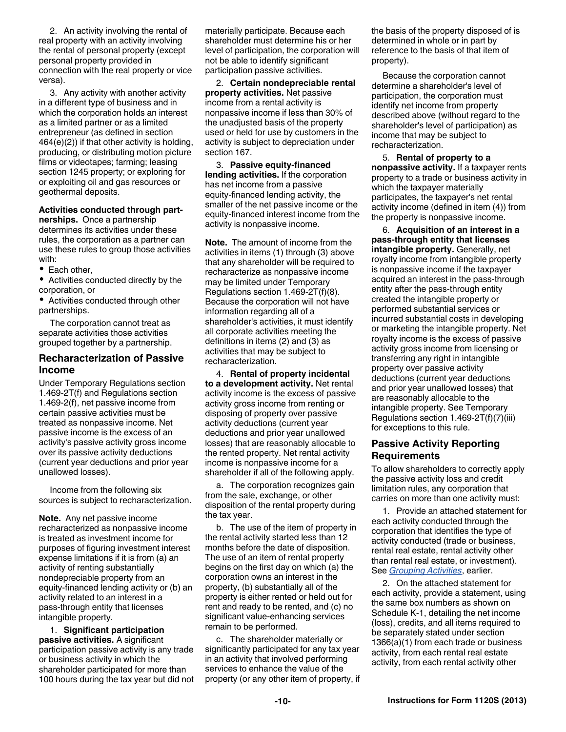2. An activity involving the rental of real property with an activity involving the rental of personal property (except personal property provided in connection with the real property or vice versa).

3. Any activity with another activity in a different type of business and in which the corporation holds an interest as a limited partner or as a limited entrepreneur (as defined in section 464(e)(2)) if that other activity is holding, producing, or distributing motion picture films or videotapes; farming; leasing section 1245 property; or exploring for or exploiting oil and gas resources or geothermal deposits.

**Activities conducted through partnerships.** Once a partnership determines its activities under these rules, the corporation as a partner can use these rules to group those activities with:

- Each other,
- Activities conducted directly by the corporation, or
- Activities conducted through other partnerships.

The corporation cannot treat as separate activities those activities grouped together by a partnership.

## Recharacterization of Passive Income

Under Temporary Regulations section 1.469-2T(f) and Regulations section 1.469-2(f), net passive income from certain passive activities must be treated as nonpassive income. Net passive income is the excess of an activity's passive activity gross income over its passive activity deductions (current year deductions and prior year unallowed losses).

Income from the following six sources is subject to recharacterization.

**Note.** Any net passive income recharacterized as nonpassive income is treated as investment income for purposes of figuring investment interest expense limitations if it is from (a) an activity of renting substantially nondepreciable property from an equity-financed lending activity or (b) an activity related to an interest in a pass-through entity that licenses intangible property.

1. **Significant participation passive activities.** A significant participation passive activity is any trade or business activity in which the shareholder participated for more than 100 hours during the tax year but did not materially participate. Because each shareholder must determine his or her level of participation, the corporation will not be able to identify significant participation passive activities.

2. **Certain nondepreciable rental property activities.** Net passive income from a rental activity is nonpassive income if less than 30% of the unadjusted basis of the property used or held for use by customers in the activity is subject to depreciation under section 167.

3. **Passive equity-financed lending activities.** If the corporation has net income from a passive equity-financed lending activity, the smaller of the net passive income or the equity-financed interest income from the activity is nonpassive income.

**Note.** The amount of income from the activities in items (1) through (3) above that any shareholder will be required to recharacterize as nonpassive income may be limited under Temporary Regulations section 1.469-2T(f)(8). Because the corporation will not have information regarding all of a shareholder's activities, it must identify all corporate activities meeting the definitions in items (2) and (3) as activities that may be subject to recharacterization.

4. **Rental of property incidental to a development activity.** Net rental activity income is the excess of passive activity gross income from renting or disposing of property over passive activity deductions (current year deductions and prior year unallowed losses) that are reasonably allocable to the rented property. Net rental activity income is nonpassive income for a shareholder if all of the following apply.

a. The corporation recognizes gain from the sale, exchange, or other disposition of the rental property during the tax year.

b. The use of the item of property in the rental activity started less than 12 months before the date of disposition. The use of an item of rental property begins on the first day on which (a) the corporation owns an interest in the property, (b) substantially all of the property is either rented or held out for rent and ready to be rented, and (c) no significant value-enhancing services remain to be performed.

c. The shareholder materially or significantly participated for any tax year in an activity that involved performing services to enhance the value of the property (or any other item of property, if the basis of the property disposed of is determined in whole or in part by reference to the basis of that item of property).

Because the corporation cannot determine a shareholder's level of participation, the corporation must identify net income from property described above (without regard to the shareholder's level of participation) as income that may be subject to recharacterization.

5. **Rental of property to a nonpassive activity.** If a taxpayer rents property to a trade or business activity in which the taxpayer materially participates, the taxpayer's net rental activity income (defined in item (4)) from the property is nonpassive income.

6. **Acquisition of an interest in a pass-through entity that licenses intangible property.** Generally, net royalty income from intangible property is nonpassive income if the taxpayer acquired an interest in the pass-through entity after the pass-through entity created the intangible property or performed substantial services or incurred substantial costs in developing or marketing the intangible property. Net royalty income is the excess of passive activity gross income from licensing or transferring any right in intangible property over passive activity deductions (current year deductions and prior year unallowed losses) that are reasonably allocable to the intangible property. See Temporary Regulations section 1.469-2T(f)(7)(iii) for exceptions to this rule.

## Passive Activity Reporting Requirements

To allow shareholders to correctly apply the passive activity loss and credit limitation rules, any corporation that carries on more than one activity must:

1. Provide an attached statement for each activity conducted through the corporation that identifies the type of activity conducted (trade or business, rental real estate, rental activity other than rental real estate, or investment). See *Grouping Activities*, earlier.

2. On the attached statement for each activity, provide a statement, using the same box numbers as shown on Schedule K-1, detailing the net income (loss), credits, and all items required to be separately stated under section 1366(a)(1) from each trade or business activity, from each rental real estate activity, from each rental activity other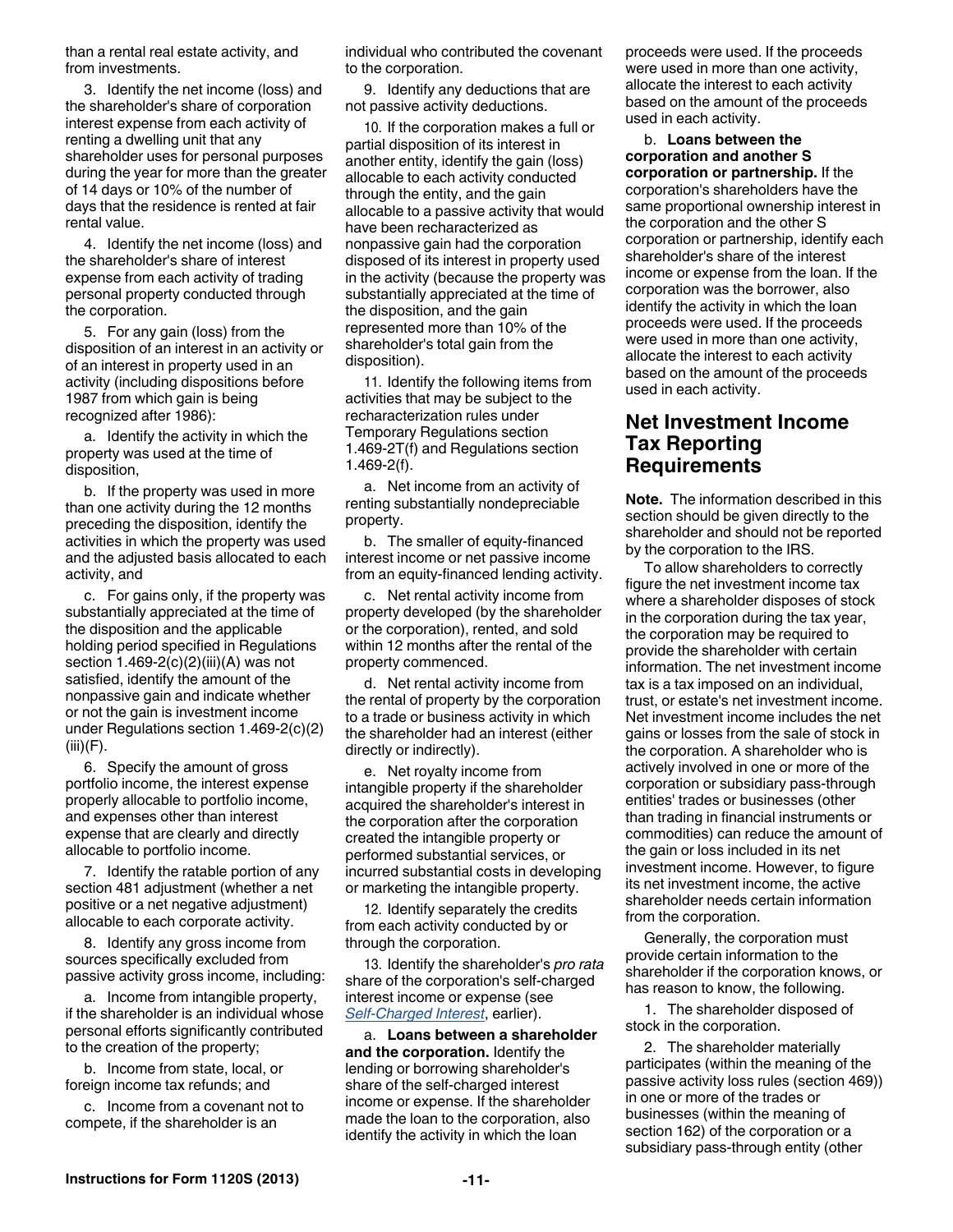than a rental real estate activity, and from investments.

3. Identify the net income (loss) and the shareholder's share of corporation interest expense from each activity of renting a dwelling unit that any shareholder uses for personal purposes during the year for more than the greater of 14 days or 10% of the number of days that the residence is rented at fair rental value.

4. Identify the net income (loss) and the shareholder's share of interest expense from each activity of trading personal property conducted through the corporation.

5. For any gain (loss) from the disposition of an interest in an activity or of an interest in property used in an activity (including dispositions before 1987 from which gain is being recognized after 1986):

a. Identify the activity in which the property was used at the time of disposition,

b. If the property was used in more than one activity during the 12 months preceding the disposition, identify the activities in which the property was used and the adjusted basis allocated to each activity, and

c. For gains only, if the property was substantially appreciated at the time of the disposition and the applicable holding period specified in Regulations section 1.469-2(c)(2)(iii)(A) was not satisfied, identify the amount of the nonpassive gain and indicate whether or not the gain is investment income under Regulations section 1.469-2(c)(2)(iii)(F).

6. Specify the amount of gross portfolio income, the interest expense properly allocable to portfolio income, and expenses other than interest expense that are clearly and directly allocable to portfolio income.

7. Identify the ratable portion of any section 481 adjustment (whether a net positive or a net negative adjustment) allocable to each corporate activity.

8. Identify any gross income from sources specifically excluded from passive activity gross income, including:

a. Income from intangible property, if the shareholder is an individual whose personal efforts significantly contributed to the creation of the property;

b. Income from state, local, or foreign income tax refunds; and

c. Income from a covenant not to compete, if the shareholder is an individual who contributed the covenant to the corporation.

9. Identify any deductions that are not passive activity deductions.

10. If the corporation makes a full or partial disposition of its interest in another entity, identify the gain (loss) allocable to each activity conducted through the entity, and the gain allocable to a passive activity that would have been recharacterized as nonpassive gain had the corporation disposed of its interest in property used in the activity (because the property was substantially appreciated at the time of the disposition, and the gain represented more than 10% of the shareholder's total gain from the disposition).

11. Identify the following items from activities that may be subject to the recharacterization rules under Temporary Regulations section 1.469-2T(f) and Regulations section 1.469-2(f).

a. Net income from an activity of renting substantially nondepreciable property.

b. The smaller of equity-financed interest income or net passive income from an equity-financed lending activity.

c. Net rental activity income from property developed (by the shareholder or the corporation), rented, and sold within 12 months after the rental of the property commenced.

d. Net rental activity income from the rental of property by the corporation to a trade or business activity in which the shareholder had an interest (either directly or indirectly).

e. Net royalty income from intangible property if the shareholder acquired the shareholder's interest in the corporation after the corporation created the intangible property or performed substantial services, or incurred substantial costs in developing or marketing the intangible property.

12. Identify separately the credits from each activity conducted by or through the corporation.

13. Identify the shareholder's *pro rata* share of the corporation's self-charged interest income or expense (see *Self-Charged Interest*, earlier).

a. **Loans between a shareholder and the corporation.** Identify the lending or borrowing shareholder's share of the self-charged interest income or expense. If the shareholder made the loan to the corporation, also identify the activity in which the loan proceeds were used. If the proceeds were used in more than one activity, allocate the interest to each activity based on the amount of the proceeds used in each activity.

b. **Loans between the corporation and another S corporation or partnership.** If the corporation's shareholders have the same proportional ownership interest in the corporation and the other S corporation or partnership, identify each shareholder's share of the interest income or expense from the loan. If the corporation was the borrower, also identify the activity in which the loan proceeds were used. If the proceeds were used in more than one activity, allocate the interest to each activity based on the amount of the proceeds used in each activity.

## Net Investment Income Tax Reporting Requirements

**Note.** The information described in this section should be given directly to the shareholder and should not be reported by the corporation to the IRS.

To allow shareholders to correctly figure the net investment income tax where a shareholder disposes of stock in the corporation during the tax year, the corporation may be required to provide the shareholder with certain information. The net investment income tax is a tax imposed on an individual, trust, or estate's net investment income. Net investment income includes the net gains or losses from the sale of stock in the corporation. A shareholder who is actively involved in one or more of the corporation or subsidiary pass-through entities' trades or businesses (other than trading in financial instruments or commodities) can reduce the amount of the gain or loss included in its net investment income. However, to figure its net investment income, the active shareholder needs certain information from the corporation.

Generally, the corporation must provide certain information to the shareholder if the corporation knows, or has reason to know, the following.

1. The shareholder disposed of stock in the corporation.

2. The shareholder materially participates (within the meaning of the passive activity loss rules (section 469)) in one or more of the trades or businesses (within the meaning of section 162) of the corporation or a subsidiary pass-through entity (other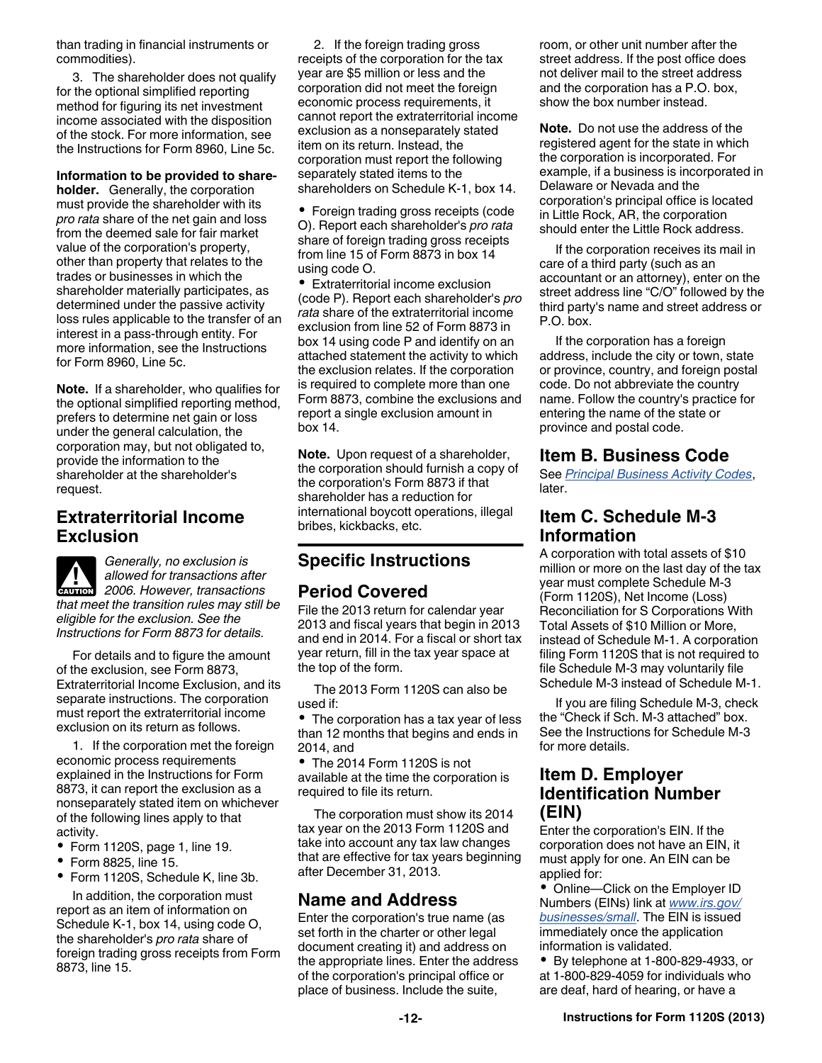than trading in financial instruments or commodities).

3. The shareholder does not qualify for the optional simplified reporting method for figuring its net investment income associated with the disposition of the stock. For more information, see the Instructions for Form 8960, Line 5c.

**Information to be provided to shareholder.** Generally, the corporation must provide the shareholder with its *pro rata* share of the net gain and loss from the deemed sale for fair market value of the corporation's property, other than property that relates to the trades or businesses in which the shareholder materially participates, as determined under the passive activity loss rules applicable to the transfer of an interest in a pass-through entity. For more information, see the Instructions for Form 8960, Line 5c.

**Note.** If a shareholder, who qualifies for the optional simplified reporting method, prefers to determine net gain or loss under the general calculation, the corporation may, but not obligated to, provide the information to the shareholder at the shareholder's request.

## Extraterritorial Income Exclusion

CAUTION: *Generally, no exclusion is allowed for transactions after 2006. However, transactions that meet the transition rules may still be eligible for the exclusion. See the Instructions for Form 8873 for details.*

For details and to figure the amount of the exclusion, see Form 8873, Extraterritorial Income Exclusion, and its separate instructions. The corporation must report the extraterritorial income exclusion on its return as follows.

1. If the corporation met the foreign economic process requirements explained in the Instructions for Form 8873, it can report the exclusion as a nonseparately stated item on whichever of the following lines apply to that activity.

- Form 1120S, page 1, line 19.
- Form 8825, line 15.
- Form 1120S, Schedule K, line 3b.

In addition, the corporation must report as an item of information on Schedule K-1, box 14, using code O, the shareholder's *pro rata* share of foreign trading gross receipts from Form 8873, line 15.

2. If the foreign trading gross receipts of the corporation for the tax year are $5 million or less and the corporation did not meet the foreign economic process requirements, it cannot report the extraterritorial income exclusion as a nonseparately stated item on its return. Instead, the corporation must report the following separately stated items to the shareholders on Schedule K-1, box 14.

- Foreign trading gross receipts (code O). Report each shareholder's *pro rata* share of foreign trading gross receipts from line 15 of Form 8873 in box 14 using code O.
- Extraterritorial income exclusion (code P). Report each shareholder's *pro rata* share of the extraterritorial income exclusion from line 52 of Form 8873 in box 14 using code P and identify on an attached statement the activity to which the exclusion relates. If the corporation is required to complete more than one Form 8873, combine the exclusions and report a single exclusion amount in box 14.

**Note.** Upon request of a shareholder, the corporation should furnish a copy of the corporation's Form 8873 if that shareholder has a reduction for international boycott operations, illegal bribes, kickbacks, etc.

# Specific Instructions

## Period Covered

File the 2013 return for calendar year 2013 and fiscal years that begin in 2013 and end in 2014. For a fiscal or short tax year return, fill in the tax year space at the top of the form.

The 2013 Form 1120S can also be used if:

- The corporation has a tax year of less than 12 months that begins and ends in 2014, and
- The 2014 Form 1120S is not available at the time the corporation is required to file its return.

The corporation must show its 2014 tax year on the 2013 Form 1120S and take into account any tax law changes that are effective for tax years beginning after December 31, 2013.

## Name and Address

Enter the corporation's true name (as set forth in the charter or other legal document creating it) and address on the appropriate lines. Enter the address of the corporation's principal office or place of business. Include the suite, room, or other unit number after the street address. If the post office does not deliver mail to the street address and the corporation has a P.O. box, show the box number instead.

**Note.** Do not use the address of the registered agent for the state in which the corporation is incorporated. For example, if a business is incorporated in Delaware or Nevada and the corporation's principal office is located in Little Rock, AR, the corporation should enter the Little Rock address.

If the corporation receives its mail in care of a third party (such as an accountant or an attorney), enter on the street address line "C/O" followed by the third party's name and street address or P.O. box.

If the corporation has a foreign address, include the city or town, state or province, country, and foreign postal code. Do not abbreviate the country name. Follow the country's practice for entering the name of the state or province and postal code.

## Item B. Business Code

See *Principal Business Activity Codes*, later.

## Item C. Schedule M-3 Information

A corporation with total assets of $10 million or more on the last day of the tax year must complete Schedule M-3 (Form 1120S), Net Income (Loss) Reconciliation for S Corporations With Total Assets of $10 Million or More, instead of Schedule M-1. A corporation filing Form 1120S that is not required to file Schedule M-3 may voluntarily file Schedule M-3 instead of Schedule M-1.

If you are filing Schedule M-3, check the "Check if Sch. M-3 attached" box. See the Instructions for Schedule M-3 for more details.

## Item D. Employer Identification Number (EIN)

Enter the corporation's EIN. If the corporation does not have an EIN, it must apply for one. An EIN can be applied for:

- Online—Click on the Employer ID Numbers (EINs) link at *www.irs.gov/businesses/small*. The EIN is issued immediately once the application information is validated.
- By telephone at 1-800-829-4933, or at 1-800-829-4059 for individuals who are deaf, hard of hearing, or have a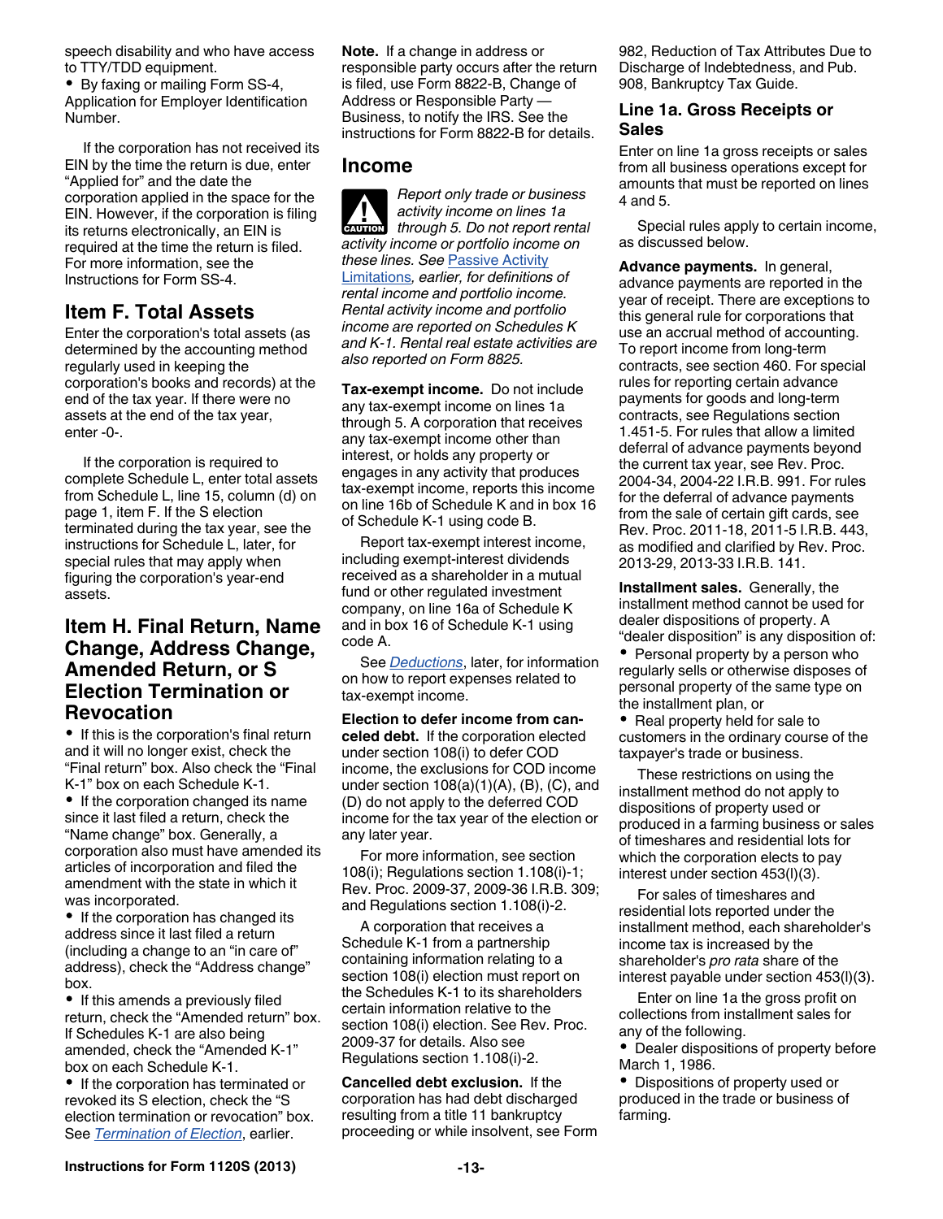speech disability and who have access to TTY/TDD equipment.

- By faxing or mailing Form SS-4, Application for Employer Identification Number.

If the corporation has not received its EIN by the time the return is due, enter "Applied for" and the date the corporation applied in the space for the EIN. However, if the corporation is filing its returns electronically, an EIN is required at the time the return is filed. For more information, see the Instructions for Form SS-4.

## Item F. Total Assets

Enter the corporation's total assets (as determined by the accounting method regularly used in keeping the corporation's books and records) at the end of the tax year. If there were no assets at the end of the tax year, enter -0-.

If the corporation is required to complete Schedule L, enter total assets from Schedule L, line 15, column (d) on page 1, item F. If the S election terminated during the tax year, see the instructions for Schedule L, later, for special rules that may apply when figuring the corporation's year-end assets.

## Item H. Final Return, Name Change, Address Change, Amended Return, or S Election Termination or Revocation

- If this is the corporation's final return and it will no longer exist, check the "Final return" box. Also check the "Final K-1" box on each Schedule K-1.
- If the corporation changed its name since it last filed a return, check the "Name change" box. Generally, a corporation also must have amended its articles of incorporation and filed the amendment with the state in which it was incorporated.
- If the corporation has changed its address since it last filed a return (including a change to an "in care of" address), check the "Address change" box.
- If this amends a previously filed return, check the "Amended return" box. If Schedules K-1 are also being amended, check the "Amended K-1" box on each Schedule K-1.
- If the corporation has terminated or revoked its S election, check the "S election termination or revocation" box. See *Termination of Election*, earlier.

**Note.** If a change in address or responsible party occurs after the return is filed, use Form 8822-B, Change of Address or Responsible Party — Business, to notify the IRS. See the instructions for Form 8822-B for details.

## Income

*CAUTION: Report only trade or business activity income on lines 1a through 5. Do not report rental activity income or portfolio income on these lines. See Passive Activity Limitations, earlier, for definitions of rental income and portfolio income. Rental activity income and portfolio income are reported on Schedules K and K-1. Rental real estate activities are also reported on Form 8825.*

**Tax-exempt income.** Do not include any tax-exempt income on lines 1a through 5. A corporation that receives any tax-exempt income other than interest, or holds any property or engages in any activity that produces tax-exempt income, reports this income on line 16b of Schedule K and in box 16 of Schedule K-1 using code B.

Report tax-exempt interest income, including exempt-interest dividends received as a shareholder in a mutual fund or other regulated investment company, on line 16a of Schedule K and in box 16 of Schedule K-1 using code A.

See *Deductions*, later, for information on how to report expenses related to tax-exempt income.

**Election to defer income from canceled debt.** If the corporation elected under section 108(i) to defer COD income, the exclusions for COD income under section 108(a)(1)(A), (B), (C), and (D) do not apply to the deferred COD income for the tax year of the election or any later year.

For more information, see section 108(i); Regulations section 1.108(i)-1; Rev. Proc. 2009-37, 2009-36 I.R.B. 309; and Regulations section 1.108(i)-2.

A corporation that receives a Schedule K-1 from a partnership containing information relating to a section 108(i) election must report on the Schedules K-1 to its shareholders certain information relative to the section 108(i) election. See Rev. Proc. 2009-37 for details. Also see Regulations section 1.108(i)-2.

**Cancelled debt exclusion.** If the corporation has had debt discharged resulting from a title 11 bankruptcy proceeding or while insolvent, see Form 982, Reduction of Tax Attributes Due to Discharge of Indebtedness, and Pub. 908, Bankruptcy Tax Guide.

### Line 1a. Gross Receipts or Sales

Enter on line 1a gross receipts or sales from all business operations except for amounts that must be reported on lines 4 and 5.

Special rules apply to certain income, as discussed below.

**Advance payments.** In general, advance payments are reported in the year of receipt. There are exceptions to this general rule for corporations that use an accrual method of accounting. To report income from long-term contracts, see section 460. For special rules for reporting certain advance payments for goods and long-term contracts, see Regulations section 1.451-5. For rules that allow a limited deferral of advance payments beyond the current tax year, see Rev. Proc. 2004-34, 2004-22 I.R.B. 991. For rules for the deferral of advance payments from the sale of certain gift cards, see Rev. Proc. 2011-18, 2011-5 I.R.B. 443, as modified and clarified by Rev. Proc. 2013-29, 2013-33 I.R.B. 141.

**Installment sales.** Generally, the installment method cannot be used for dealer dispositions of property. A "dealer disposition" is any disposition of:

- Personal property by a person who regularly sells or otherwise disposes of personal property of the same type on the installment plan, or
- Real property held for sale to customers in the ordinary course of the taxpayer's trade or business.

These restrictions on using the installment method do not apply to dispositions of property used or produced in a farming business or sales of timeshares and residential lots for which the corporation elects to pay interest under section 453(l)(3).

For sales of timeshares and residential lots reported under the installment method, each shareholder's income tax is increased by the shareholder's *pro rata* share of the interest payable under section 453(l)(3).

Enter on line 1a the gross profit on collections from installment sales for any of the following.

- Dealer dispositions of property before March 1, 1986.
- Dispositions of property used or produced in the trade or business of farming.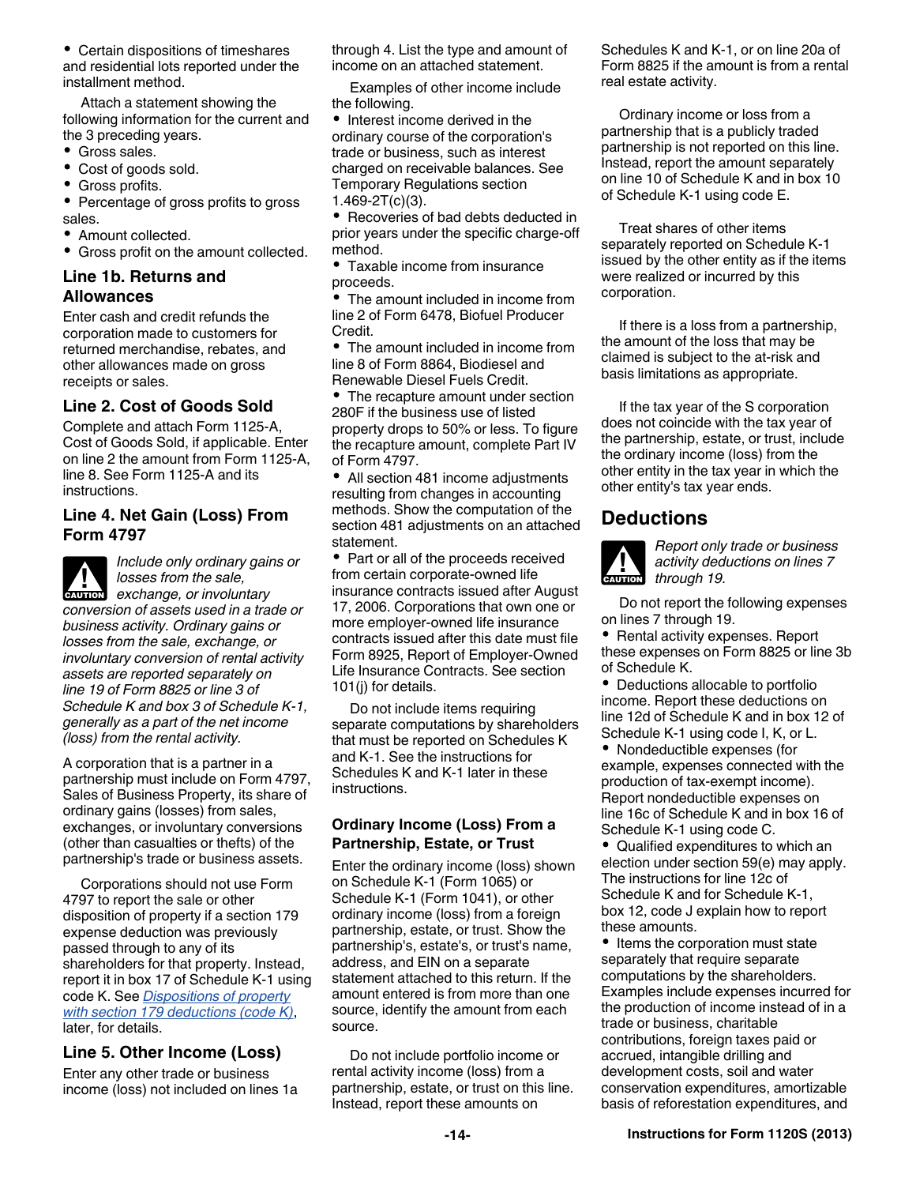- Certain dispositions of timeshares and residential lots reported under the installment method.

Attach a statement showing the following information for the current and the 3 preceding years.

- Gross sales.
- Cost of goods sold.
- Gross profits.
- Percentage of gross profits to gross sales.
- Amount collected.
- Gross profit on the amount collected.

### Line 1b. Returns and Allowances

Enter cash and credit refunds the corporation made to customers for returned merchandise, rebates, and other allowances made on gross receipts or sales.

### Line 2. Cost of Goods Sold

Complete and attach Form 1125-A, Cost of Goods Sold, if applicable. Enter on line 2 the amount from Form 1125-A, line 8. See Form 1125-A and its instructions.

### Line 4. Net Gain (Loss) From Form 4797

CAUTION: *Include only ordinary gains or losses from the sale, exchange, or involuntary conversion of assets used in a trade or business activity. Ordinary gains or losses from the sale, exchange, or involuntary conversion of rental activity assets are reported separately on line 19 of Form 8825 or line 3 of Schedule K and box 3 of Schedule K-1, generally as a part of the net income (loss) from the rental activity.*

A corporation that is a partner in a partnership must include on Form 4797, Sales of Business Property, its share of ordinary gains (losses) from sales, exchanges, or involuntary conversions (other than casualties or thefts) of the partnership's trade or business assets.

Corporations should not use Form 4797 to report the sale or other disposition of property if a section 179 expense deduction was previously passed through to any of its shareholders for that property. Instead, report it in box 17 of Schedule K-1 using code K. See *Dispositions of property with section 179 deductions (code K)*, later, for details.

### Line 5. Other Income (Loss)

Enter any other trade or business income (loss) not included on lines 1a through 4. List the type and amount of income on an attached statement.

Examples of other income include the following.

- Interest income derived in the ordinary course of the corporation's trade or business, such as interest charged on receivable balances. See Temporary Regulations section 1.469-2T(c)(3).
- Recoveries of bad debts deducted in prior years under the specific charge-off method.
- Taxable income from insurance proceeds.
- The amount included in income from line 2 of Form 6478, Biofuel Producer Credit.
- The amount included in income from line 8 of Form 8864, Biodiesel and Renewable Diesel Fuels Credit.
- The recapture amount under section 280F if the business use of listed property drops to 50% or less. To figure the recapture amount, complete Part IV of Form 4797.
- All section 481 income adjustments resulting from changes in accounting methods. Show the computation of the section 481 adjustments on an attached statement.
- Part or all of the proceeds received from certain corporate-owned life insurance contracts issued after August 17, 2006. Corporations that own one or more employer-owned life insurance contracts issued after this date must file Form 8925, Report of Employer-Owned Life Insurance Contracts. See section 101(j) for details.

Do not include items requiring separate computations by shareholders that must be reported on Schedules K and K-1. See the instructions for Schedules K and K-1 later in these instructions.

#### Ordinary Income (Loss) From a Partnership, Estate, or Trust

Enter the ordinary income (loss) shown on Schedule K-1 (Form 1065) or Schedule K-1 (Form 1041), or other ordinary income (loss) from a foreign partnership, estate, or trust. Show the partnership's, estate's, or trust's name, address, and EIN on a separate statement attached to this return. If the amount entered is from more than one source, identify the amount from each source.

Do not include portfolio income or rental activity income (loss) from a partnership, estate, or trust on this line. Instead, report these amounts on Schedules K and K-1, or on line 20a of Form 8825 if the amount is from a rental real estate activity.

Ordinary income or loss from a partnership that is a publicly traded partnership is not reported on this line. Instead, report the amount separately on line 10 of Schedule K and in box 10 of Schedule K-1 using code E.

Treat shares of other items separately reported on Schedule K-1 issued by the other entity as if the items were realized or incurred by this corporation.

If there is a loss from a partnership, the amount of the loss that may be claimed is subject to the at-risk and basis limitations as appropriate.

If the tax year of the S corporation does not coincide with the tax year of the partnership, estate, or trust, include the ordinary income (loss) from the other entity in the tax year in which the other entity's tax year ends.

## Deductions

CAUTION: *Report only trade or business activity deductions on lines 7 through 19.*

Do not report the following expenses on lines 7 through 19.

- Rental activity expenses. Report these expenses on Form 8825 or line 3b of Schedule K.
- Deductions allocable to portfolio income. Report these deductions on line 12d of Schedule K and in box 12 of Schedule K-1 using code I, K, or L.
- Nondeductible expenses (for example, expenses connected with the production of tax-exempt income). Report nondeductible expenses on line 16c of Schedule K and in box 16 of Schedule K-1 using code C.
- Qualified expenditures to which an election under section 59(e) may apply. The instructions for line 12c of Schedule K and for Schedule K-1, box 12, code J explain how to report these amounts.
- Items the corporation must state separately that require separate computations by the shareholders. Examples include expenses incurred for the production of income instead of in a trade or business, charitable contributions, foreign taxes paid or accrued, intangible drilling and development costs, soil and water conservation expenditures, amortizable basis of reforestation expenditures, and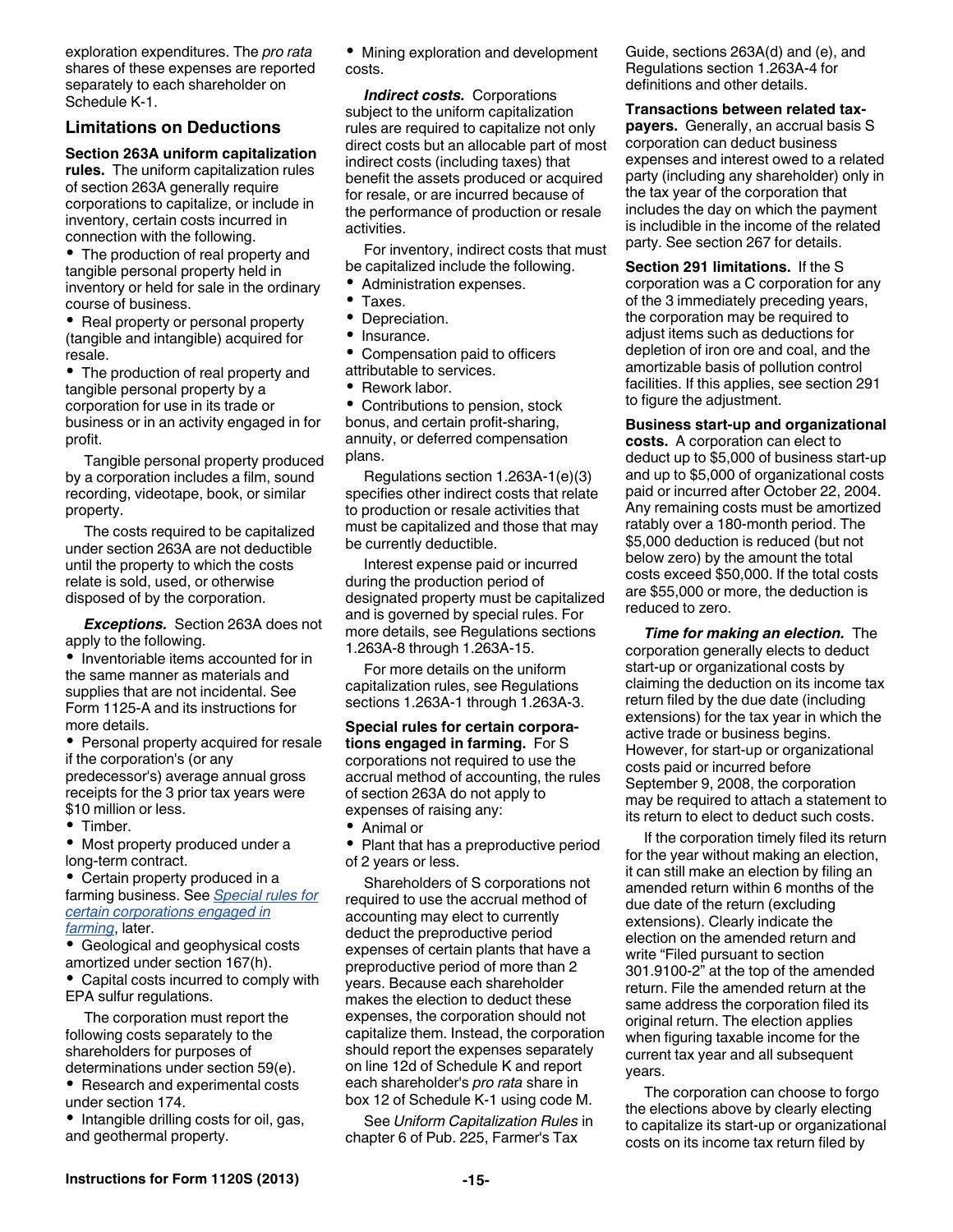exploration expenditures. The *pro rata* shares of these expenses are reported separately to each shareholder on Schedule K-1.

## Limitations on Deductions

**Section 263A uniform capitalization rules.** The uniform capitalization rules of section 263A generally require corporations to capitalize, or include in inventory, certain costs incurred in connection with the following.

- The production of real property and tangible personal property held in inventory or held for sale in the ordinary course of business.
- Real property or personal property (tangible and intangible) acquired for resale.
- The production of real property and tangible personal property by a corporation for use in its trade or business or in an activity engaged in for profit.

Tangible personal property produced by a corporation includes a film, sound recording, videotape, book, or similar property.

The costs required to be capitalized under section 263A are not deductible until the property to which the costs relate is sold, used, or otherwise disposed of by the corporation.

***Exceptions.*** Section 263A does not apply to the following.

- Inventoriable items accounted for in the same manner as materials and supplies that are not incidental. See Form 1125-A and its instructions for more details.
- Personal property acquired for resale if the corporation's (or any predecessor's) average annual gross receipts for the 3 prior tax years were $10 million or less.
- Timber.
- Most property produced under a long-term contract.
- Certain property produced in a farming business. See *Special rules for certain corporations engaged in farming*, later.
- Geological and geophysical costs amortized under section 167(h).
- Capital costs incurred to comply with EPA sulfur regulations.

The corporation must report the following costs separately to the shareholders for purposes of determinations under section 59(e).

- Research and experimental costs under section 174.
- Intangible drilling costs for oil, gas, and geothermal property.
- Mining exploration and development costs.

***Indirect costs.*** Corporations subject to the uniform capitalization rules are required to capitalize not only direct costs but an allocable part of most indirect costs (including taxes) that benefit the assets produced or acquired for resale, or are incurred because of the performance of production or resale activities.

For inventory, indirect costs that must be capitalized include the following.

- Administration expenses.
- Taxes.
- Depreciation.
- Insurance.
- Compensation paid to officers attributable to services.
- Rework labor.
- Contributions to pension, stock bonus, and certain profit-sharing, annuity, or deferred compensation plans.

Regulations section 1.263A-1(e)(3) specifies other indirect costs that relate to production or resale activities that must be capitalized and those that may be currently deductible.

Interest expense paid or incurred during the production period of designated property must be capitalized and is governed by special rules. For more details, see Regulations sections 1.263A-8 through 1.263A-15.

For more details on the uniform capitalization rules, see Regulations sections 1.263A-1 through 1.263A-3.

**Special rules for certain corporations engaged in farming.** For S corporations not required to use the accrual method of accounting, the rules of section 263A do not apply to expenses of raising any:

- Animal or
- Plant that has a preproductive period of 2 years or less.

Shareholders of S corporations not required to use the accrual method of accounting may elect to currently deduct the preproductive period expenses of certain plants that have a preproductive period of more than 2 years. Because each shareholder makes the election to deduct these expenses, the corporation should not capitalize them. Instead, the corporation should report the expenses separately on line 12d of Schedule K and report each shareholder's *pro rata* share in box 12 of Schedule K-1 using code M.

See *Uniform Capitalization Rules* in chapter 6 of Pub. 225, Farmer's Tax Guide, sections 263A(d) and (e), and Regulations section 1.263A-4 for definitions and other details.

**Transactions between related taxpayers.** Generally, an accrual basis S corporation can deduct business expenses and interest owed to a related party (including any shareholder) only in the tax year of the corporation that includes the day on which the payment is includible in the income of the related party. See section 267 for details.

**Section 291 limitations.** If the S corporation was a C corporation for any of the 3 immediately preceding years, the corporation may be required to adjust items such as deductions for depletion of iron ore and coal, and the amortizable basis of pollution control facilities. If this applies, see section 291 to figure the adjustment.

**Business start-up and organizational costs.** A corporation can elect to deduct up to $5,000 of business start-up and up to $5,000 of organizational costs paid or incurred after October 22, 2004. Any remaining costs must be amortized ratably over a 180-month period. The $5,000 deduction is reduced (but not below zero) by the amount the total costs exceed $50,000. If the total costs are $55,000 or more, the deduction is reduced to zero.

***Time for making an election.*** The corporation generally elects to deduct start-up or organizational costs by claiming the deduction on its income tax return filed by the due date (including extensions) for the tax year in which the active trade or business begins. However, for start-up or organizational costs paid or incurred before September 9, 2008, the corporation may be required to attach a statement to its return to elect to deduct such costs.

If the corporation timely filed its return for the year without making an election, it can still make an election by filing an amended return within 6 months of the due date of the return (excluding extensions). Clearly indicate the election on the amended return and write "Filed pursuant to section 301.9100-2" at the top of the amended return. File the amended return at the same address the corporation filed its original return. The election applies when figuring taxable income for the current tax year and all subsequent years.

The corporation can choose to forgo the elections above by clearly electing to capitalize its start-up or organizational costs on its income tax return filed by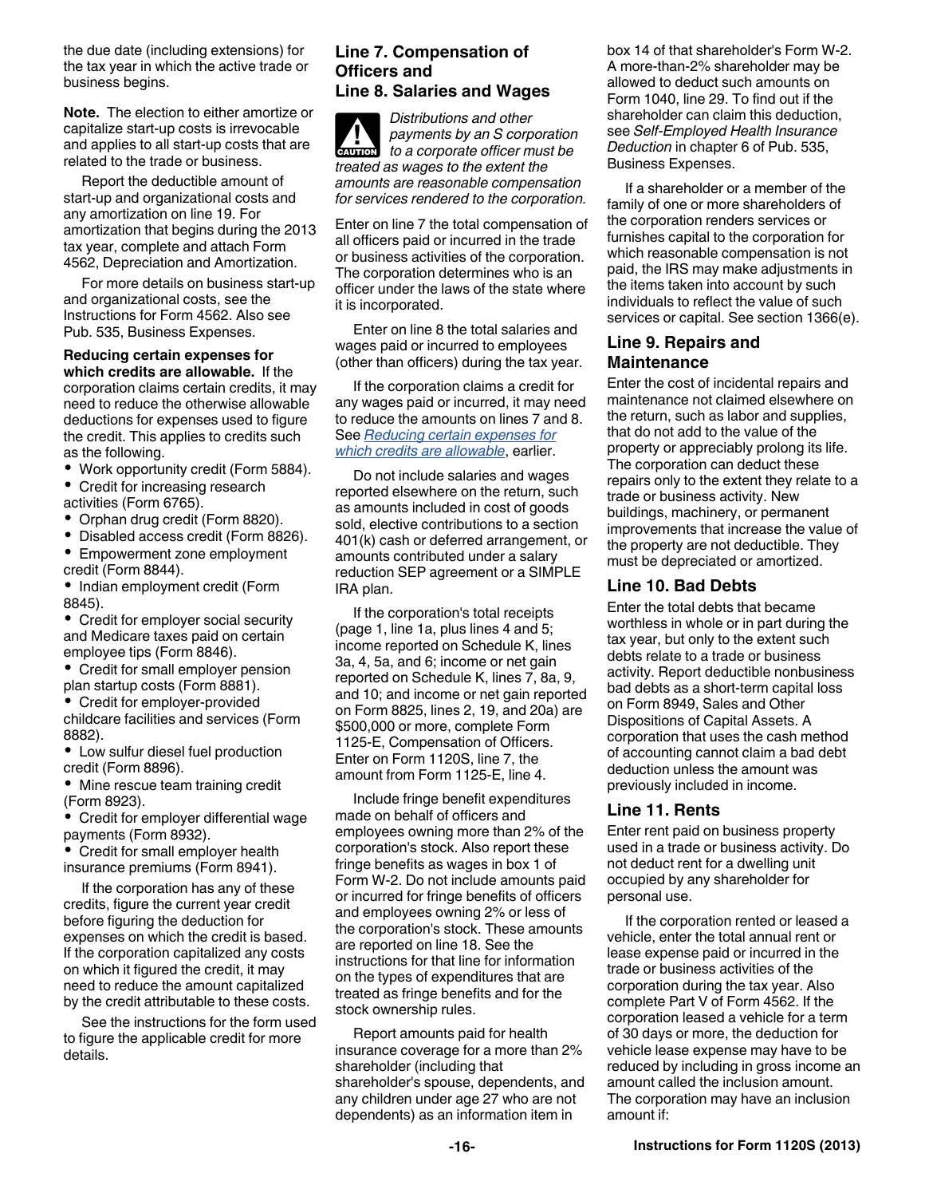the due date (including extensions) for the tax year in which the active trade or business begins.

**Note.** The election to either amortize or capitalize start-up costs is irrevocable and applies to all start-up costs that are related to the trade or business.

Report the deductible amount of start-up and organizational costs and any amortization on line 19. For amortization that begins during the 2013 tax year, complete and attach Form 4562, Depreciation and Amortization.

For more details on business start-up and organizational costs, see the Instructions for Form 4562. Also see Pub. 535, Business Expenses.

**Reducing certain expenses for which credits are allowable.** If the corporation claims certain credits, it may need to reduce the otherwise allowable deductions for expenses used to figure the credit. This applies to credits such as the following.

- Work opportunity credit (Form 5884).
- Credit for increasing research activities (Form 6765).
- Orphan drug credit (Form 8820).
- Disabled access credit (Form 8826).
- Empowerment zone employment credit (Form 8844).
- Indian employment credit (Form 8845).
- Credit for employer social security and Medicare taxes paid on certain employee tips (Form 8846).
- Credit for small employer pension plan startup costs (Form 8881).
- Credit for employer-provided childcare facilities and services (Form 8882).
- Low sulfur diesel fuel production credit (Form 8896).
- Mine rescue team training credit (Form 8923).
- Credit for employer differential wage payments (Form 8932).
- Credit for small employer health insurance premiums (Form 8941).

If the corporation has any of these credits, figure the current year credit before figuring the deduction for expenses on which the credit is based. If the corporation capitalized any costs on which it figured the credit, it may need to reduce the amount capitalized by the credit attributable to these costs.

See the instructions for the form used to figure the applicable credit for more details.

## Line 7. Compensation of Officers and Line 8. Salaries and Wages

**CAUTION** *Distributions and other payments by an S corporation to a corporate officer must be treated as wages to the extent the amounts are reasonable compensation for services rendered to the corporation.*

Enter on line 7 the total compensation of all officers paid or incurred in the trade or business activities of the corporation. The corporation determines who is an officer under the laws of the state where it is incorporated.

Enter on line 8 the total salaries and wages paid or incurred to employees (other than officers) during the tax year.

If the corporation claims a credit for any wages paid or incurred, it may need to reduce the amounts on lines 7 and 8. See *Reducing certain expenses for which credits are allowable*, earlier.

Do not include salaries and wages reported elsewhere on the return, such as amounts included in cost of goods sold, elective contributions to a section 401(k) cash or deferred arrangement, or amounts contributed under a salary reduction SEP agreement or a SIMPLE IRA plan.

If the corporation's total receipts (page 1, line 1a, plus lines 4 and 5; income reported on Schedule K, lines 3a, 4, 5a, and 6; income or net gain reported on Schedule K, lines 7, 8a, 9, and 10; and income or net gain reported on Form 8825, lines 2, 19, and 20a) are $500,000 or more, complete Form 1125-E, Compensation of Officers. Enter on Form 1120S, line 7, the amount from Form 1125-E, line 4.

Include fringe benefit expenditures made on behalf of officers and employees owning more than 2% of the corporation's stock. Also report these fringe benefits as wages in box 1 of Form W-2. Do not include amounts paid or incurred for fringe benefits of officers and employees owning 2% or less of the corporation's stock. These amounts are reported on line 18. See the instructions for that line for information on the types of expenditures that are treated as fringe benefits and for the stock ownership rules.

Report amounts paid for health insurance coverage for a more than 2% shareholder (including that shareholder's spouse, dependents, and any children under age 27 who are not dependents) as an information item in box 14 of that shareholder's Form W-2. A more-than-2% shareholder may be allowed to deduct such amounts on Form 1040, line 29. To find out if the shareholder can claim this deduction, see *Self-Employed Health Insurance Deduction* in chapter 6 of Pub. 535, Business Expenses.

If a shareholder or a member of the family of one or more shareholders of the corporation renders services or furnishes capital to the corporation for which reasonable compensation is not paid, the IRS may make adjustments in the items taken into account by such individuals to reflect the value of such services or capital. See section 1366(e).

## Line 9. Repairs and Maintenance

Enter the cost of incidental repairs and maintenance not claimed elsewhere on the return, such as labor and supplies, that do not add to the value of the property or appreciably prolong its life. The corporation can deduct these repairs only to the extent they relate to a trade or business activity. New buildings, machinery, or permanent improvements that increase the value of the property are not deductible. They must be depreciated or amortized.

## Line 10. Bad Debts

Enter the total debts that became worthless in whole or in part during the tax year, but only to the extent such debts relate to a trade or business activity. Report deductible nonbusiness bad debts as a short-term capital loss on Form 8949, Sales and Other Dispositions of Capital Assets. A corporation that uses the cash method of accounting cannot claim a bad debt deduction unless the amount was previously included in income.

## Line 11. Rents

Enter rent paid on business property used in a trade or business activity. Do not deduct rent for a dwelling unit occupied by any shareholder for personal use.

If the corporation rented or leased a vehicle, enter the total annual rent or lease expense paid or incurred in the trade or business activities of the corporation during the tax year. Also complete Part V of Form 4562. If the corporation leased a vehicle for a term of 30 days or more, the deduction for vehicle lease expense may have to be reduced by including in gross income an amount called the inclusion amount. The corporation may have an inclusion amount if: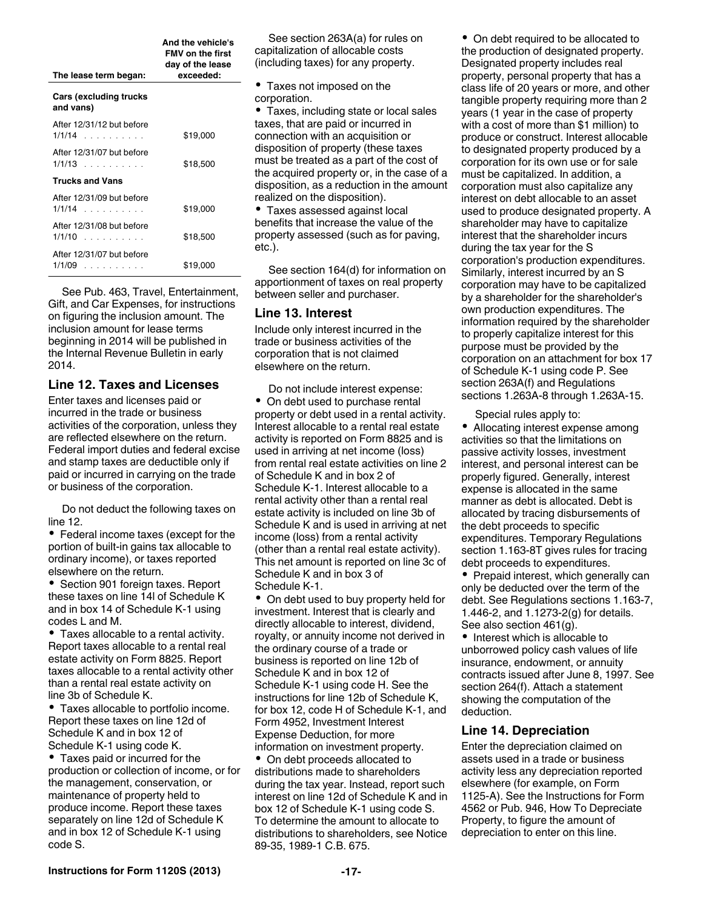| The lease term began: | And the vehicle's FMV on the first day of the lease exceeded: |
|---|---|
| **Cars (excluding trucks and vans)** | |
| After 12/31/12 but before 1/1/14 . . . . . . . . . . | $19,000 |
| After 12/31/07 but before 1/1/13 . . . . . . . . . . | $18,500 |
| **Trucks and Vans** | |
| After 12/31/09 but before 1/1/14 . . . . . . . . . . | $19,000 |
| After 12/31/08 but before 1/1/10 . . . . . . . . . . | $18,500 |
| After 12/31/07 but before 1/1/09 . . . . . . . . . . | $19,000 |

See Pub. 463, Travel, Entertainment, Gift, and Car Expenses, for instructions on figuring the inclusion amount. The inclusion amount for lease terms beginning in 2014 will be published in the Internal Revenue Bulletin in early 2014.

## Line 12. Taxes and Licenses

Enter taxes and licenses paid or incurred in the trade or business activities of the corporation, unless they are reflected elsewhere on the return. Federal import duties and federal excise and stamp taxes are deductible only if paid or incurred in carrying on the trade or business of the corporation.

Do not deduct the following taxes on line 12.

- Federal income taxes (except for the portion of built-in gains tax allocable to ordinary income), or taxes reported elsewhere on the return.
- Section 901 foreign taxes. Report these taxes on line 14l of Schedule K and in box 14 of Schedule K-1 using codes L and M.
- Taxes allocable to a rental activity. Report taxes allocable to a rental real estate activity on Form 8825. Report taxes allocable to a rental activity other than a rental real estate activity on line 3b of Schedule K.
- Taxes allocable to portfolio income. Report these taxes on line 12d of Schedule K and in box 12 of Schedule K-1 using code K.
- Taxes paid or incurred for the production or collection of income, or for the management, conservation, or maintenance of property held to produce income. Report these taxes separately on line 12d of Schedule K and in box 12 of Schedule K-1 using code S.

See section 263A(a) for rules on capitalization of allocable costs (including taxes) for any property.

- Taxes not imposed on the corporation.
- Taxes, including state or local sales taxes, that are paid or incurred in connection with an acquisition or disposition of property (these taxes must be treated as a part of the cost of the acquired property or, in the case of a disposition, as a reduction in the amount realized on the disposition).
- Taxes assessed against local benefits that increase the value of the property assessed (such as for paving, etc.).

See section 164(d) for information on apportionment of taxes on real property between seller and purchaser.

## Line 13. Interest

Include only interest incurred in the trade or business activities of the corporation that is not claimed elsewhere on the return.

Do not include interest expense:

- On debt used to purchase rental property or debt used in a rental activity. Interest allocable to a rental real estate activity is reported on Form 8825 and is used in arriving at net income (loss) from rental real estate activities on line 2 of Schedule K and in box 2 of Schedule K-1. Interest allocable to a rental activity other than a rental real estate activity is included on line 3b of Schedule K and is used in arriving at net income (loss) from a rental activity (other than a rental real estate activity). This net amount is reported on line 3c of Schedule K and in box 3 of Schedule K-1.
- On debt used to buy property held for investment. Interest that is clearly and directly allocable to interest, dividend, royalty, or annuity income not derived in the ordinary course of a trade or business is reported on line 12b of Schedule K and in box 12 of Schedule K-1 using code H. See the instructions for line 12b of Schedule K, for box 12, code H of Schedule K-1, and Form 4952, Investment Interest Expense Deduction, for more information on investment property.
- On debt proceeds allocated to distributions made to shareholders during the tax year. Instead, report such interest on line 12d of Schedule K and in box 12 of Schedule K-1 using code S. To determine the amount to allocate to distributions to shareholders, see Notice 89-35, 1989-1 C.B. 675.
- On debt required to be allocated to the production of designated property. Designated property includes real property, personal property that has a class life of 20 years or more, and other tangible property requiring more than 2 years (1 year in the case of property with a cost of more than $1 million) to produce or construct. Interest allocable to designated property produced by a corporation for its own use or for sale must be capitalized. In addition, a corporation must also capitalize any interest on debt allocable to an asset used to produce designated property. A shareholder may have to capitalize interest that the shareholder incurs during the tax year for the S corporation's production expenditures. Similarly, interest incurred by an S corporation may have to be capitalized by a shareholder for the shareholder's own production expenditures. The information required by the shareholder to properly capitalize interest for this purpose must be provided by the corporation on an attachment for box 17 of Schedule K-1 using code P. See section 263A(f) and Regulations sections 1.263A-8 through 1.263A-15.

Special rules apply to:

- Allocating interest expense among activities so that the limitations on passive activity losses, investment interest, and personal interest can be properly figured. Generally, interest expense is allocated in the same manner as debt is allocated. Debt is allocated by tracing disbursements of the debt proceeds to specific expenditures. Temporary Regulations section 1.163-8T gives rules for tracing debt proceeds to expenditures.
- Prepaid interest, which generally can only be deducted over the term of the debt. See Regulations sections 1.163-7, 1.446-2, and 1.1273-2(g) for details. See also section 461(g).
- Interest which is allocable to unborrowed policy cash values of life insurance, endowment, or annuity contracts issued after June 8, 1997. See section 264(f). Attach a statement showing the computation of the deduction.

## Line 14. Depreciation

Enter the depreciation claimed on assets used in a trade or business activity less any depreciation reported elsewhere (for example, on Form 1125-A). See the Instructions for Form 4562 or Pub. 946, How To Depreciate Property, to figure the amount of depreciation to enter on this line.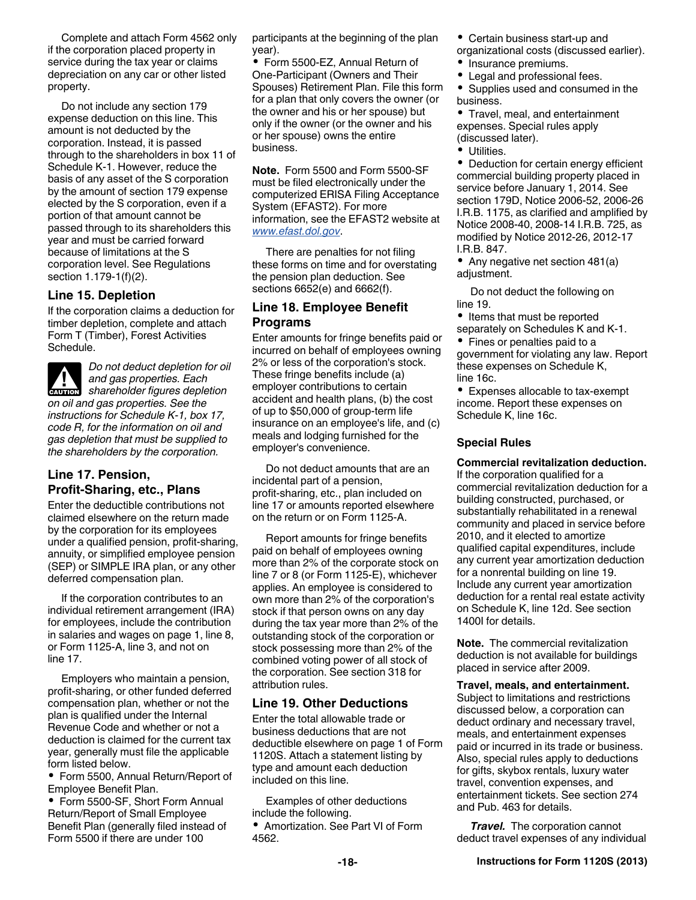Complete and attach Form 4562 only if the corporation placed property in service during the tax year or claims depreciation on any car or other listed property.

Do not include any section 179 expense deduction on this line. This amount is not deducted by the corporation. Instead, it is passed through to the shareholders in box 11 of Schedule K-1. However, reduce the basis of any asset of the S corporation by the amount of section 179 expense elected by the S corporation, even if a portion of that amount cannot be passed through to its shareholders this year and must be carried forward because of limitations at the S corporation level. See Regulations section 1.179-1(f)(2).

### Line 15. Depletion

If the corporation claims a deduction for timber depletion, complete and attach Form T (Timber), Forest Activities Schedule.

**CAUTION** *Do not deduct depletion for oil and gas properties. Each shareholder figures depletion on oil and gas properties. See the instructions for Schedule K-1, box 17, code R, for the information on oil and gas depletion that must be supplied to the shareholders by the corporation.*

### Line 17. Pension, Profit-Sharing, etc., Plans

Enter the deductible contributions not claimed elsewhere on the return made by the corporation for its employees under a qualified pension, profit-sharing, annuity, or simplified employee pension (SEP) or SIMPLE IRA plan, or any other deferred compensation plan.

If the corporation contributes to an individual retirement arrangement (IRA) for employees, include the contribution in salaries and wages on page 1, line 8, or Form 1125-A, line 3, and not on line 17.

Employers who maintain a pension, profit-sharing, or other funded deferred compensation plan, whether or not the plan is qualified under the Internal Revenue Code and whether or not a deduction is claimed for the current tax year, generally must file the applicable form listed below.

- Form 5500, Annual Return/Report of Employee Benefit Plan.
- Form 5500-SF, Short Form Annual Return/Report of Small Employee Benefit Plan (generally filed instead of Form 5500 if there are under 100 participants at the beginning of the plan year).
- Form 5500-EZ, Annual Return of One-Participant (Owners and Their Spouses) Retirement Plan. File this form for a plan that only covers the owner (or the owner and his or her spouse) but only if the owner (or the owner and his or her spouse) owns the entire business.

**Note.** Form 5500 and Form 5500-SF must be filed electronically under the computerized ERISA Filing Acceptance System (EFAST2). For more information, see the EFAST2 website at *www.efast.dol.gov*.

There are penalties for not filing these forms on time and for overstating the pension plan deduction. See sections 6652(e) and 6662(f).

### Line 18. Employee Benefit Programs

Enter amounts for fringe benefits paid or incurred on behalf of employees owning 2% or less of the corporation's stock. These fringe benefits include (a) employer contributions to certain accident and health plans, (b) the cost of up to $50,000 of group-term life insurance on an employee's life, and (c) meals and lodging furnished for the employer's convenience.

Do not deduct amounts that are an incidental part of a pension, profit-sharing, etc., plan included on line 17 or amounts reported elsewhere on the return or on Form 1125-A.

Report amounts for fringe benefits paid on behalf of employees owning more than 2% of the corporate stock on line 7 or 8 (or Form 1125-E), whichever applies. An employee is considered to own more than 2% of the corporation's stock if that person owns on any day during the tax year more than 2% of the outstanding stock of the corporation or stock possessing more than 2% of the combined voting power of all stock of the corporation. See section 318 for attribution rules.

### Line 19. Other Deductions

Enter the total allowable trade or business deductions that are not deductible elsewhere on page 1 of Form 1120S. Attach a statement listing by type and amount each deduction included on this line.

Examples of other deductions include the following.

- Amortization. See Part VI of Form 4562.
- Certain business start-up and organizational costs (discussed earlier).
- Insurance premiums.
- Legal and professional fees.
- Supplies used and consumed in the business.
- Travel, meal, and entertainment expenses. Special rules apply (discussed later).
- Utilities.
- Deduction for certain energy efficient commercial building property placed in service before January 1, 2014. See section 179D, Notice 2006-52, 2006-26 I.R.B. 1175, as clarified and amplified by Notice 2008-40, 2008-14 I.R.B. 725, as modified by Notice 2012-26, 2012-17 I.R.B. 847.
- Any negative net section 481(a) adjustment.

Do not deduct the following on line 19.

- Items that must be reported separately on Schedules K and K-1.
- Fines or penalties paid to a government for violating any law. Report these expenses on Schedule K, line 16c.
- Expenses allocable to tax-exempt income. Report these expenses on Schedule K, line 16c.

#### Special Rules

**Commercial revitalization deduction.** If the corporation qualified for a commercial revitalization deduction for a building constructed, purchased, or substantially rehabilitated in a renewal community and placed in service before 2010, and it elected to amortize qualified capital expenditures, include any current year amortization deduction for a nonrental building on line 19. Include any current year amortization deduction for a rental real estate activity on Schedule K, line 12d. See section 1400I for details.

**Note.** The commercial revitalization deduction is not available for buildings placed in service after 2009.

**Travel, meals, and entertainment.** Subject to limitations and restrictions discussed below, a corporation can deduct ordinary and necessary travel, meals, and entertainment expenses paid or incurred in its trade or business. Also, special rules apply to deductions for gifts, skybox rentals, luxury water travel, convention expenses, and entertainment tickets. See section 274 and Pub. 463 for details.

***Travel.*** The corporation cannot deduct travel expenses of any individual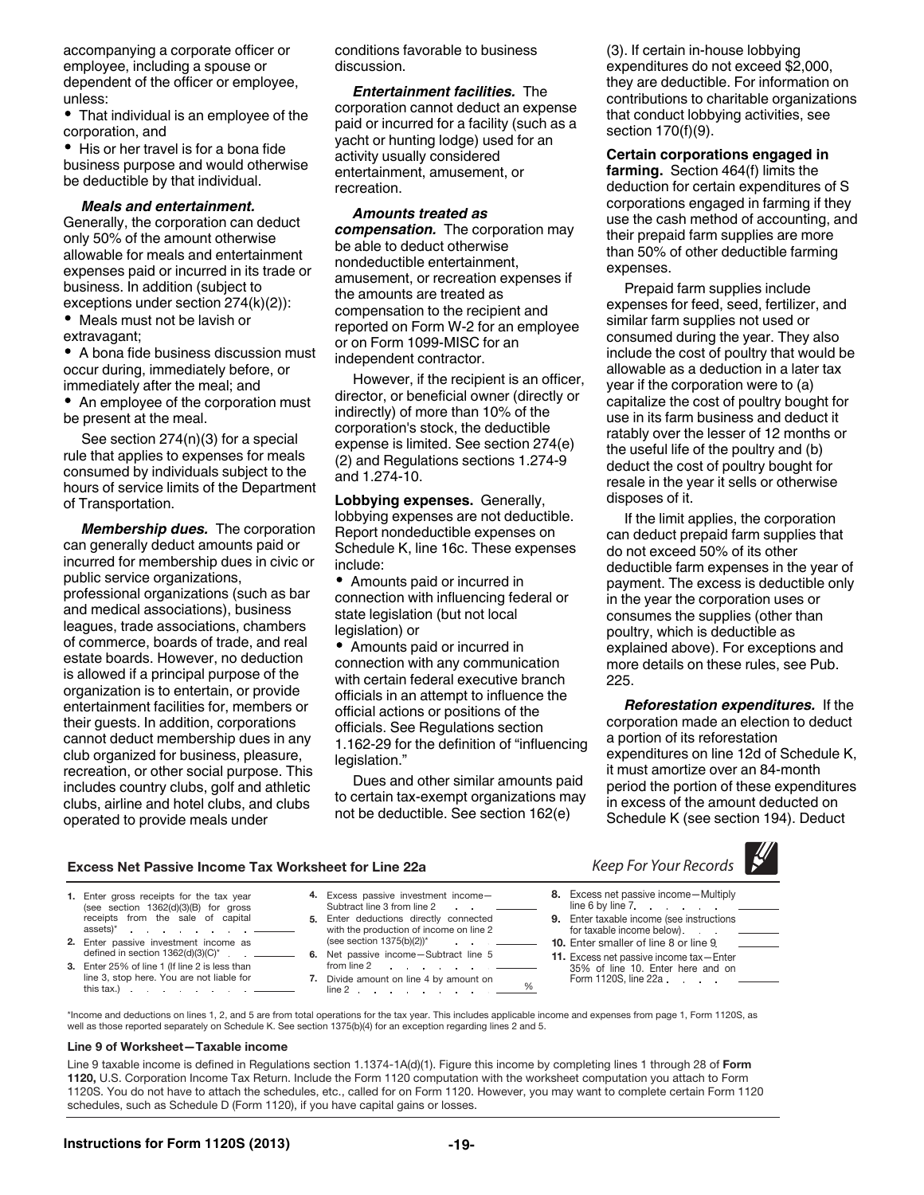accompanying a corporate officer or employee, including a spouse or dependent of the officer or employee, unless:

- That individual is an employee of the corporation, and
- His or her travel is for a bona fide business purpose and would otherwise be deductible by that individual.

***Meals and entertainment.*** Generally, the corporation can deduct only 50% of the amount otherwise allowable for meals and entertainment expenses paid or incurred in its trade or business. In addition (subject to exceptions under section 274(k)(2)):

- Meals must not be lavish or extravagant;
- A bona fide business discussion must occur during, immediately before, or immediately after the meal; and
- An employee of the corporation must be present at the meal.

See section 274(n)(3) for a special rule that applies to expenses for meals consumed by individuals subject to the hours of service limits of the Department of Transportation.

***Membership dues.*** The corporation can generally deduct amounts paid or incurred for membership dues in civic or public service organizations, professional organizations (such as bar and medical associations), business leagues, trade associations, chambers of commerce, boards of trade, and real estate boards. However, no deduction is allowed if a principal purpose of the organization is to entertain, or provide entertainment facilities for, members or their guests. In addition, corporations cannot deduct membership dues in any club organized for business, pleasure, recreation, or other social purpose. This includes country clubs, golf and athletic clubs, airline and hotel clubs, and clubs operated to provide meals under conditions favorable to business discussion.

***Entertainment facilities.*** The corporation cannot deduct an expense paid or incurred for a facility (such as a yacht or hunting lodge) used for an activity usually considered entertainment, amusement, or recreation.

***Amounts treated as compensation.*** The corporation may be able to deduct otherwise nondeductible entertainment, amusement, or recreation expenses if the amounts are treated as compensation to the recipient and reported on Form W-2 for an employee or on Form 1099-MISC for an independent contractor.

However, if the recipient is an officer, director, or beneficial owner (directly or indirectly) of more than 10% of the corporation's stock, the deductible expense is limited. See section 274(e)(2) and Regulations sections 1.274-9 and 1.274-10.

**Lobbying expenses.** Generally, lobbying expenses are not deductible. Report nondeductible expenses on Schedule K, line 16c. These expenses include:

- Amounts paid or incurred in connection with influencing federal or state legislation (but not local legislation) or
- Amounts paid or incurred in connection with any communication with certain federal executive branch officials in an attempt to influence the official actions or positions of the officials. See Regulations section 1.162-29 for the definition of "influencing legislation."

Dues and other similar amounts paid to certain tax-exempt organizations may not be deductible. See section 162(e)(3). If certain in-house lobbying expenditures do not exceed $2,000, they are deductible. For information on contributions to charitable organizations that conduct lobbying activities, see section 170(f)(9).

**Certain corporations engaged in farming.** Section 464(f) limits the deduction for certain expenditures of S corporations engaged in farming if they use the cash method of accounting, and their prepaid farm supplies are more than 50% of other deductible farming expenses.

Prepaid farm supplies include expenses for feed, seed, fertilizer, and similar farm supplies not used or consumed during the year. They also include the cost of poultry that would be allowable as a deduction in a later tax year if the corporation were to (a) capitalize the cost of poultry bought for use in its farm business and deduct it ratably over the lesser of 12 months or the useful life of the poultry and (b) deduct the cost of poultry bought for resale in the year it sells or otherwise disposes of it.

If the limit applies, the corporation can deduct prepaid farm supplies that do not exceed 50% of its other deductible farm expenses in the year of payment. The excess is deductible only in the year the corporation uses or consumes the supplies (other than poultry, which is deductible as explained above). For exceptions and more details on these rules, see Pub. 225.

***Reforestation expenditures.*** If the corporation made an election to deduct a portion of its reforestation expenditures on line 12d of Schedule K, it must amortize over an 84-month period the portion of these expenditures in excess of the amount deducted on Schedule K (see section 194). Deduct

### Excess Net Passive Income Tax Worksheet for Line 22a

*Keep For Your Records*

1. Enter gross receipts for the tax year (see section 1362(d)(3)(B) for gross receipts from the sale of capital assets)* . . . . . . . . ______
2. Enter passive investment income as defined in section 1362(d)(3)(C)* . . ______
3. Enter 25% of line 1 (If line 2 is less than line 3, stop here. You are not liable for this tax.) . . . . . . . . . ______
4. Excess passive investment income—Subtract line 3 from line 2 . . ______
5. Enter deductions directly connected with the production of income on line 2 (see section 1375(b)(2))* . . . ______
6. Net passive income—Subtract line 5 from line 2 . . . . . . . ______
7. Divide amount on line 4 by amount on line 2 . . . . . . . . . ______ %
8. Excess net passive income—Multiply line 6 by line 7. . . . . . ______
9. Enter taxable income (see instructions for taxable income below). . . ______
10. Enter smaller of line 8 or line 9. ______
11. Excess net passive income tax—Enter 35% of line 10. Enter here and on Form 1120S, line 22a . . . . ______

*Income and deductions on lines 1, 2, and 5 are from total operations for the tax year. This includes applicable income and expenses from page 1, Form 1120S, as well as those reported separately on Schedule K. See section 1375(b)(4) for an exception regarding lines 2 and 5.

**Line 9 of Worksheet—Taxable income**

Line 9 taxable income is defined in Regulations section 1.1374-1A(d)(1). Figure this income by completing lines 1 through 28 of **Form 1120,** U.S. Corporation Income Tax Return. Include the Form 1120 computation with the worksheet computation you attach to Form 1120S. You do not have to attach the schedules, etc., called for on Form 1120. However, you may want to complete certain Form 1120 schedules, such as Schedule D (Form 1120), if you have capital gains or losses.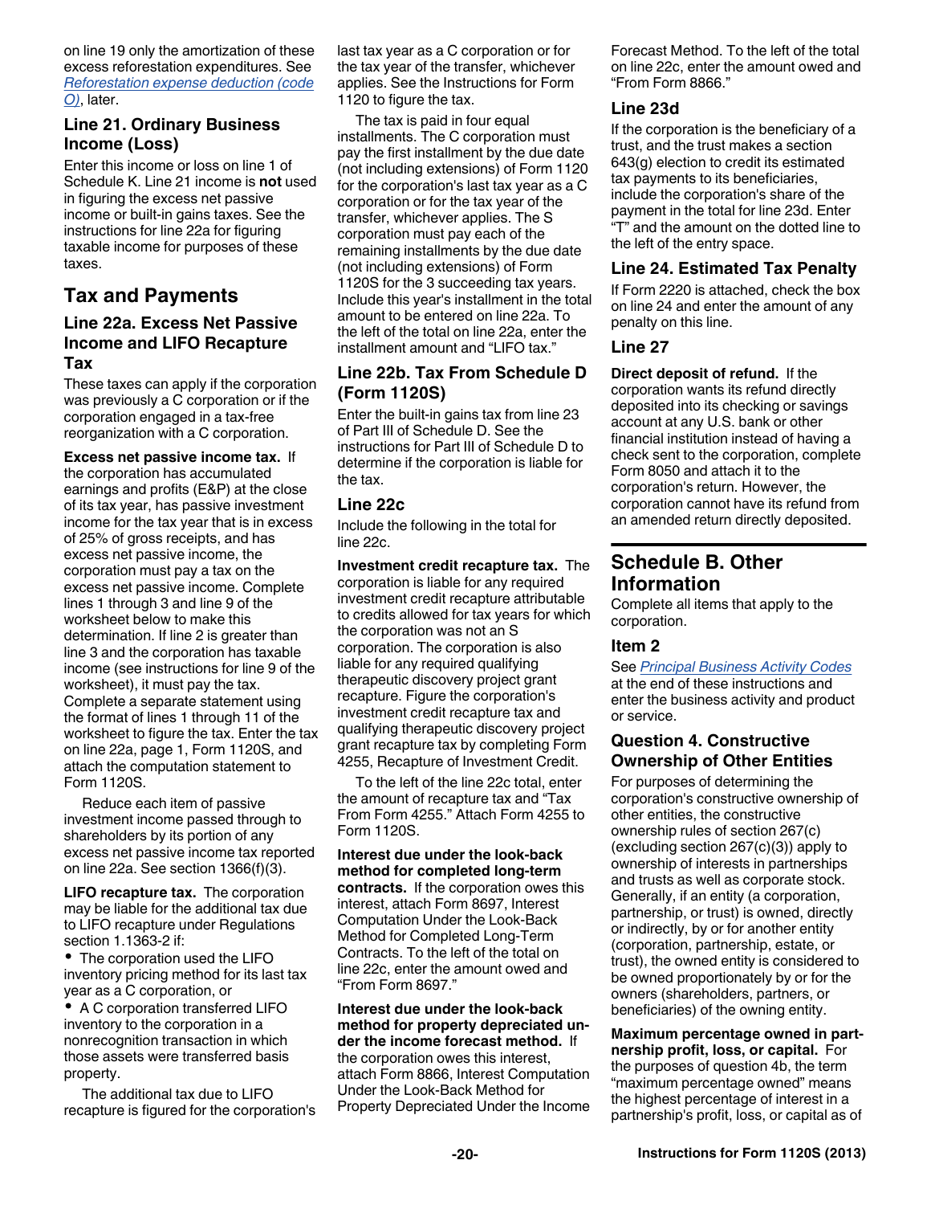on line 19 only the amortization of these excess reforestation expenditures. See *Reforestation expense deduction (code O)*, later.

### Line 21. Ordinary Business Income (Loss)

Enter this income or loss on line 1 of Schedule K. Line 21 income is **not** used in figuring the excess net passive income or built-in gains taxes. See the instructions for line 22a for figuring taxable income for purposes of these taxes.

## Tax and Payments

### Line 22a. Excess Net Passive Income and LIFO Recapture Tax

These taxes can apply if the corporation was previously a C corporation or if the corporation engaged in a tax-free reorganization with a C corporation.

**Excess net passive income tax.** If the corporation has accumulated earnings and profits (E&P) at the close of its tax year, has passive investment income for the tax year that is in excess of 25% of gross receipts, and has excess net passive income, the corporation must pay a tax on the excess net passive income. Complete lines 1 through 3 and line 9 of the worksheet below to make this determination. If line 2 is greater than line 3 and the corporation has taxable income (see instructions for line 9 of the worksheet), it must pay the tax. Complete a separate statement using the format of lines 1 through 11 of the worksheet to figure the tax. Enter the tax on line 22a, page 1, Form 1120S, and attach the computation statement to Form 1120S.

Reduce each item of passive investment income passed through to shareholders by its portion of any excess net passive income tax reported on line 22a. See section 1366(f)(3).

**LIFO recapture tax.** The corporation may be liable for the additional tax due to LIFO recapture under Regulations section 1.1363-2 if:

- The corporation used the LIFO inventory pricing method for its last tax year as a C corporation, or
- A C corporation transferred LIFO inventory to the corporation in a nonrecognition transaction in which those assets were transferred basis property.

The additional tax due to LIFO recapture is figured for the corporation's last tax year as a C corporation or for the tax year of the transfer, whichever applies. See the Instructions for Form 1120 to figure the tax.

The tax is paid in four equal installments. The C corporation must pay the first installment by the due date (not including extensions) of Form 1120 for the corporation's last tax year as a C corporation or for the tax year of the transfer, whichever applies. The S corporation must pay each of the remaining installments by the due date (not including extensions) of Form 1120S for the 3 succeeding tax years. Include this year's installment in the total amount to be entered on line 22a. To the left of the total on line 22a, enter the installment amount and "LIFO tax."

### Line 22b. Tax From Schedule D (Form 1120S)

Enter the built-in gains tax from line 23 of Part III of Schedule D. See the instructions for Part III of Schedule D to determine if the corporation is liable for the tax.

### Line 22c

Include the following in the total for line 22c.

**Investment credit recapture tax.** The corporation is liable for any required investment credit recapture attributable to credits allowed for tax years for which the corporation was not an S corporation. The corporation is also liable for any required qualifying therapeutic discovery project grant recapture. Figure the corporation's investment credit recapture tax and qualifying therapeutic discovery project grant recapture tax by completing Form 4255, Recapture of Investment Credit.

To the left of the line 22c total, enter the amount of recapture tax and "Tax From Form 4255." Attach Form 4255 to Form 1120S.

**Interest due under the look-back method for completed long-term contracts.** If the corporation owes this interest, attach Form 8697, Interest Computation Under the Look-Back Method for Completed Long-Term Contracts. To the left of the total on line 22c, enter the amount owed and "From Form 8697."

**Interest due under the look-back method for property depreciated under the income forecast method.** If the corporation owes this interest, attach Form 8866, Interest Computation Under the Look-Back Method for Property Depreciated Under the Income Forecast Method. To the left of the total on line 22c, enter the amount owed and "From Form 8866."

### Line 23d

If the corporation is the beneficiary of a trust, and the trust makes a section 643(g) election to credit its estimated tax payments to its beneficiaries, include the corporation's share of the payment in the total for line 23d. Enter "T" and the amount on the dotted line to the left of the entry space.

### Line 24. Estimated Tax Penalty

If Form 2220 is attached, check the box on line 24 and enter the amount of any penalty on this line.

### Line 27

**Direct deposit of refund.** If the corporation wants its refund directly deposited into its checking or savings account at any U.S. bank or other financial institution instead of having a check sent to the corporation, complete Form 8050 and attach it to the corporation's return. However, the corporation cannot have its refund from an amended return directly deposited.

## Schedule B. Other Information

Complete all items that apply to the corporation.

### Item 2

See *Principal Business Activity Codes* at the end of these instructions and enter the business activity and product or service.

### Question 4. Constructive Ownership of Other Entities

For purposes of determining the corporation's constructive ownership of other entities, the constructive ownership rules of section 267(c) (excluding section 267(c)(3)) apply to ownership of interests in partnerships and trusts as well as corporate stock. Generally, if an entity (a corporation, partnership, or trust) is owned, directly or indirectly, by or for another entity (corporation, partnership, estate, or trust), the owned entity is considered to be owned proportionately by or for the owners (shareholders, partners, or beneficiaries) of the owning entity.

**Maximum percentage owned in partnership profit, loss, or capital.** For the purposes of question 4b, the term "maximum percentage owned" means the highest percentage of interest in a partnership's profit, loss, or capital as of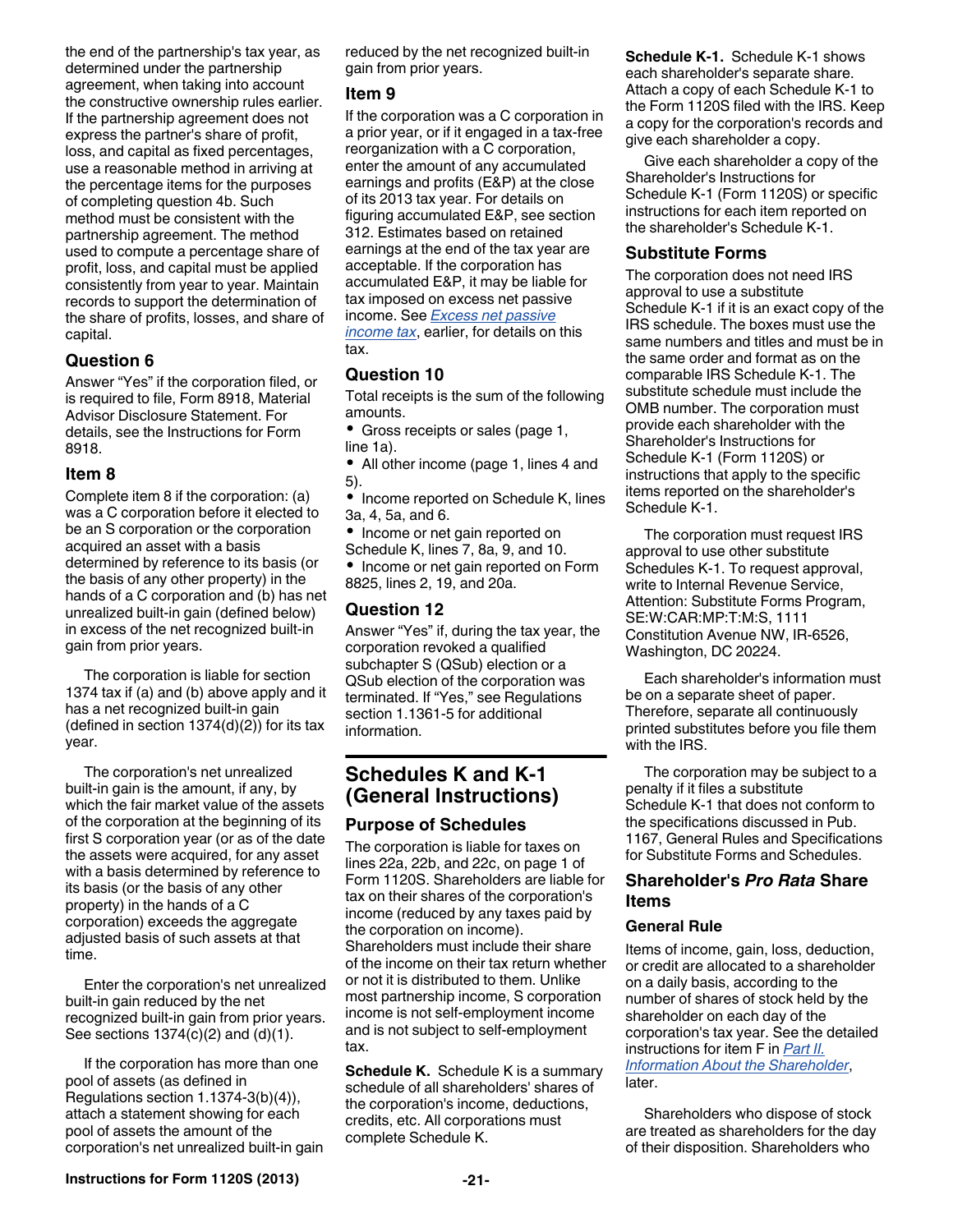the end of the partnership's tax year, as determined under the partnership agreement, when taking into account the constructive ownership rules earlier. If the partnership agreement does not express the partner's share of profit, loss, and capital as fixed percentages, use a reasonable method in arriving at the percentage items for the purposes of completing question 4b. Such method must be consistent with the partnership agreement. The method used to compute a percentage share of profit, loss, and capital must be applied consistently from year to year. Maintain records to support the determination of the share of profits, losses, and share of capital.

### Question 6

Answer "Yes" if the corporation filed, or is required to file, Form 8918, Material Advisor Disclosure Statement. For details, see the Instructions for Form 8918.

### Item 8

Complete item 8 if the corporation: (a) was a C corporation before it elected to be an S corporation or the corporation acquired an asset with a basis determined by reference to its basis (or the basis of any other property) in the hands of a C corporation and (b) has net unrealized built-in gain (defined below) in excess of the net recognized built-in gain from prior years.

The corporation is liable for section 1374 tax if (a) and (b) above apply and it has a net recognized built-in gain (defined in section 1374(d)(2)) for its tax year.

The corporation's net unrealized built-in gain is the amount, if any, by which the fair market value of the assets of the corporation at the beginning of its first S corporation year (or as of the date the assets were acquired, for any asset with a basis determined by reference to its basis (or the basis of any other property) in the hands of a C corporation) exceeds the aggregate adjusted basis of such assets at that time.

Enter the corporation's net unrealized built-in gain reduced by the net recognized built-in gain from prior years. See sections 1374(c)(2) and (d)(1).

If the corporation has more than one pool of assets (as defined in Regulations section 1.1374-3(b)(4)), attach a statement showing for each pool of assets the amount of the corporation's net unrealized built-in gain reduced by the net recognized built-in gain from prior years.

### Item 9

If the corporation was a C corporation in a prior year, or if it engaged in a tax-free reorganization with a C corporation, enter the amount of any accumulated earnings and profits (E&P) at the close of its 2013 tax year. For details on figuring accumulated E&P, see section 312. Estimates based on retained earnings at the end of the tax year are acceptable. If the corporation has accumulated E&P, it may be liable for tax imposed on excess net passive income. See *Excess net passive income tax*, earlier, for details on this tax.

### Question 10

Total receipts is the sum of the following amounts.

- Gross receipts or sales (page 1, line 1a).
- All other income (page 1, lines 4 and 5).
- Income reported on Schedule K, lines 3a, 4, 5a, and 6.
- Income or net gain reported on Schedule K, lines 7, 8a, 9, and 10.
- Income or net gain reported on Form 8825, lines 2, 19, and 20a.

### Question 12

Answer "Yes" if, during the tax year, the corporation revoked a qualified subchapter S (QSub) election or a QSub election of the corporation was terminated. If "Yes," see Regulations section 1.1361-5 for additional information.

## Schedules K and K-1 (General Instructions)

### Purpose of Schedules

The corporation is liable for taxes on lines 22a, 22b, and 22c, on page 1 of Form 1120S. Shareholders are liable for tax on their shares of the corporation's income (reduced by any taxes paid by the corporation on income). Shareholders must include their share of the income on their tax return whether or not it is distributed to them. Unlike most partnership income, S corporation income is not self-employment income and is not subject to self-employment tax.

**Schedule K.** Schedule K is a summary schedule of all shareholders' shares of the corporation's income, deductions, credits, etc. All corporations must complete Schedule K.

**Schedule K-1.** Schedule K-1 shows each shareholder's separate share. Attach a copy of each Schedule K-1 to the Form 1120S filed with the IRS. Keep a copy for the corporation's records and give each shareholder a copy.

Give each shareholder a copy of the Shareholder's Instructions for Schedule K-1 (Form 1120S) or specific instructions for each item reported on the shareholder's Schedule K-1.

### Substitute Forms

The corporation does not need IRS approval to use a substitute Schedule K-1 if it is an exact copy of the IRS schedule. The boxes must use the same numbers and titles and must be in the same order and format as on the comparable IRS Schedule K-1. The substitute schedule must include the OMB number. The corporation must provide each shareholder with the Shareholder's Instructions for Schedule K-1 (Form 1120S) or instructions that apply to the specific items reported on the shareholder's Schedule K-1.

The corporation must request IRS approval to use other substitute Schedules K-1. To request approval, write to Internal Revenue Service, Attention: Substitute Forms Program, SE:W:CAR:MP:T:M:S, 1111 Constitution Avenue NW, IR-6526, Washington, DC 20224.

Each shareholder's information must be on a separate sheet of paper. Therefore, separate all continuously printed substitutes before you file them with the IRS.

The corporation may be subject to a penalty if it files a substitute Schedule K-1 that does not conform to the specifications discussed in Pub. 1167, General Rules and Specifications for Substitute Forms and Schedules.

### Shareholder's *Pro Rata* Share Items

#### General Rule

Items of income, gain, loss, deduction, or credit are allocated to a shareholder on a daily basis, according to the number of shares of stock held by the shareholder on each day of the corporation's tax year. See the detailed instructions for item F in *Part II. Information About the Shareholder*, later.

Shareholders who dispose of stock are treated as shareholders for the day of their disposition. Shareholders who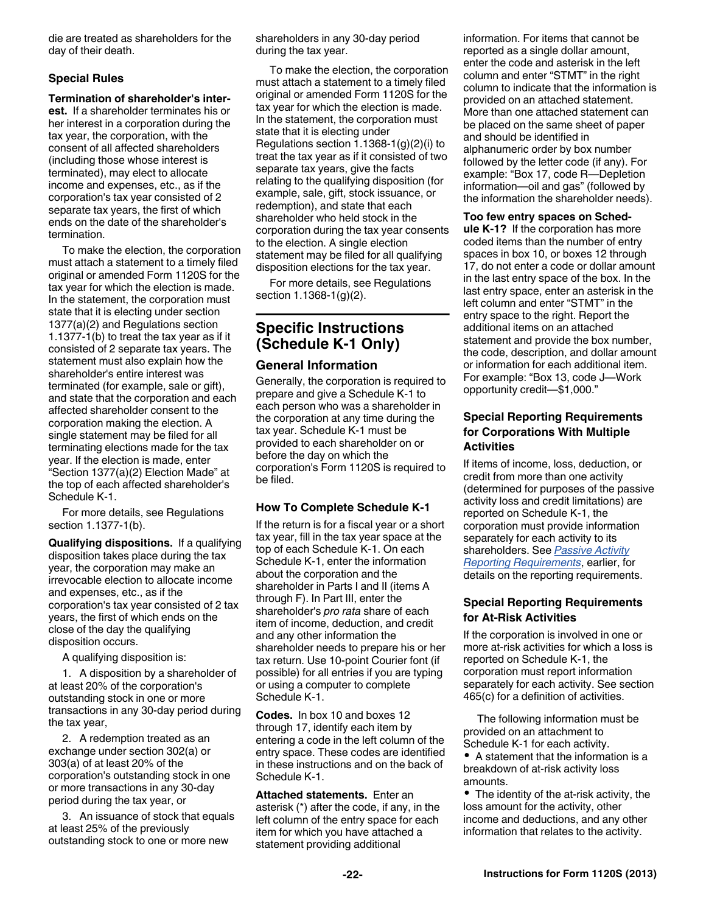die are treated as shareholders for the day of their death.

### Special Rules

**Termination of shareholder's interest.** If a shareholder terminates his or her interest in a corporation during the tax year, the corporation, with the consent of all affected shareholders (including those whose interest is terminated), may elect to allocate income and expenses, etc., as if the corporation's tax year consisted of 2 separate tax years, the first of which ends on the date of the shareholder's termination.

To make the election, the corporation must attach a statement to a timely filed original or amended Form 1120S for the tax year for which the election is made. In the statement, the corporation must state that it is electing under section 1377(a)(2) and Regulations section 1.1377-1(b) to treat the tax year as if it consisted of 2 separate tax years. The statement must also explain how the shareholder's entire interest was terminated (for example, sale or gift), and state that the corporation and each affected shareholder consent to the corporation making the election. A single statement may be filed for all terminating elections made for the tax year. If the election is made, enter "Section 1377(a)(2) Election Made" at the top of each affected shareholder's Schedule K-1.

For more details, see Regulations section 1.1377-1(b).

**Qualifying dispositions.** If a qualifying disposition takes place during the tax year, the corporation may make an irrevocable election to allocate income and expenses, etc., as if the corporation's tax year consisted of 2 tax years, the first of which ends on the close of the day the qualifying disposition occurs.

A qualifying disposition is:

1. A disposition by a shareholder of at least 20% of the corporation's outstanding stock in one or more transactions in any 30-day period during the tax year,

2. A redemption treated as an exchange under section 302(a) or 303(a) of at least 20% of the corporation's outstanding stock in one or more transactions in any 30-day period during the tax year, or

3. An issuance of stock that equals at least 25% of the previously outstanding stock to one or more new shareholders in any 30-day period during the tax year.

To make the election, the corporation must attach a statement to a timely filed original or amended Form 1120S for the tax year for which the election is made. In the statement, the corporation must state that it is electing under Regulations section 1.1368-1(g)(2)(i) to treat the tax year as if it consisted of two separate tax years, give the facts relating to the qualifying disposition (for example, sale, gift, stock issuance, or redemption), and state that each shareholder who held stock in the corporation during the tax year consents to the election. A single election statement may be filed for all qualifying disposition elections for the tax year.

For more details, see Regulations section 1.1368-1(g)(2).

## Specific Instructions (Schedule K-1 Only)

### General Information

Generally, the corporation is required to prepare and give a Schedule K-1 to each person who was a shareholder in the corporation at any time during the tax year. Schedule K-1 must be provided to each shareholder on or before the day on which the corporation's Form 1120S is required to be filed.

### How To Complete Schedule K-1

If the return is for a fiscal year or a short tax year, fill in the tax year space at the top of each Schedule K-1. On each Schedule K-1, enter the information about the corporation and the shareholder in Parts I and II (items A through F). In Part III, enter the shareholder's *pro rata* share of each item of income, deduction, and credit and any other information the shareholder needs to prepare his or her tax return. Use 10-point Courier font (if possible) for all entries if you are typing or using a computer to complete Schedule K-1.

**Codes.** In box 10 and boxes 12 through 17, identify each item by entering a code in the left column of the entry space. These codes are identified in these instructions and on the back of Schedule K-1.

**Attached statements.** Enter an asterisk (*) after the code, if any, in the left column of the entry space for each item for which you have attached a statement providing additional information. For items that cannot be reported as a single dollar amount, enter the code and asterisk in the left column and enter "STMT" in the right column to indicate that the information is provided on an attached statement. More than one attached statement can be placed on the same sheet of paper and should be identified in alphanumeric order by box number followed by the letter code (if any). For example: "Box 17, code R—Depletion information—oil and gas" (followed by the information the shareholder needs).

**Too few entry spaces on Schedule K-1?** If the corporation has more coded items than the number of entry spaces in box 10, or boxes 12 through 17, do not enter a code or dollar amount in the last entry space of the box. In the last entry space, enter an asterisk in the left column and enter "STMT" in the entry space to the right. Report the additional items on an attached statement and provide the box number, the code, description, and dollar amount or information for each additional item. For example: "Box 13, code J—Work opportunity credit—$1,000."

### Special Reporting Requirements for Corporations With Multiple Activities

If items of income, loss, deduction, or credit from more than one activity (determined for purposes of the passive activity loss and credit limitations) are reported on Schedule K-1, the corporation must provide information separately for each activity to its shareholders. See *Passive Activity Reporting Requirements*, earlier, for details on the reporting requirements.

### Special Reporting Requirements for At-Risk Activities

If the corporation is involved in one or more at-risk activities for which a loss is reported on Schedule K-1, the corporation must report information separately for each activity. See section 465(c) for a definition of activities.

The following information must be provided on an attachment to Schedule K-1 for each activity.

- A statement that the information is a breakdown of at-risk activity loss amounts.
- The identity of the at-risk activity, the loss amount for the activity, other income and deductions, and any other information that relates to the activity.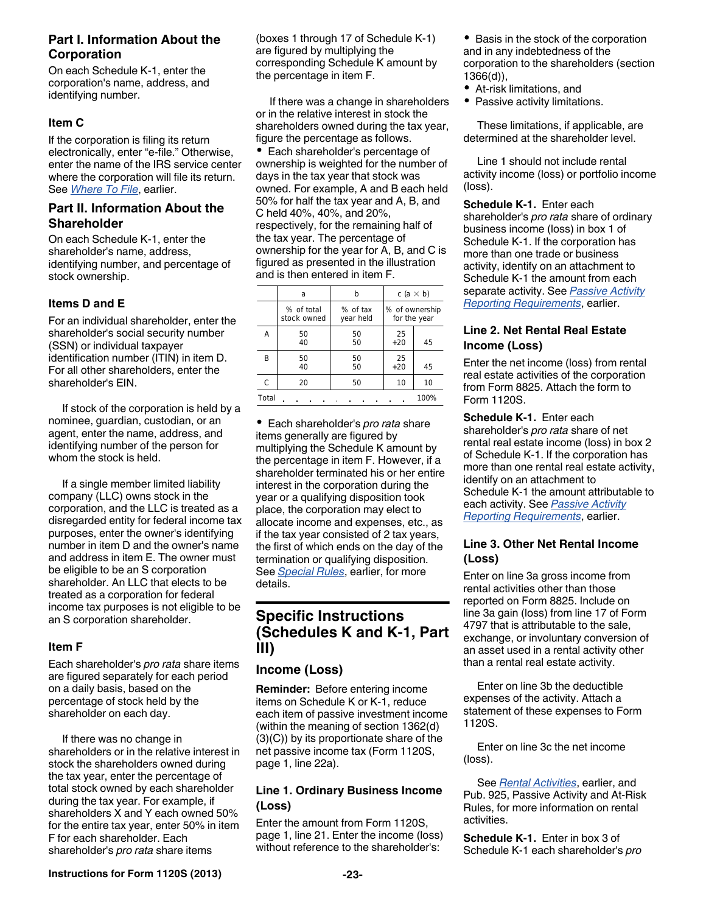## Part I. Information About the Corporation

On each Schedule K-1, enter the corporation's name, address, and identifying number.

### Item C

If the corporation is filing its return electronically, enter "e-file." Otherwise, enter the name of the IRS service center where the corporation will file its return. See *Where To File*, earlier.

## Part II. Information About the Shareholder

On each Schedule K-1, enter the shareholder's name, address, identifying number, and percentage of stock ownership.

### Items D and E

For an individual shareholder, enter the shareholder's social security number (SSN) or individual taxpayer identification number (ITIN) in item D. For all other shareholders, enter the shareholder's EIN.

If stock of the corporation is held by a nominee, guardian, custodian, or an agent, enter the name, address, and identifying number of the person for whom the stock is held.

If a single member limited liability company (LLC) owns stock in the corporation, and the LLC is treated as a disregarded entity for federal income tax purposes, enter the owner's identifying number in item D and the owner's name and address in item E. The owner must be eligible to be an S corporation shareholder. An LLC that elects to be treated as a corporation for federal income tax purposes is not eligible to be an S corporation shareholder.

### Item F

Each shareholder's *pro rata* share items are figured separately for each period on a daily basis, based on the percentage of stock held by the shareholder on each day.

If there was no change in shareholders or in the relative interest in stock the shareholders owned during the tax year, enter the percentage of total stock owned by each shareholder during the tax year. For example, if shareholders X and Y each owned 50% for the entire tax year, enter 50% in item F for each shareholder. Each shareholder's *pro rata* share items (boxes 1 through 17 of Schedule K-1) are figured by multiplying the corresponding Schedule K amount by the percentage in item F.

If there was a change in shareholders or in the relative interest in stock the shareholders owned during the tax year, figure the percentage as follows.

- Each shareholder's percentage of ownership is weighted for the number of days in the tax year that stock was owned. For example, A and B each held 50% for half the tax year and A, B, and C held 40%, 40%, and 20%, respectively, for the remaining half of the tax year. The percentage of ownership for the year for A, B, and C is figured as presented in the illustration and is then entered in item F.

| | a | b | c (a × b) | |
|---|---|---|---|---|
| | % of total stock owned | % of tax year held | % of ownership for the year | |
| A | 50<br>40 | 50<br>50 | 25<br>+20 | 45 |
| B | 50<br>40 | 50<br>50 | 25<br>+20 | 45 |
| C | 20 | 50 | 10 | 10 |
| Total . . . . . . . . . . | | | | 100% |

- Each shareholder's *pro rata* share items generally are figured by multiplying the Schedule K amount by the percentage in item F. However, if a shareholder terminated his or her entire interest in the corporation during the year or a qualifying disposition took place, the corporation may elect to allocate income and expenses, etc., as if the tax year consisted of 2 tax years, the first of which ends on the day of the termination or qualifying disposition. See *Special Rules*, earlier, for more details.

# Specific Instructions (Schedules K and K-1, Part III)

## Income (Loss)

**Reminder:** Before entering income items on Schedule K or K-1, reduce each item of passive investment income (within the meaning of section 1362(d)(3)(C)) by its proportionate share of the net passive income tax (Form 1120S, page 1, line 22a).

### Line 1. Ordinary Business Income (Loss)

Enter the amount from Form 1120S, page 1, line 21. Enter the income (loss) without reference to the shareholder's:

- Basis in the stock of the corporation and in any indebtedness of the corporation to the shareholders (section 1366(d)),
- At-risk limitations, and
- Passive activity limitations.

These limitations, if applicable, are determined at the shareholder level.

Line 1 should not include rental activity income (loss) or portfolio income (loss).

**Schedule K-1.** Enter each shareholder's *pro rata* share of ordinary business income (loss) in box 1 of Schedule K-1. If the corporation has more than one trade or business activity, identify on an attachment to Schedule K-1 the amount from each separate activity. See *Passive Activity Reporting Requirements*, earlier.

### Line 2. Net Rental Real Estate Income (Loss)

Enter the net income (loss) from rental real estate activities of the corporation from Form 8825. Attach the form to Form 1120S.

**Schedule K-1.** Enter each shareholder's *pro rata* share of net rental real estate income (loss) in box 2 of Schedule K-1. If the corporation has more than one rental real estate activity, identify on an attachment to Schedule K-1 the amount attributable to each activity. See *Passive Activity Reporting Requirements*, earlier.

### Line 3. Other Net Rental Income (Loss)

Enter on line 3a gross income from rental activities other than those reported on Form 8825. Include on line 3a gain (loss) from line 17 of Form 4797 that is attributable to the sale, exchange, or involuntary conversion of an asset used in a rental activity other than a rental real estate activity.

Enter on line 3b the deductible expenses of the activity. Attach a statement of these expenses to Form 1120S.

Enter on line 3c the net income (loss).

See *Rental Activities*, earlier, and Pub. 925, Passive Activity and At-Risk Rules, for more information on rental activities.

**Schedule K-1.** Enter in box 3 of Schedule K-1 each shareholder's *pro*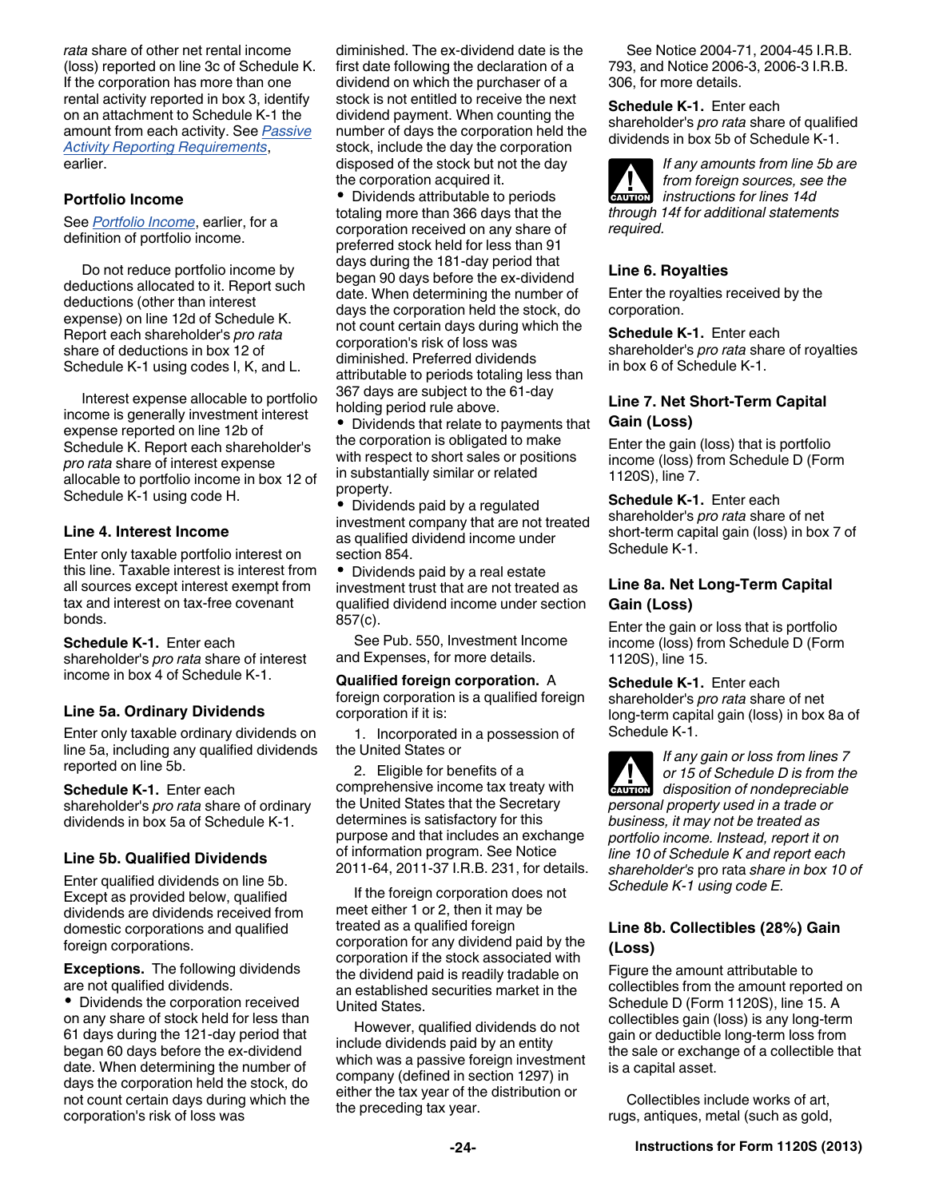*rata* share of other net rental income (loss) reported on line 3c of Schedule K. If the corporation has more than one rental activity reported in box 3, identify on an attachment to Schedule K-1 the amount from each activity. See *Passive Activity Reporting Requirements*, earlier.

### Portfolio Income

See *Portfolio Income*, earlier, for a definition of portfolio income.

Do not reduce portfolio income by deductions allocated to it. Report such deductions (other than interest expense) on line 12d of Schedule K. Report each shareholder's *pro rata* share of deductions in box 12 of Schedule K-1 using codes I, K, and L.

Interest expense allocable to portfolio income is generally investment interest expense reported on line 12b of Schedule K. Report each shareholder's *pro rata* share of interest expense allocable to portfolio income in box 12 of Schedule K-1 using code H.

### Line 4. Interest Income

Enter only taxable portfolio interest on this line. Taxable interest is interest from all sources except interest exempt from tax and interest on tax-free covenant bonds.

**Schedule K-1.** Enter each shareholder's *pro rata* share of interest income in box 4 of Schedule K-1.

### Line 5a. Ordinary Dividends

Enter only taxable ordinary dividends on line 5a, including any qualified dividends reported on line 5b.

**Schedule K-1.** Enter each shareholder's *pro rata* share of ordinary dividends in box 5a of Schedule K-1.

### Line 5b. Qualified Dividends

Enter qualified dividends on line 5b. Except as provided below, qualified dividends are dividends received from domestic corporations and qualified foreign corporations.

**Exceptions.** The following dividends are not qualified dividends.

- Dividends the corporation received on any share of stock held for less than 61 days during the 121-day period that began 60 days before the ex-dividend date. When determining the number of days the corporation held the stock, do not count certain days during which the corporation's risk of loss was diminished. The ex-dividend date is the first date following the declaration of a dividend on which the purchaser of a stock is not entitled to receive the next dividend payment. When counting the number of days the corporation held the stock, include the day the corporation disposed of the stock but not the day the corporation acquired it.
- Dividends attributable to periods totaling more than 366 days that the corporation received on any share of preferred stock held for less than 91 days during the 181-day period that began 90 days before the ex-dividend date. When determining the number of days the corporation held the stock, do not count certain days during which the corporation's risk of loss was diminished. Preferred dividends attributable to periods totaling less than 367 days are subject to the 61-day holding period rule above.
- Dividends that relate to payments that the corporation is obligated to make with respect to short sales or positions in substantially similar or related property.
- Dividends paid by a regulated investment company that are not treated as qualified dividend income under section 854.
- Dividends paid by a real estate investment trust that are not treated as qualified dividend income under section 857(c).

See Pub. 550, Investment Income and Expenses, for more details.

**Qualified foreign corporation.** A foreign corporation is a qualified foreign corporation if it is:

1. Incorporated in a possession of the United States or
2. Eligible for benefits of a comprehensive income tax treaty with the United States that the Secretary determines is satisfactory for this purpose and that includes an exchange of information program. See Notice 2011-64, 2011-37 I.R.B. 231, for details.

If the foreign corporation does not meet either 1 or 2, then it may be treated as a qualified foreign corporation for any dividend paid by the corporation if the stock associated with the dividend paid is readily tradable on an established securities market in the United States.

However, qualified dividends do not include dividends paid by an entity which was a passive foreign investment company (defined in section 1297) in either the tax year of the distribution or the preceding tax year.

See Notice 2004-71, 2004-45 I.R.B. 793, and Notice 2006-3, 2006-3 I.R.B. 306, for more details.

**Schedule K-1.** Enter each shareholder's *pro rata* share of qualified dividends in box 5b of Schedule K-1.

**CAUTION** *If any amounts from line 5b are from foreign sources, see the instructions for lines 14d through 14f for additional statements required.*

### Line 6. Royalties

Enter the royalties received by the corporation.

**Schedule K-1.** Enter each shareholder's *pro rata* share of royalties in box 6 of Schedule K-1.

### Line 7. Net Short-Term Capital Gain (Loss)

Enter the gain (loss) that is portfolio income (loss) from Schedule D (Form 1120S), line 7.

**Schedule K-1.** Enter each shareholder's *pro rata* share of net short-term capital gain (loss) in box 7 of Schedule K-1.

### Line 8a. Net Long-Term Capital Gain (Loss)

Enter the gain or loss that is portfolio income (loss) from Schedule D (Form 1120S), line 15.

**Schedule K-1.** Enter each shareholder's *pro rata* share of net long-term capital gain (loss) in box 8a of Schedule K-1.

**CAUTION** *If any gain or loss from lines 7 or 15 of Schedule D is from the disposition of nondepreciable personal property used in a trade or business, it may not be treated as portfolio income. Instead, report it on line 10 of Schedule K and report each shareholder's* pro rata *share in box 10 of Schedule K-1 using code E.*

### Line 8b. Collectibles (28%) Gain (Loss)

Figure the amount attributable to collectibles from the amount reported on Schedule D (Form 1120S), line 15. A collectibles gain (loss) is any long-term gain or deductible long-term loss from the sale or exchange of a collectible that is a capital asset.

Collectibles include works of art, rugs, antiques, metal (such as gold,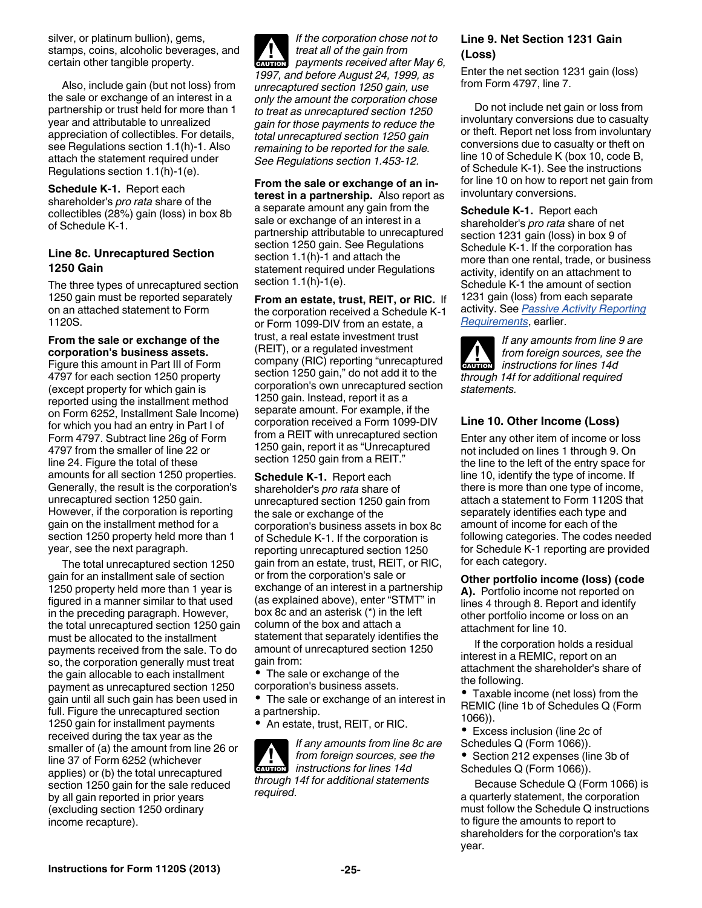silver, or platinum bullion), gems, stamps, coins, alcoholic beverages, and certain other tangible property.

Also, include gain (but not loss) from the sale or exchange of an interest in a partnership or trust held for more than 1 year and attributable to unrealized appreciation of collectibles. For details, see Regulations section 1.1(h)-1. Also attach the statement required under Regulations section 1.1(h)-1(e).

**Schedule K-1.** Report each shareholder's *pro rata* share of the collectibles (28%) gain (loss) in box 8b of Schedule K-1.

### Line 8c. Unrecaptured Section 1250 Gain

The three types of unrecaptured section 1250 gain must be reported separately on an attached statement to Form 1120S.

**From the sale or exchange of the corporation's business assets.** Figure this amount in Part III of Form 4797 for each section 1250 property (except property for which gain is reported using the installment method on Form 6252, Installment Sale Income) for which you had an entry in Part I of Form 4797. Subtract line 26g of Form 4797 from the smaller of line 22 or line 24. Figure the total of these amounts for all section 1250 properties. Generally, the result is the corporation's unrecaptured section 1250 gain. However, if the corporation is reporting gain on the installment method for a section 1250 property held more than 1 year, see the next paragraph.

The total unrecaptured section 1250 gain for an installment sale of section 1250 property held more than 1 year is figured in a manner similar to that used in the preceding paragraph. However, the total unrecaptured section 1250 gain must be allocated to the installment payments received from the sale. To do so, the corporation generally must treat the gain allocable to each installment payment as unrecaptured section 1250 gain until all such gain has been used in full. Figure the unrecaptured section 1250 gain for installment payments received during the tax year as the smaller of (a) the amount from line 26 or line 37 of Form 6252 (whichever applies) or (b) the total unrecaptured section 1250 gain for the sale reduced by all gain reported in prior years (excluding section 1250 ordinary income recapture).

**CAUTION** *If the corporation chose not to treat all of the gain from payments received after May 6, 1997, and before August 24, 1999, as unrecaptured section 1250 gain, use only the amount the corporation chose to treat as unrecaptured section 1250 gain for those payments to reduce the total unrecaptured section 1250 gain remaining to be reported for the sale. See Regulations section 1.453-12.*

**From the sale or exchange of an interest in a partnership.** Also report as a separate amount any gain from the sale or exchange of an interest in a partnership attributable to unrecaptured section 1250 gain. See Regulations section 1.1(h)-1 and attach the statement required under Regulations section 1.1(h)-1(e).

**From an estate, trust, REIT, or RIC.** If the corporation received a Schedule K-1 or Form 1099-DIV from an estate, a trust, a real estate investment trust (REIT), or a regulated investment company (RIC) reporting "unrecaptured section 1250 gain," do not add it to the corporation's own unrecaptured section 1250 gain. Instead, report it as a separate amount. For example, if the corporation received a Form 1099-DIV from a REIT with unrecaptured section 1250 gain, report it as "Unrecaptured section 1250 gain from a REIT."

**Schedule K-1.** Report each shareholder's *pro rata* share of unrecaptured section 1250 gain from the sale or exchange of the corporation's business assets in box 8c of Schedule K-1. If the corporation is reporting unrecaptured section 1250 gain from an estate, trust, REIT, or RIC, or from the corporation's sale or exchange of an interest in a partnership (as explained above), enter "STMT" in box 8c and an asterisk (*) in the left column of the box and attach a statement that separately identifies the amount of unrecaptured section 1250 gain from:

- The sale or exchange of the corporation's business assets.
- The sale or exchange of an interest in a partnership.
- An estate, trust, REIT, or RIC.

**CAUTION** *If any amounts from line 8c are from foreign sources, see the instructions for lines 14d through 14f for additional statements required.*

### Line 9. Net Section 1231 Gain (Loss)

Enter the net section 1231 gain (loss) from Form 4797, line 7.

Do not include net gain or loss from involuntary conversions due to casualty or theft. Report net loss from involuntary conversions due to casualty or theft on line 10 of Schedule K (box 10, code B, of Schedule K-1). See the instructions for line 10 on how to report net gain from involuntary conversions.

**Schedule K-1.** Report each shareholder's *pro rata* share of net section 1231 gain (loss) in box 9 of Schedule K-1. If the corporation has more than one rental, trade, or business activity, identify on an attachment to Schedule K-1 the amount of section 1231 gain (loss) from each separate activity. See Passive Activity Reporting Requirements, earlier.

**CAUTION** *If any amounts from line 9 are from foreign sources, see the instructions for lines 14d through 14f for additional required statements.*

### Line 10. Other Income (Loss)

Enter any other item of income or loss not included on lines 1 through 9. On the line to the left of the entry space for line 10, identify the type of income. If there is more than one type of income, attach a statement to Form 1120S that separately identifies each type and amount of income for each of the following categories. The codes needed for Schedule K-1 reporting are provided for each category.

**Other portfolio income (loss) (code A).** Portfolio income not reported on lines 4 through 8. Report and identify other portfolio income or loss on an attachment for line 10.

If the corporation holds a residual interest in a REMIC, report on an attachment the shareholder's share of the following.

- Taxable income (net loss) from the REMIC (line 1b of Schedules Q (Form 1066)).
- Excess inclusion (line 2c of Schedules Q (Form 1066)).
- Section 212 expenses (line 3b of Schedules Q (Form 1066)).

Because Schedule Q (Form 1066) is a quarterly statement, the corporation must follow the Schedule Q instructions to figure the amounts to report to shareholders for the corporation's tax year.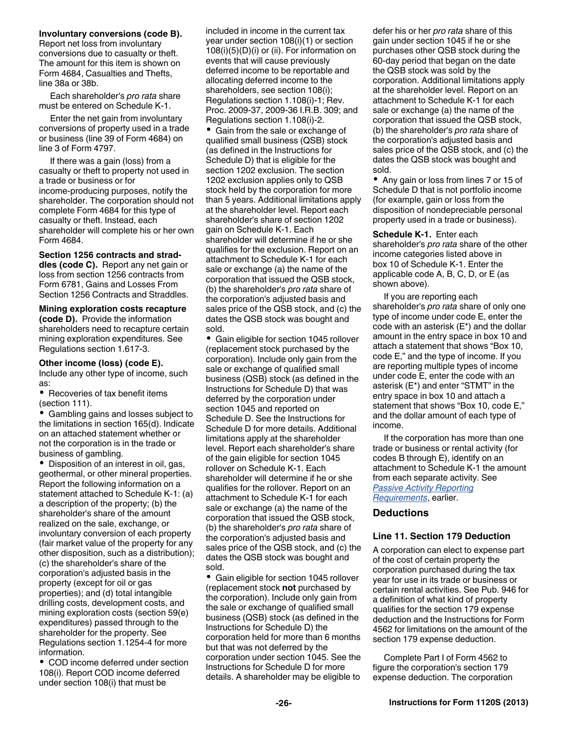**Involuntary conversions (code B).** Report net loss from involuntary conversions due to casualty or theft. The amount for this item is shown on Form 4684, Casualties and Thefts, line 38a or 38b.

Each shareholder's *pro rata* share must be entered on Schedule K-1.

Enter the net gain from involuntary conversions of property used in a trade or business (line 39 of Form 4684) on line 3 of Form 4797.

If there was a gain (loss) from a casualty or theft to property not used in a trade or business or for income-producing purposes, notify the shareholder. The corporation should not complete Form 4684 for this type of casualty or theft. Instead, each shareholder will complete his or her own Form 4684.

**Section 1256 contracts and straddles (code C).** Report any net gain or loss from section 1256 contracts from Form 6781, Gains and Losses From Section 1256 Contracts and Straddles.

**Mining exploration costs recapture (code D).** Provide the information shareholders need to recapture certain mining exploration expenditures. See Regulations section 1.617-3.

**Other income (loss) (code E).** Include any other type of income, such as:

- Recoveries of tax benefit items (section 111).
- Gambling gains and losses subject to the limitations in section 165(d). Indicate on an attached statement whether or not the corporation is in the trade or business of gambling.
- Disposition of an interest in oil, gas, geothermal, or other mineral properties. Report the following information on a statement attached to Schedule K-1: (a) a description of the property; (b) the shareholder's share of the amount realized on the sale, exchange, or involuntary conversion of each property (fair market value of the property for any other disposition, such as a distribution); (c) the shareholder's share of the corporation's adjusted basis in the property (except for oil or gas properties); and (d) total intangible drilling costs, development costs, and mining exploration costs (section 59(e) expenditures) passed through to the shareholder for the property. See Regulations section 1.1254-4 for more information.
- COD income deferred under section 108(i). Report COD income deferred under section 108(i) that must be included in income in the current tax year under section 108(i)(1) or section 108(i)(5)(D)(i) or (ii). For information on events that will cause previously deferred income to be reportable and allocating deferred income to the shareholders, see section 108(i); Regulations section 1.108(i)-1; Rev. Proc. 2009-37, 2009-36 I.R.B. 309; and Regulations section 1.108(i)-2.
- Gain from the sale or exchange of qualified small business (QSB) stock (as defined in the Instructions for Schedule D) that is eligible for the section 1202 exclusion. The section 1202 exclusion applies only to QSB stock held by the corporation for more than 5 years. Additional limitations apply at the shareholder level. Report each shareholder's share of section 1202 gain on Schedule K-1. Each shareholder will determine if he or she qualifies for the exclusion. Report on an attachment to Schedule K-1 for each sale or exchange (a) the name of the corporation that issued the QSB stock, (b) the shareholder's *pro rata* share of the corporation's adjusted basis and sales price of the QSB stock, and (c) the dates the QSB stock was bought and sold.
- Gain eligible for section 1045 rollover (replacement stock purchased by the corporation). Include only gain from the sale or exchange of qualified small business (QSB) stock (as defined in the Instructions for Schedule D) that was deferred by the corporation under section 1045 and reported on Schedule D. See the Instructions for Schedule D for more details. Additional limitations apply at the shareholder level. Report each shareholder's share of the gain eligible for section 1045 rollover on Schedule K-1. Each shareholder will determine if he or she qualifies for the rollover. Report on an attachment to Schedule K-1 for each sale or exchange (a) the name of the corporation that issued the QSB stock, (b) the shareholder's *pro rata* share of the corporation's adjusted basis and sales price of the QSB stock, and (c) the dates the QSB stock was bought and sold.
- Gain eligible for section 1045 rollover (replacement stock **not** purchased by the corporation). Include only gain from the sale or exchange of qualified small business (QSB) stock (as defined in the Instructions for Schedule D) the corporation held for more than 6 months but that was not deferred by the corporation under section 1045. See the Instructions for Schedule D for more details. A shareholder may be eligible to defer his or her *pro rata* share of this gain under section 1045 if he or she purchases other QSB stock during the 60-day period that began on the date the QSB stock was sold by the corporation. Additional limitations apply at the shareholder level. Report on an attachment to Schedule K-1 for each sale or exchange (a) the name of the corporation that issued the QSB stock, (b) the shareholder's *pro rata* share of the corporation's adjusted basis and sales price of the QSB stock, and (c) the dates the QSB stock was bought and sold.
- Any gain or loss from lines 7 or 15 of Schedule D that is not portfolio income (for example, gain or loss from the disposition of nondepreciable personal property used in a trade or business).

**Schedule K-1.** Enter each shareholder's *pro rata* share of the other income categories listed above in box 10 of Schedule K-1. Enter the applicable code A, B, C, D, or E (as shown above).

If you are reporting each shareholder's *pro rata* share of only one type of income under code E, enter the code with an asterisk (E*) and the dollar amount in the entry space in box 10 and attach a statement that shows "Box 10, code E," and the type of income. If you are reporting multiple types of income under code E, enter the code with an asterisk (E*) and enter "STMT" in the entry space in box 10 and attach a statement that shows "Box 10, code E," and the dollar amount of each type of income.

If the corporation has more than one trade or business or rental activity (for codes B through E), identify on an attachment to Schedule K-1 the amount from each separate activity. See *Passive Activity Reporting Requirements*, earlier.

## Deductions

### Line 11. Section 179 Deduction

A corporation can elect to expense part of the cost of certain property the corporation purchased during the tax year for use in its trade or business or certain rental activities. See Pub. 946 for a definition of what kind of property qualifies for the section 179 expense deduction and the Instructions for Form 4562 for limitations on the amount of the section 179 expense deduction.

Complete Part I of Form 4562 to figure the corporation's section 179 expense deduction. The corporation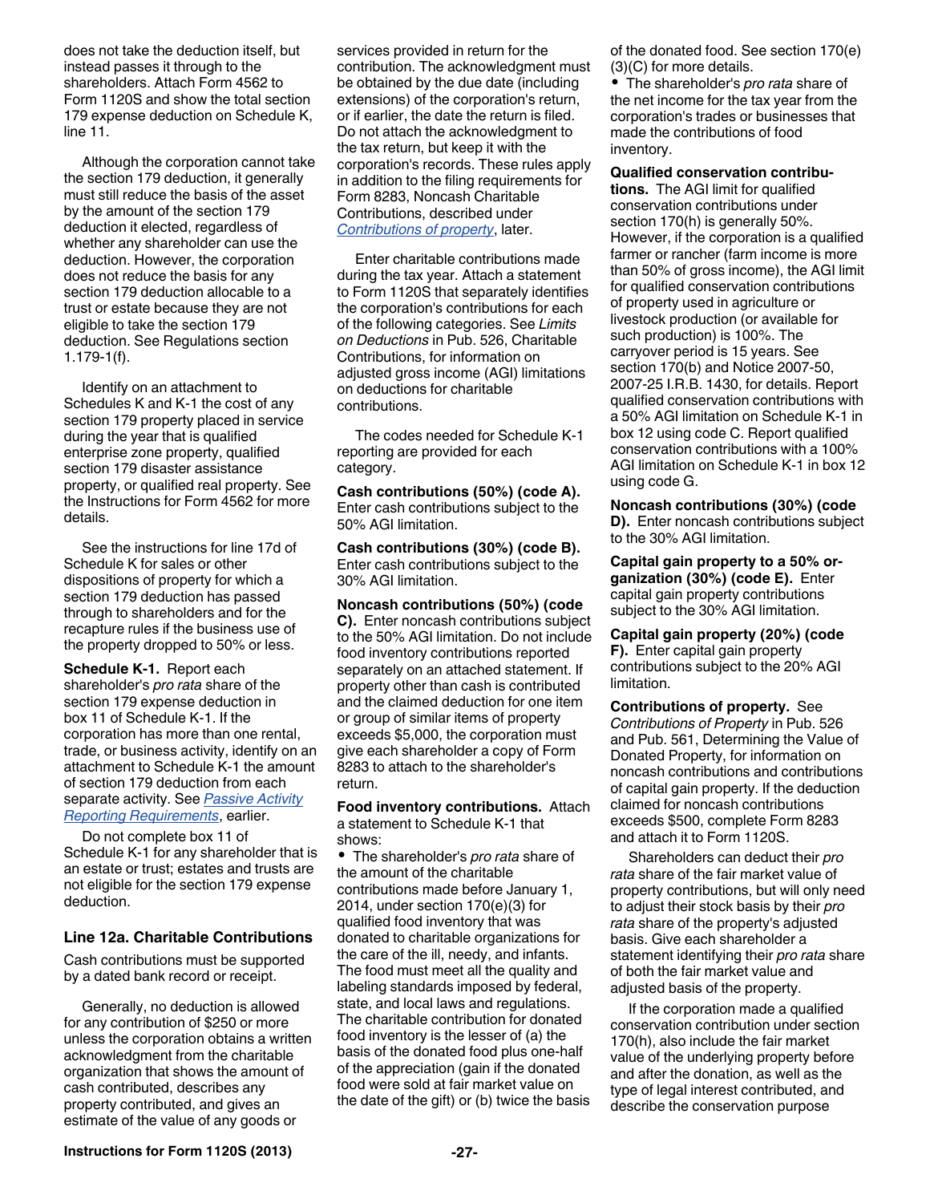does not take the deduction itself, but instead passes it through to the shareholders. Attach Form 4562 to Form 1120S and show the total section 179 expense deduction on Schedule K, line 11.

Although the corporation cannot take the section 179 deduction, it generally must still reduce the basis of the asset by the amount of the section 179 deduction it elected, regardless of whether any shareholder can use the deduction. However, the corporation does not reduce the basis for any section 179 deduction allocable to a trust or estate because they are not eligible to take the section 179 deduction. See Regulations section 1.179-1(f).

Identify on an attachment to Schedules K and K-1 the cost of any section 179 property placed in service during the year that is qualified enterprise zone property, qualified section 179 disaster assistance property, or qualified real property. See the Instructions for Form 4562 for more details.

See the instructions for line 17d of Schedule K for sales or other dispositions of property for which a section 179 deduction has passed through to shareholders and for the recapture rules if the business use of the property dropped to 50% or less.

**Schedule K-1.** Report each shareholder's *pro rata* share of the section 179 expense deduction in box 11 of Schedule K-1. If the corporation has more than one rental, trade, or business activity, identify on an attachment to Schedule K-1 the amount of section 179 deduction from each separate activity. See *Passive Activity Reporting Requirements*, earlier.

Do not complete box 11 of Schedule K-1 for any shareholder that is an estate or trust; estates and trusts are not eligible for the section 179 expense deduction.

### Line 12a. Charitable Contributions

Cash contributions must be supported by a dated bank record or receipt.

Generally, no deduction is allowed for any contribution of $250 or more unless the corporation obtains a written acknowledgment from the charitable organization that shows the amount of cash contributed, describes any property contributed, and gives an estimate of the value of any goods or services provided in return for the contribution. The acknowledgment must be obtained by the due date (including extensions) of the corporation's return, or if earlier, the date the return is filed. Do not attach the acknowledgment to the tax return, but keep it with the corporation's records. These rules apply in addition to the filing requirements for Form 8283, Noncash Charitable Contributions, described under *Contributions of property*, later.

Enter charitable contributions made during the tax year. Attach a statement to Form 1120S that separately identifies the corporation's contributions for each of the following categories. See *Limits on Deductions* in Pub. 526, Charitable Contributions, for information on adjusted gross income (AGI) limitations on deductions for charitable contributions.

The codes needed for Schedule K-1 reporting are provided for each category.

**Cash contributions (50%) (code A).** Enter cash contributions subject to the 50% AGI limitation.

**Cash contributions (30%) (code B).** Enter cash contributions subject to the 30% AGI limitation.

**Noncash contributions (50%) (code C).** Enter noncash contributions subject to the 50% AGI limitation. Do not include food inventory contributions reported separately on an attached statement. If property other than cash is contributed and the claimed deduction for one item or group of similar items of property exceeds $5,000, the corporation must give each shareholder a copy of Form 8283 to attach to the shareholder's return.

**Food inventory contributions.** Attach a statement to Schedule K-1 that shows:

- The shareholder's *pro rata* share of the amount of the charitable contributions made before January 1, 2014, under section 170(e)(3) for qualified food inventory that was donated to charitable organizations for the care of the ill, needy, and infants. The food must meet all the quality and labeling standards imposed by federal, state, and local laws and regulations. The charitable contribution for donated food inventory is the lesser of (a) the basis of the donated food plus one-half of the appreciation (gain if the donated food were sold at fair market value on the date of the gift) or (b) twice the basis of the donated food. See section 170(e)(3)(C) for more details.
- The shareholder's *pro rata* share of the net income for the tax year from the corporation's trades or businesses that made the contributions of food inventory.

**Qualified conservation contributions.** The AGI limit for qualified conservation contributions under section 170(h) is generally 50%. However, if the corporation is a qualified farmer or rancher (farm income is more than 50% of gross income), the AGI limit for qualified conservation contributions of property used in agriculture or livestock production (or available for such production) is 100%. The carryover period is 15 years. See section 170(b) and Notice 2007-50, 2007-25 I.R.B. 1430, for details. Report qualified conservation contributions with a 50% AGI limitation on Schedule K-1 in box 12 using code C. Report qualified conservation contributions with a 100% AGI limitation on Schedule K-1 in box 12 using code G.

**Noncash contributions (30%) (code D).** Enter noncash contributions subject to the 30% AGI limitation.

**Capital gain property to a 50% organization (30%) (code E).** Enter capital gain property contributions subject to the 30% AGI limitation.

**Capital gain property (20%) (code F).** Enter capital gain property contributions subject to the 20% AGI limitation.

**Contributions of property.** See *Contributions of Property* in Pub. 526 and Pub. 561, Determining the Value of Donated Property, for information on noncash contributions and contributions of capital gain property. If the deduction claimed for noncash contributions exceeds $500, complete Form 8283 and attach it to Form 1120S.

Shareholders can deduct their *pro rata* share of the fair market value of property contributions, but will only need to adjust their stock basis by their *pro rata* share of the property's adjusted basis. Give each shareholder a statement identifying their *pro rata* share of both the fair market value and adjusted basis of the property.

If the corporation made a qualified conservation contribution under section 170(h), also include the fair market value of the underlying property before and after the donation, as well as the type of legal interest contributed, and describe the conservation purpose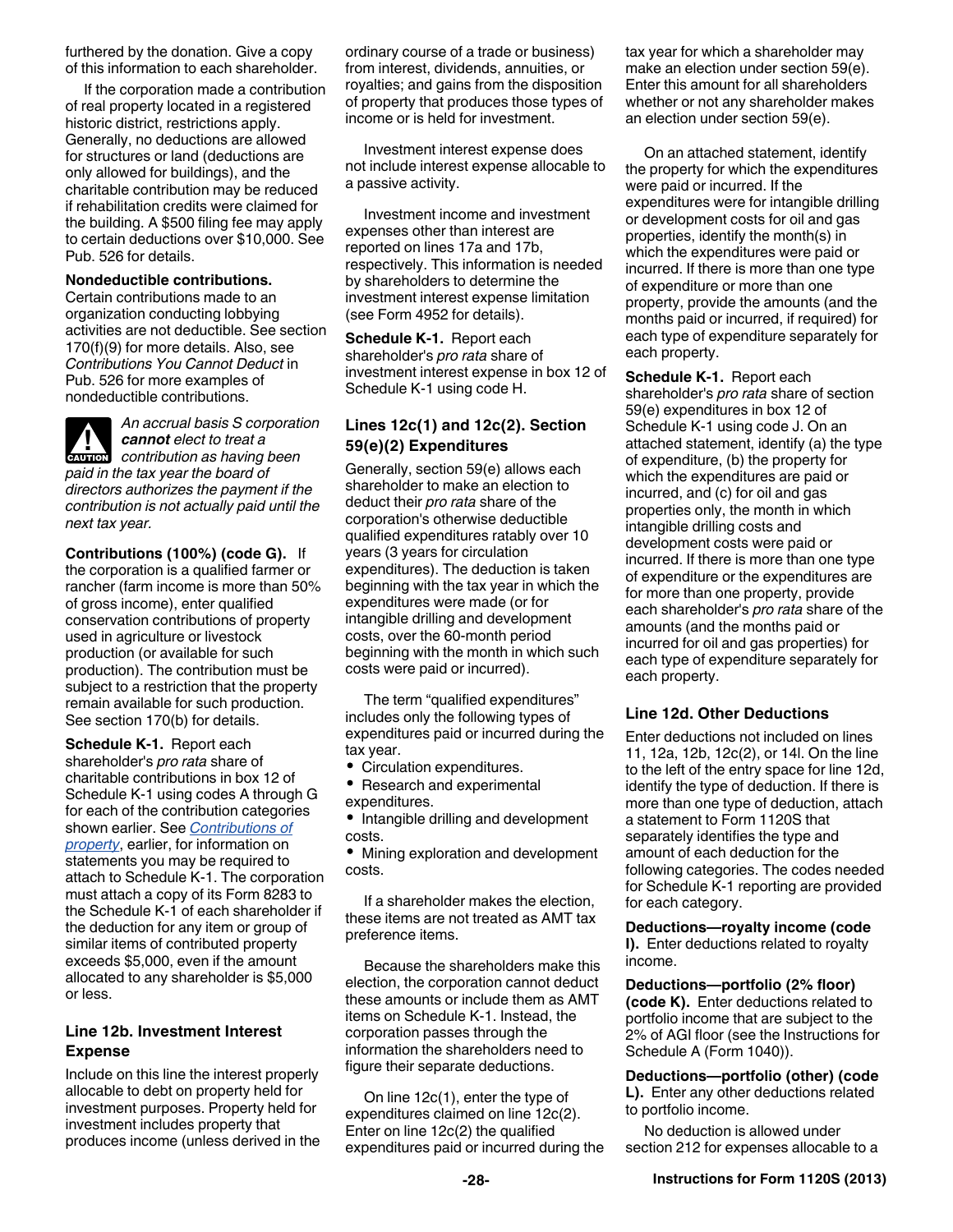furthered by the donation. Give a copy of this information to each shareholder.

If the corporation made a contribution of real property located in a registered historic district, restrictions apply. Generally, no deductions are allowed for structures or land (deductions are only allowed for buildings), and the charitable contribution may be reduced if rehabilitation credits were claimed for the building. A $500 filing fee may apply to certain deductions over $10,000. See Pub. 526 for details.

**Nondeductible contributions.** Certain contributions made to an organization conducting lobbying activities are not deductible. See section 170(f)(9) for more details. Also, see *Contributions You Cannot Deduct* in Pub. 526 for more examples of nondeductible contributions.

CAUTION: *An accrual basis S corporation **cannot** elect to treat a contribution as having been paid in the tax year the board of directors authorizes the payment if the contribution is not actually paid until the next tax year.*

**Contributions (100%) (code G).** If the corporation is a qualified farmer or rancher (farm income is more than 50% of gross income), enter qualified conservation contributions of property used in agriculture or livestock production (or available for such production). The contribution must be subject to a restriction that the property remain available for such production. See section 170(b) for details.

**Schedule K-1.** Report each shareholder's *pro rata* share of charitable contributions in box 12 of Schedule K-1 using codes A through G for each of the contribution categories shown earlier. See *Contributions of property*, earlier, for information on statements you may be required to attach to Schedule K-1. The corporation must attach a copy of its Form 8283 to the Schedule K-1 of each shareholder if the deduction for any item or group of similar items of contributed property exceeds $5,000, even if the amount allocated to any shareholder is $5,000 or less.

### Line 12b. Investment Interest Expense

Include on this line the interest properly allocable to debt on property held for investment purposes. Property held for investment includes property that produces income (unless derived in the ordinary course of a trade or business) from interest, dividends, annuities, or royalties; and gains from the disposition of property that produces those types of income or is held for investment.

Investment interest expense does not include interest expense allocable to a passive activity.

Investment income and investment expenses other than interest are reported on lines 17a and 17b, respectively. This information is needed by shareholders to determine the investment interest expense limitation (see Form 4952 for details).

**Schedule K-1.** Report each shareholder's *pro rata* share of investment interest expense in box 12 of Schedule K-1 using code H.

### Lines 12c(1) and 12c(2). Section 59(e)(2) Expenditures

Generally, section 59(e) allows each shareholder to make an election to deduct their *pro rata* share of the corporation's otherwise deductible qualified expenditures ratably over 10 years (3 years for circulation expenditures). The deduction is taken beginning with the tax year in which the expenditures were made (or for intangible drilling and development costs, over the 60-month period beginning with the month in which such costs were paid or incurred).

The term "qualified expenditures" includes only the following types of expenditures paid or incurred during the tax year.

- Circulation expenditures.
- Research and experimental expenditures.
- Intangible drilling and development costs.
- Mining exploration and development costs.

If a shareholder makes the election, these items are not treated as AMT tax preference items.

Because the shareholders make this election, the corporation cannot deduct these amounts or include them as AMT items on Schedule K-1. Instead, the corporation passes through the information the shareholders need to figure their separate deductions.

On line 12c(1), enter the type of expenditures claimed on line 12c(2). Enter on line 12c(2) the qualified expenditures paid or incurred during the tax year for which a shareholder may make an election under section 59(e). Enter this amount for all shareholders whether or not any shareholder makes an election under section 59(e).

On an attached statement, identify the property for which the expenditures were paid or incurred. If the expenditures were for intangible drilling or development costs for oil and gas properties, identify the month(s) in which the expenditures were paid or incurred. If there is more than one type of expenditure or more than one property, provide the amounts (and the months paid or incurred, if required) for each type of expenditure separately for each property.

**Schedule K-1.** Report each shareholder's *pro rata* share of section 59(e) expenditures in box 12 of Schedule K-1 using code J. On an attached statement, identify (a) the type of expenditure, (b) the property for which the expenditures are paid or incurred, and (c) for oil and gas properties only, the month in which intangible drilling costs and development costs were paid or incurred. If there is more than one type of expenditure or the expenditures are for more than one property, provide each shareholder's *pro rata* share of the amounts (and the months paid or incurred for oil and gas properties) for each type of expenditure separately for each property.

### Line 12d. Other Deductions

Enter deductions not included on lines 11, 12a, 12b, 12c(2), or 14l. On the line to the left of the entry space for line 12d, identify the type of deduction. If there is more than one type of deduction, attach a statement to Form 1120S that separately identifies the type and amount of each deduction for the following categories. The codes needed for Schedule K-1 reporting are provided for each category.

**Deductions—royalty income (code I).** Enter deductions related to royalty income.

**Deductions—portfolio (2% floor) (code K).** Enter deductions related to portfolio income that are subject to the 2% of AGI floor (see the Instructions for Schedule A (Form 1040)).

**Deductions—portfolio (other) (code L).** Enter any other deductions related to portfolio income.

No deduction is allowed under section 212 for expenses allocable to a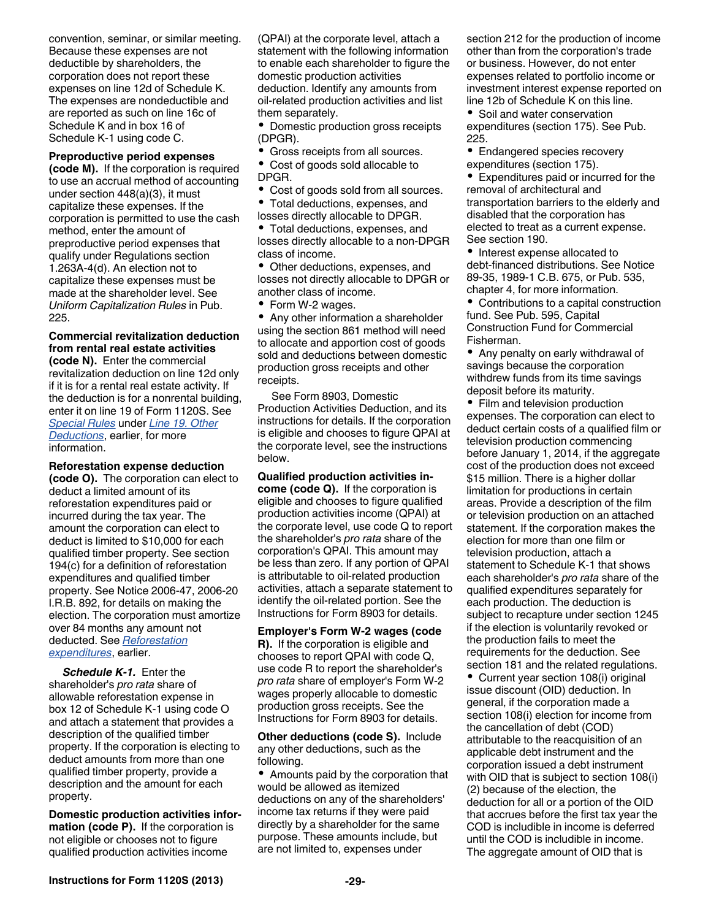convention, seminar, or similar meeting. Because these expenses are not deductible by shareholders, the corporation does not report these expenses on line 12d of Schedule K. The expenses are nondeductible and are reported as such on line 16c of Schedule K and in box 16 of Schedule K-1 using code C.

**Preproductive period expenses (code M).** If the corporation is required to use an accrual method of accounting under section 448(a)(3), it must capitalize these expenses. If the corporation is permitted to use the cash method, enter the amount of preproductive period expenses that qualify under Regulations section 1.263A-4(d). An election not to capitalize these expenses must be made at the shareholder level. See *Uniform Capitalization Rules* in Pub. 225.

**Commercial revitalization deduction from rental real estate activities (code N).** Enter the commercial revitalization deduction on line 12d only if it is for a rental real estate activity. If the deduction is for a nonrental building, enter it on line 19 of Form 1120S. See *Special Rules* under *Line 19. Other Deductions*, earlier, for more information.

**Reforestation expense deduction (code O).** The corporation can elect to deduct a limited amount of its reforestation expenditures paid or incurred during the tax year. The amount the corporation can elect to deduct is limited to $10,000 for each qualified timber property. See section 194(c) for a definition of reforestation expenditures and qualified timber property. See Notice 2006-47, 2006-20 I.R.B. 892, for details on making the election. The corporation must amortize over 84 months any amount not deducted. See *Reforestation expenditures*, earlier.

***Schedule K-1.*** Enter the shareholder's *pro rata* share of allowable reforestation expense in box 12 of Schedule K-1 using code O and attach a statement that provides a description of the qualified timber property. If the corporation is electing to deduct amounts from more than one qualified timber property, provide a description and the amount for each property.

**Domestic production activities information (code P).** If the corporation is not eligible or chooses not to figure qualified production activities income (QPAI) at the corporate level, attach a statement with the following information to enable each shareholder to figure the domestic production activities deduction. Identify any amounts from oil-related production activities and list them separately.

- Domestic production gross receipts (DPGR).
- Gross receipts from all sources.
- Cost of goods sold allocable to DPGR.
- Cost of goods sold from all sources.
- Total deductions, expenses, and losses directly allocable to DPGR.
- Total deductions, expenses, and losses directly allocable to a non-DPGR class of income.
- Other deductions, expenses, and losses not directly allocable to DPGR or another class of income.
- Form W-2 wages.
- Any other information a shareholder using the section 861 method will need to allocate and apportion cost of goods sold and deductions between domestic production gross receipts and other receipts.

See Form 8903, Domestic Production Activities Deduction, and its instructions for details. If the corporation is eligible and chooses to figure QPAI at the corporate level, see the instructions below.

**Qualified production activities income (code Q).** If the corporation is eligible and chooses to figure qualified production activities income (QPAI) at the corporate level, use code Q to report the shareholder's *pro rata* share of the corporation's QPAI. This amount may be less than zero. If any portion of QPAI is attributable to oil-related production activities, attach a separate statement to identify the oil-related portion. See the Instructions for Form 8903 for details.

**Employer's Form W-2 wages (code R).** If the corporation is eligible and chooses to report QPAI with code Q, use code R to report the shareholder's *pro rata* share of employer's Form W-2 wages properly allocable to domestic production gross receipts. See the Instructions for Form 8903 for details.

**Other deductions (code S).** Include any other deductions, such as the following.

- Amounts paid by the corporation that would be allowed as itemized deductions on any of the shareholders' income tax returns if they were paid directly by a shareholder for the same purpose. These amounts include, but are not limited to, expenses under section 212 for the production of income other than from the corporation's trade or business. However, do not enter expenses related to portfolio income or investment interest expense reported on line 12b of Schedule K on this line.
- Soil and water conservation expenditures (section 175). See Pub. 225.
- Endangered species recovery expenditures (section 175).
- Expenditures paid or incurred for the removal of architectural and transportation barriers to the elderly and disabled that the corporation has elected to treat as a current expense. See section 190.
- Interest expense allocated to debt-financed distributions. See Notice 89-35, 1989-1 C.B. 675, or Pub. 535, chapter 4, for more information.
- Contributions to a capital construction fund. See Pub. 595, Capital Construction Fund for Commercial Fisherman.
- Any penalty on early withdrawal of savings because the corporation withdrew funds from its time savings deposit before its maturity.
- Film and television production expenses. The corporation can elect to deduct certain costs of a qualified film or television production commencing before January 1, 2014, if the aggregate cost of the production does not exceed $15 million. There is a higher dollar limitation for productions in certain areas. Provide a description of the film or television production on an attached statement. If the corporation makes the election for more than one film or television production, attach a statement to Schedule K-1 that shows each shareholder's *pro rata* share of the qualified expenditures separately for each production. The deduction is subject to recapture under section 1245 if the election is voluntarily revoked or the production fails to meet the requirements for the deduction. See section 181 and the related regulations.
- Current year section 108(i) original issue discount (OID) deduction. In general, if the corporation made a section 108(i) election for income from the cancellation of debt (COD) attributable to the reacquisition of an applicable debt instrument and the corporation issued a debt instrument with OID that is subject to section 108(i)(2) because of the election, the deduction for all or a portion of the OID that accrues before the first tax year the COD is includible in income is deferred until the COD is includible in income. The aggregate amount of OID that is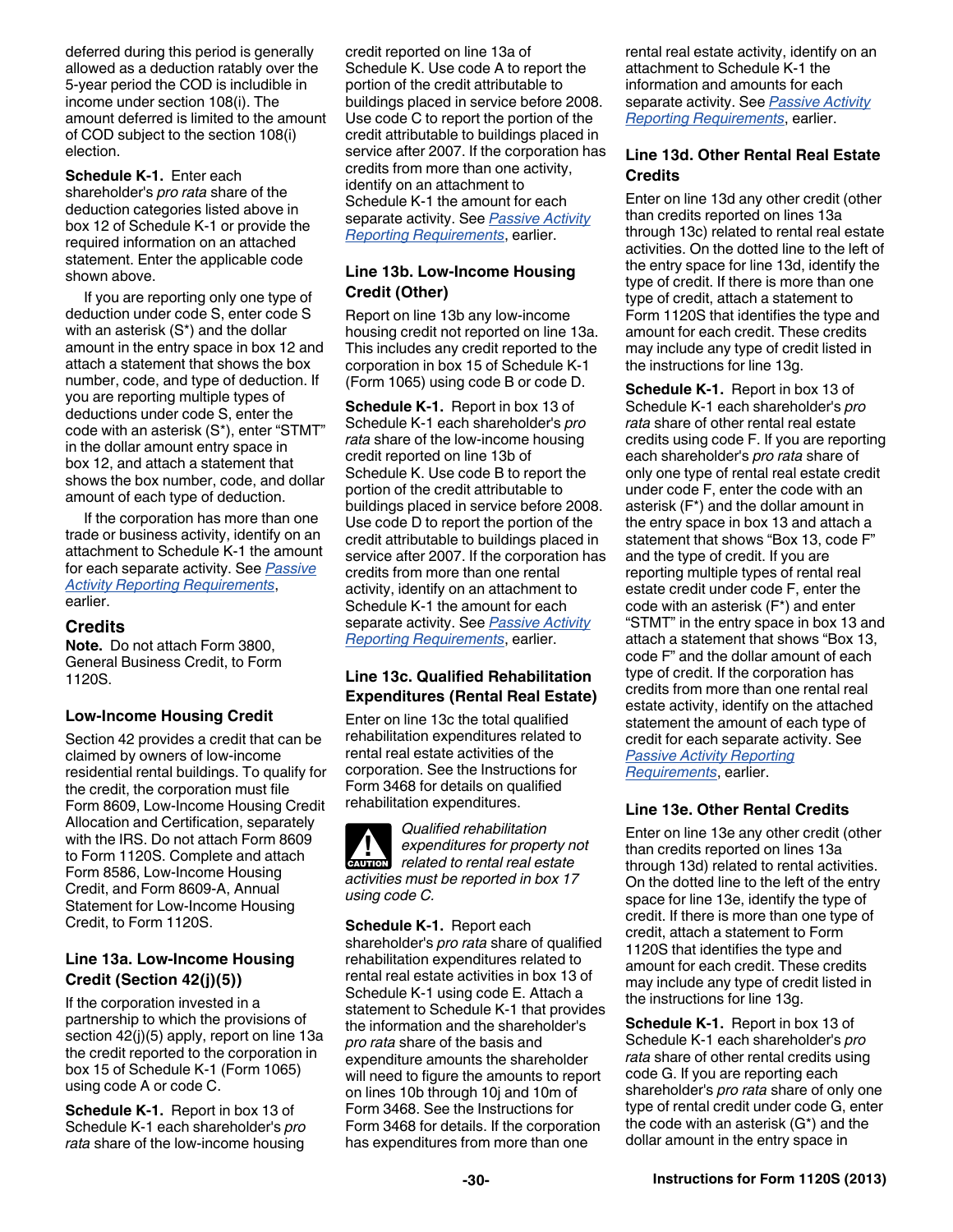deferred during this period is generally allowed as a deduction ratably over the 5-year period the COD is includible in income under section 108(i). The amount deferred is limited to the amount of COD subject to the section 108(i) election.

**Schedule K-1.** Enter each shareholder's *pro rata* share of the deduction categories listed above in box 12 of Schedule K-1 or provide the required information on an attached statement. Enter the applicable code shown above.

If you are reporting only one type of deduction under code S, enter code S with an asterisk (S*) and the dollar amount in the entry space in box 12 and attach a statement that shows the box number, code, and type of deduction. If you are reporting multiple types of deductions under code S, enter the code with an asterisk (S*), enter "STMT" in the dollar amount entry space in box 12, and attach a statement that shows the box number, code, and dollar amount of each type of deduction.

If the corporation has more than one trade or business activity, identify on an attachment to Schedule K-1 the amount for each separate activity. See Passive Activity Reporting Requirements, earlier.

## Credits

**Note.** Do not attach Form 3800, General Business Credit, to Form 1120S.

### Low-Income Housing Credit

Section 42 provides a credit that can be claimed by owners of low-income residential rental buildings. To qualify for the credit, the corporation must file Form 8609, Low-Income Housing Credit Allocation and Certification, separately with the IRS. Do not attach Form 8609 to Form 1120S. Complete and attach Form 8586, Low-Income Housing Credit, and Form 8609-A, Annual Statement for Low-Income Housing Credit, to Form 1120S.

### Line 13a. Low-Income Housing Credit (Section 42(j)(5))

If the corporation invested in a partnership to which the provisions of section 42(j)(5) apply, report on line 13a the credit reported to the corporation in box 15 of Schedule K-1 (Form 1065) using code A or code C.

**Schedule K-1.** Report in box 13 of Schedule K-1 each shareholder's *pro rata* share of the low-income housing credit reported on line 13a of Schedule K. Use code A to report the portion of the credit attributable to buildings placed in service before 2008. Use code C to report the portion of the credit attributable to buildings placed in service after 2007. If the corporation has credits from more than one activity, identify on an attachment to Schedule K-1 the amount for each separate activity. See Passive Activity Reporting Requirements, earlier.

### Line 13b. Low-Income Housing Credit (Other)

Report on line 13b any low-income housing credit not reported on line 13a. This includes any credit reported to the corporation in box 15 of Schedule K-1 (Form 1065) using code B or code D.

**Schedule K-1.** Report in box 13 of Schedule K-1 each shareholder's *pro rata* share of the low-income housing credit reported on line 13b of Schedule K. Use code B to report the portion of the credit attributable to buildings placed in service before 2008. Use code D to report the portion of the credit attributable to buildings placed in service after 2007. If the corporation has credits from more than one rental activity, identify on an attachment to Schedule K-1 the amount for each separate activity. See Passive Activity Reporting Requirements, earlier.

### Line 13c. Qualified Rehabilitation Expenditures (Rental Real Estate)

Enter on line 13c the total qualified rehabilitation expenditures related to rental real estate activities of the corporation. See the Instructions for Form 3468 for details on qualified rehabilitation expenditures.

**CAUTION:** *Qualified rehabilitation expenditures for property not related to rental real estate activities must be reported in box 17 using code C.*

**Schedule K-1.** Report each shareholder's *pro rata* share of qualified rehabilitation expenditures related to rental real estate activities in box 13 of Schedule K-1 using code E. Attach a statement to Schedule K-1 that provides the information and the shareholder's *pro rata* share of the basis and expenditure amounts the shareholder will need to figure the amounts to report on lines 10b through 10j and 10m of Form 3468. See the Instructions for Form 3468 for details. If the corporation has expenditures from more than one rental real estate activity, identify on an attachment to Schedule K-1 the information and amounts for each separate activity. See Passive Activity Reporting Requirements, earlier.

### Line 13d. Other Rental Real Estate Credits

Enter on line 13d any other credit (other than credits reported on lines 13a through 13c) related to rental real estate activities. On the dotted line to the left of the entry space for line 13d, identify the type of credit. If there is more than one type of credit, attach a statement to Form 1120S that identifies the type and amount for each credit. These credits may include any type of credit listed in the instructions for line 13g.

**Schedule K-1.** Report in box 13 of Schedule K-1 each shareholder's *pro rata* share of other rental real estate credits using code F. If you are reporting each shareholder's *pro rata* share of only one type of rental real estate credit under code F, enter the code with an asterisk (F*) and the dollar amount in the entry space in box 13 and attach a statement that shows "Box 13, code F" and the type of credit. If you are reporting multiple types of rental real estate credit under code F, enter the code with an asterisk (F*) and enter "STMT" in the entry space in box 13 and attach a statement that shows "Box 13, code F" and the dollar amount of each type of credit. If the corporation has credits from more than one rental real estate activity, identify on the attached statement the amount of each type of credit for each separate activity. See Passive Activity Reporting Requirements, earlier.

### Line 13e. Other Rental Credits

Enter on line 13e any other credit (other than credits reported on lines 13a through 13d) related to rental activities. On the dotted line to the left of the entry space for line 13e, identify the type of credit. If there is more than one type of credit, attach a statement to Form 1120S that identifies the type and amount for each credit. These credits may include any type of credit listed in the instructions for line 13g.

**Schedule K-1.** Report in box 13 of Schedule K-1 each shareholder's *pro rata* share of other rental credits using code G. If you are reporting each shareholder's *pro rata* share of only one type of rental credit under code G, enter the code with an asterisk (G*) and the dollar amount in the entry space in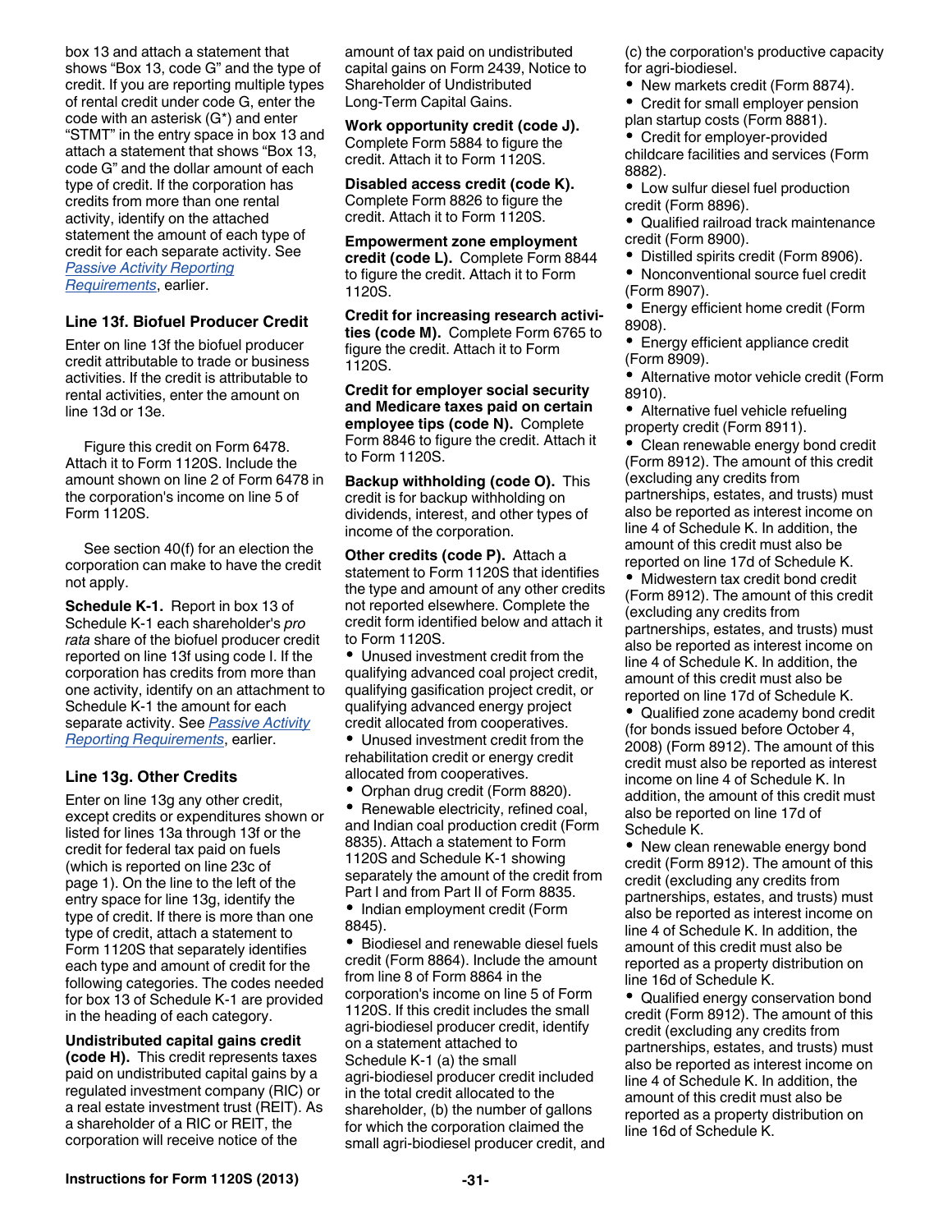box 13 and attach a statement that shows "Box 13, code G" and the type of credit. If you are reporting multiple types of rental credit under code G, enter the code with an asterisk (G*) and enter "STMT" in the entry space in box 13 and attach a statement that shows "Box 13, code G" and the dollar amount of each type of credit. If the corporation has credits from more than one rental activity, identify on the attached statement the amount of each type of credit for each separate activity. See *Passive Activity Reporting Requirements*, earlier.

### Line 13f. Biofuel Producer Credit

Enter on line 13f the biofuel producer credit attributable to trade or business activities. If the credit is attributable to rental activities, enter the amount on line 13d or 13e.

Figure this credit on Form 6478. Attach it to Form 1120S. Include the amount shown on line 2 of Form 6478 in the corporation's income on line 5 of Form 1120S.

See section 40(f) for an election the corporation can make to have the credit not apply.

**Schedule K-1.** Report in box 13 of Schedule K-1 each shareholder's *pro rata* share of the biofuel producer credit reported on line 13f using code I. If the corporation has credits from more than one activity, identify on an attachment to Schedule K-1 the amount for each separate activity. See *Passive Activity Reporting Requirements*, earlier.

### Line 13g. Other Credits

Enter on line 13g any other credit, except credits or expenditures shown or listed for lines 13a through 13f or the credit for federal tax paid on fuels (which is reported on line 23c of page 1). On the line to the left of the entry space for line 13g, identify the type of credit. If there is more than one type of credit, attach a statement to Form 1120S that separately identifies each type and amount of credit for the following categories. The codes needed for box 13 of Schedule K-1 are provided in the heading of each category.

**Undistributed capital gains credit (code H).** This credit represents taxes paid on undistributed capital gains by a regulated investment company (RIC) or a real estate investment trust (REIT). As a shareholder of a RIC or REIT, the corporation will receive notice of the amount of tax paid on undistributed capital gains on Form 2439, Notice to Shareholder of Undistributed Long-Term Capital Gains.

**Work opportunity credit (code J).** Complete Form 5884 to figure the credit. Attach it to Form 1120S.

**Disabled access credit (code K).** Complete Form 8826 to figure the credit. Attach it to Form 1120S.

**Empowerment zone employment credit (code L).** Complete Form 8844 to figure the credit. Attach it to Form 1120S.

**Credit for increasing research activities (code M).** Complete Form 6765 to figure the credit. Attach it to Form 1120S.

**Credit for employer social security and Medicare taxes paid on certain employee tips (code N).** Complete Form 8846 to figure the credit. Attach it to Form 1120S.

**Backup withholding (code O).** This credit is for backup withholding on dividends, interest, and other types of income of the corporation.

**Other credits (code P).** Attach a statement to Form 1120S that identifies the type and amount of any other credits not reported elsewhere. Complete the credit form identified below and attach it to Form 1120S.

- Unused investment credit from the qualifying advanced coal project credit, qualifying gasification project credit, or qualifying advanced energy project credit allocated from cooperatives.
- Unused investment credit from the rehabilitation credit or energy credit allocated from cooperatives.
- Orphan drug credit (Form 8820).
- Renewable electricity, refined coal, and Indian coal production credit (Form 8835). Attach a statement to Form 1120S and Schedule K-1 showing separately the amount of the credit from Part I and from Part II of Form 8835.
- Indian employment credit (Form 8845).
- Biodiesel and renewable diesel fuels credit (Form 8864). Include the amount from line 8 of Form 8864 in the corporation's income on line 5 of Form 1120S. If this credit includes the small agri-biodiesel producer credit, identify on a statement attached to Schedule K-1 (a) the small agri-biodiesel producer credit included in the total credit allocated to the shareholder, (b) the number of gallons for which the corporation claimed the small agri-biodiesel producer credit, and (c) the corporation's productive capacity for agri-biodiesel.
- New markets credit (Form 8874).
- Credit for small employer pension plan startup costs (Form 8881).
- Credit for employer-provided childcare facilities and services (Form 8882).
- Low sulfur diesel fuel production credit (Form 8896).
- Qualified railroad track maintenance credit (Form 8900).
- Distilled spirits credit (Form 8906).
- Nonconventional source fuel credit (Form 8907).
- Energy efficient home credit (Form 8908).
- Energy efficient appliance credit (Form 8909).
- Alternative motor vehicle credit (Form 8910).
- Alternative fuel vehicle refueling property credit (Form 8911).
- Clean renewable energy bond credit (Form 8912). The amount of this credit (excluding any credits from partnerships, estates, and trusts) must also be reported as interest income on line 4 of Schedule K. In addition, the amount of this credit must also be reported on line 17d of Schedule K.
- Midwestern tax credit bond credit (Form 8912). The amount of this credit (excluding any credits from partnerships, estates, and trusts) must also be reported as interest income on line 4 of Schedule K. In addition, the amount of this credit must also be reported on line 17d of Schedule K.
- Qualified zone academy bond credit (for bonds issued before October 4, 2008) (Form 8912). The amount of this credit must also be reported as interest income on line 4 of Schedule K. In addition, the amount of this credit must also be reported on line 17d of Schedule K.
- New clean renewable energy bond credit (Form 8912). The amount of this credit (excluding any credits from partnerships, estates, and trusts) must also be reported as interest income on line 4 of Schedule K. In addition, the amount of this credit must also be reported as a property distribution on line 16d of Schedule K.
- Qualified energy conservation bond credit (Form 8912). The amount of this credit (excluding any credits from partnerships, estates, and trusts) must also be reported as interest income on line 4 of Schedule K. In addition, the amount of this credit must also be reported as a property distribution on line 16d of Schedule K.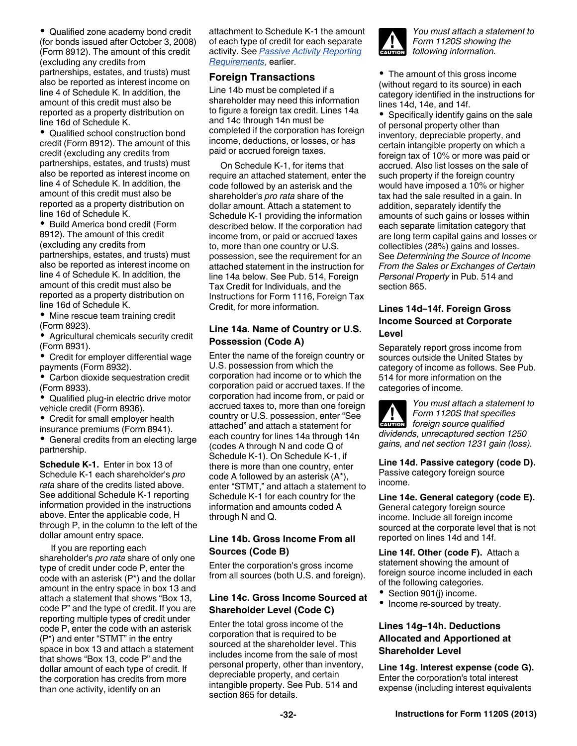- Qualified zone academy bond credit (for bonds issued after October 3, 2008) (Form 8912). The amount of this credit (excluding any credits from partnerships, estates, and trusts) must also be reported as interest income on line 4 of Schedule K. In addition, the amount of this credit must also be reported as a property distribution on line 16d of Schedule K.
- Qualified school construction bond credit (Form 8912). The amount of this credit (excluding any credits from partnerships, estates, and trusts) must also be reported as interest income on line 4 of Schedule K. In addition, the amount of this credit must also be reported as a property distribution on line 16d of Schedule K.
- Build America bond credit (Form 8912). The amount of this credit (excluding any credits from partnerships, estates, and trusts) must also be reported as interest income on line 4 of Schedule K. In addition, the amount of this credit must also be reported as a property distribution on line 16d of Schedule K.
- Mine rescue team training credit (Form 8923).
- Agricultural chemicals security credit (Form 8931).
- Credit for employer differential wage payments (Form 8932).
- Carbon dioxide sequestration credit (Form 8933).
- Qualified plug-in electric drive motor vehicle credit (Form 8936).
- Credit for small employer health insurance premiums (Form 8941).
- General credits from an electing large partnership.

**Schedule K-1.** Enter in box 13 of Schedule K-1 each shareholder's *pro rata* share of the credits listed above. See additional Schedule K-1 reporting information provided in the instructions above. Enter the applicable code, H through P, in the column to the left of the dollar amount entry space.

If you are reporting each shareholder's *pro rata* share of only one type of credit under code P, enter the code with an asterisk (P*) and the dollar amount in the entry space in box 13 and attach a statement that shows "Box 13, code P" and the type of credit. If you are reporting multiple types of credit under code P, enter the code with an asterisk (P*) and enter "STMT" in the entry space in box 13 and attach a statement that shows "Box 13, code P" and the dollar amount of each type of credit. If the corporation has credits from more than one activity, identify on an attachment to Schedule K-1 the amount of each type of credit for each separate activity. See *Passive Activity Reporting Requirements*, earlier.

## Foreign Transactions

Line 14b must be completed if a shareholder may need this information to figure a foreign tax credit. Lines 14a and 14c through 14n must be completed if the corporation has foreign income, deductions, or losses, or has paid or accrued foreign taxes.

On Schedule K-1, for items that require an attached statement, enter the code followed by an asterisk and the shareholder's *pro rata* share of the dollar amount. Attach a statement to Schedule K-1 providing the information described below. If the corporation had income from, or paid or accrued taxes to, more than one country or U.S. possession, see the requirement for an attached statement in the instruction for line 14a below. See Pub. 514, Foreign Tax Credit for Individuals, and the Instructions for Form 1116, Foreign Tax Credit, for more information.

### Line 14a. Name of Country or U.S. Possession (Code A)

Enter the name of the foreign country or U.S. possession from which the corporation had income or to which the corporation paid or accrued taxes. If the corporation had income from, or paid or accrued taxes to, more than one foreign country or U.S. possession, enter "See attached" and attach a statement for each country for lines 14a through 14n (codes A through N and code Q of Schedule K-1). On Schedule K-1, if there is more than one country, enter code A followed by an asterisk (A*), enter "STMT," and attach a statement to Schedule K-1 for each country for the information and amounts coded A through N and Q.

### Line 14b. Gross Income From all Sources (Code B)

Enter the corporation's gross income from all sources (both U.S. and foreign).

### Line 14c. Gross Income Sourced at Shareholder Level (Code C)

Enter the total gross income of the corporation that is required to be sourced at the shareholder level. This includes income from the sale of most personal property, other than inventory, depreciable property, and certain intangible property. See Pub. 514 and section 865 for details.

*CAUTION: You must attach a statement to Form 1120S showing the following information.*

- The amount of this gross income (without regard to its source) in each category identified in the instructions for lines 14d, 14e, and 14f.
- Specifically identify gains on the sale of personal property other than inventory, depreciable property, and certain intangible property on which a foreign tax of 10% or more was paid or accrued. Also list losses on the sale of such property if the foreign country would have imposed a 10% or higher tax had the sale resulted in a gain. In addition, separately identify the amounts of such gains or losses within each separate limitation category that are long term capital gains and losses or collectibles (28%) gains and losses. See *Determining the Source of Income From the Sales or Exchanges of Certain Personal Property* in Pub. 514 and section 865.

### Lines 14d–14f. Foreign Gross Income Sourced at Corporate Level

Separately report gross income from sources outside the United States by category of income as follows. See Pub. 514 for more information on the categories of income.

*CAUTION: You must attach a statement to Form 1120S that specifies foreign source qualified dividends, unrecaptured section 1250 gains, and net section 1231 gain (loss).*

**Line 14d. Passive category (code D).** Passive category foreign source income.

**Line 14e. General category (code E).** General category foreign source income. Include all foreign income sourced at the corporate level that is not reported on lines 14d and 14f.

**Line 14f. Other (code F).** Attach a statement showing the amount of foreign source income included in each of the following categories.

- Section 901(j) income.
- Income re-sourced by treaty.

### Lines 14g–14h. Deductions Allocated and Apportioned at Shareholder Level

**Line 14g. Interest expense (code G).** Enter the corporation's total interest expense (including interest equivalents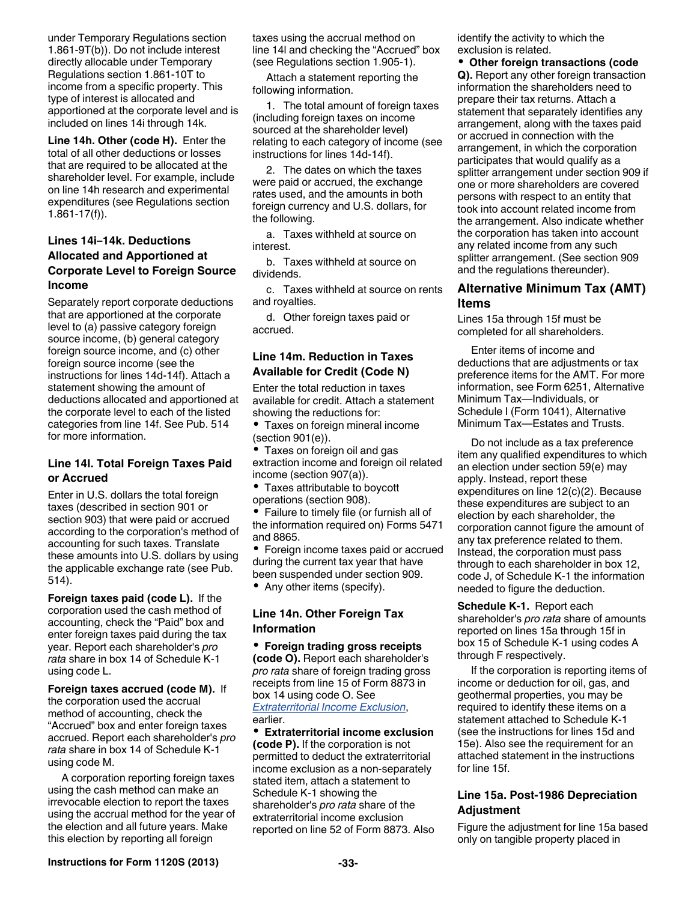under Temporary Regulations section 1.861-9T(b)). Do not include interest directly allocable under Temporary Regulations section 1.861-10T to income from a specific property. This type of interest is allocated and apportioned at the corporate level and is included on lines 14i through 14k.

**Line 14h. Other (code H).** Enter the total of all other deductions or losses that are required to be allocated at the shareholder level. For example, include on line 14h research and experimental expenditures (see Regulations section 1.861-17(f)).

### Lines 14i–14k. Deductions Allocated and Apportioned at Corporate Level to Foreign Source Income

Separately report corporate deductions that are apportioned at the corporate level to (a) passive category foreign source income, (b) general category foreign source income, and (c) other foreign source income (see the instructions for lines 14d-14f). Attach a statement showing the amount of deductions allocated and apportioned at the corporate level to each of the listed categories from line 14f. See Pub. 514 for more information.

### Line 14l. Total Foreign Taxes Paid or Accrued

Enter in U.S. dollars the total foreign taxes (described in section 901 or section 903) that were paid or accrued according to the corporation's method of accounting for such taxes. Translate these amounts into U.S. dollars by using the applicable exchange rate (see Pub. 514).

**Foreign taxes paid (code L).** If the corporation used the cash method of accounting, check the "Paid" box and enter foreign taxes paid during the tax year. Report each shareholder's *pro rata* share in box 14 of Schedule K-1 using code L.

**Foreign taxes accrued (code M).** If the corporation used the accrual method of accounting, check the "Accrued" box and enter foreign taxes accrued. Report each shareholder's *pro rata* share in box 14 of Schedule K-1 using code M.

A corporation reporting foreign taxes using the cash method can make an irrevocable election to report the taxes using the accrual method for the year of the election and all future years. Make this election by reporting all foreign taxes using the accrual method on line 14l and checking the "Accrued" box (see Regulations section 1.905-1).

Attach a statement reporting the following information.

1. The total amount of foreign taxes (including foreign taxes on income sourced at the shareholder level) relating to each category of income (see instructions for lines 14d-14f).

2. The dates on which the taxes were paid or accrued, the exchange rates used, and the amounts in both foreign currency and U.S. dollars, for the following.

a. Taxes withheld at source on interest.

b. Taxes withheld at source on dividends.

c. Taxes withheld at source on rents and royalties.

d. Other foreign taxes paid or accrued.

### Line 14m. Reduction in Taxes Available for Credit (Code N)

Enter the total reduction in taxes available for credit. Attach a statement showing the reductions for:

- Taxes on foreign mineral income (section 901(e)).
- Taxes on foreign oil and gas extraction income and foreign oil related income (section 907(a)).
- Taxes attributable to boycott operations (section 908).
- Failure to timely file (or furnish all of the information required on) Forms 5471 and 8865.
- Foreign income taxes paid or accrued during the current tax year that have been suspended under section 909.
- Any other items (specify).

### Line 14n. Other Foreign Tax Information

- **Foreign trading gross receipts (code O).** Report each shareholder's *pro rata* share of foreign trading gross receipts from line 15 of Form 8873 in box 14 using code O. See Extraterritorial Income Exclusion, earlier.
- **Extraterritorial income exclusion (code P).** If the corporation is not permitted to deduct the extraterritorial income exclusion as a non-separately stated item, attach a statement to Schedule K-1 showing the shareholder's *pro rata* share of the extraterritorial income exclusion reported on line 52 of Form 8873. Also identify the activity to which the exclusion is related.
- **Other foreign transactions (code Q).** Report any other foreign transaction information the shareholders need to prepare their tax returns. Attach a statement that separately identifies any arrangement, along with the taxes paid or accrued in connection with the arrangement, in which the corporation participates that would qualify as a splitter arrangement under section 909 if one or more shareholders are covered persons with respect to an entity that took into account related income from the arrangement. Also indicate whether the corporation has taken into account any related income from any such splitter arrangement. (See section 909 and the regulations thereunder).

## Alternative Minimum Tax (AMT) Items

Lines 15a through 15f must be completed for all shareholders.

Enter items of income and deductions that are adjustments or tax preference items for the AMT. For more information, see Form 6251, Alternative Minimum Tax—Individuals, or Schedule I (Form 1041), Alternative Minimum Tax—Estates and Trusts.

Do not include as a tax preference item any qualified expenditures to which an election under section 59(e) may apply. Instead, report these expenditures on line 12(c)(2). Because these expenditures are subject to an election by each shareholder, the corporation cannot figure the amount of any tax preference related to them. Instead, the corporation must pass through to each shareholder in box 12, code J, of Schedule K-1 the information needed to figure the deduction.

**Schedule K-1.** Report each shareholder's *pro rata* share of amounts reported on lines 15a through 15f in box 15 of Schedule K-1 using codes A through F respectively.

If the corporation is reporting items of income or deduction for oil, gas, and geothermal properties, you may be required to identify these items on a statement attached to Schedule K-1 (see the instructions for lines 15d and 15e). Also see the requirement for an attached statement in the instructions for line 15f.

### Line 15a. Post-1986 Depreciation Adjustment

Figure the adjustment for line 15a based only on tangible property placed in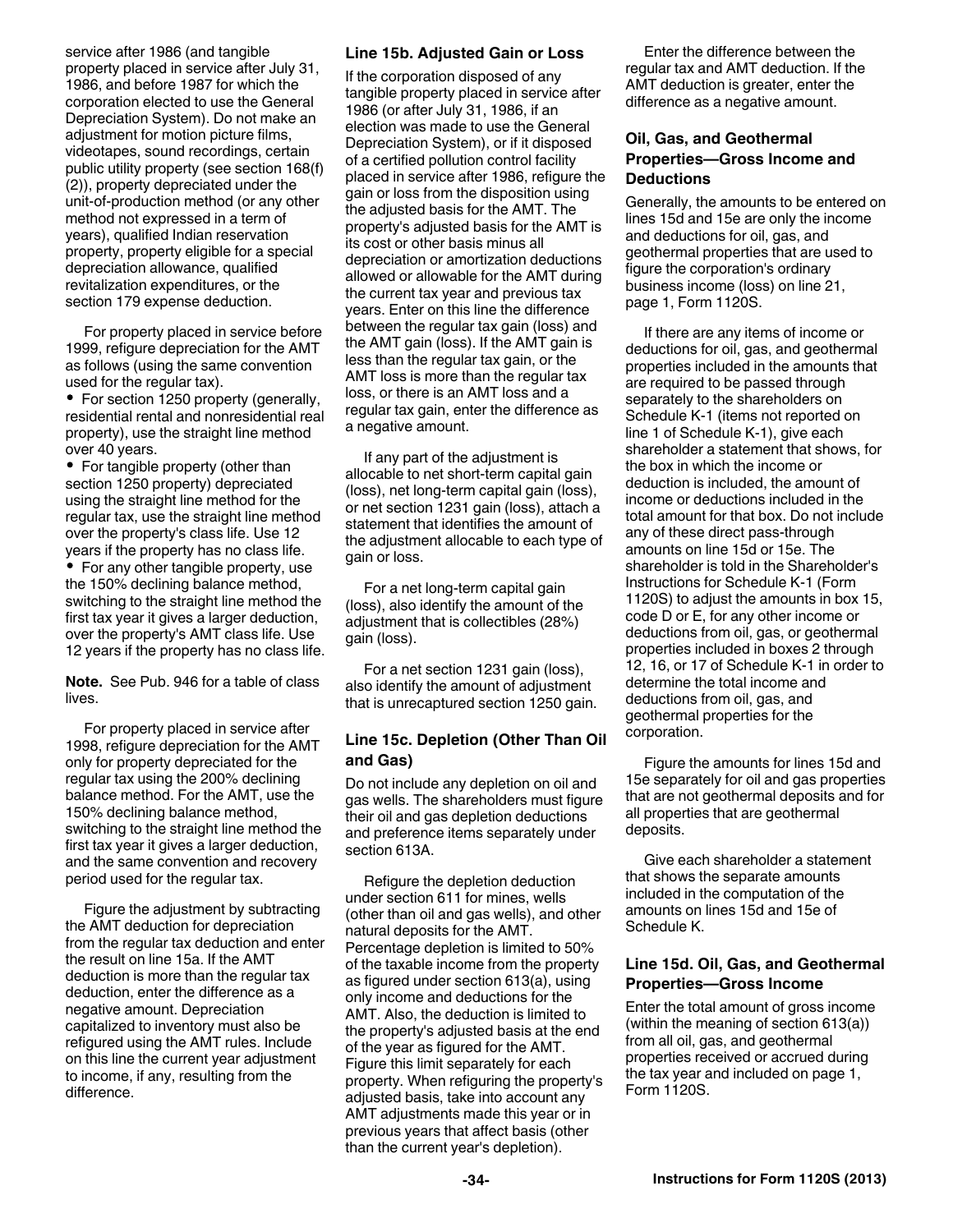service after 1986 (and tangible property placed in service after July 31, 1986, and before 1987 for which the corporation elected to use the General Depreciation System). Do not make an adjustment for motion picture films, videotapes, sound recordings, certain public utility property (see section 168(f)(2)), property depreciated under the unit-of-production method (or any other method not expressed in a term of years), qualified Indian reservation property, property eligible for a special depreciation allowance, qualified revitalization expenditures, or the section 179 expense deduction.

For property placed in service before 1999, refigure depreciation for the AMT as follows (using the same convention used for the regular tax).

- For section 1250 property (generally, residential rental and nonresidential real property), use the straight line method over 40 years.
- For tangible property (other than section 1250 property) depreciated using the straight line method for the regular tax, use the straight line method over the property's class life. Use 12 years if the property has no class life.
- For any other tangible property, use the 150% declining balance method, switching to the straight line method the first tax year it gives a larger deduction, over the property's AMT class life. Use 12 years if the property has no class life.

**Note.** See Pub. 946 for a table of class lives.

For property placed in service after 1998, refigure depreciation for the AMT only for property depreciated for the regular tax using the 200% declining balance method. For the AMT, use the 150% declining balance method, switching to the straight line method the first tax year it gives a larger deduction, and the same convention and recovery period used for the regular tax.

Figure the adjustment by subtracting the AMT deduction for depreciation from the regular tax deduction and enter the result on line 15a. If the AMT deduction is more than the regular tax deduction, enter the difference as a negative amount. Depreciation capitalized to inventory must also be refigured using the AMT rules. Include on this line the current year adjustment to income, if any, resulting from the difference.

### Line 15b. Adjusted Gain or Loss

If the corporation disposed of any tangible property placed in service after 1986 (or after July 31, 1986, if an election was made to use the General Depreciation System), or if it disposed of a certified pollution control facility placed in service after 1986, refigure the gain or loss from the disposition using the adjusted basis for the AMT. The property's adjusted basis for the AMT is its cost or other basis minus all depreciation or amortization deductions allowed or allowable for the AMT during the current tax year and previous tax years. Enter on this line the difference between the regular tax gain (loss) and the AMT gain (loss). If the AMT gain is less than the regular tax gain, or the AMT loss is more than the regular tax loss, or there is an AMT loss and a regular tax gain, enter the difference as a negative amount.

If any part of the adjustment is allocable to net short-term capital gain (loss), net long-term capital gain (loss), or net section 1231 gain (loss), attach a statement that identifies the amount of the adjustment allocable to each type of gain or loss.

For a net long-term capital gain (loss), also identify the amount of the adjustment that is collectibles (28%) gain (loss).

For a net section 1231 gain (loss), also identify the amount of adjustment that is unrecaptured section 1250 gain.

### Line 15c. Depletion (Other Than Oil and Gas)

Do not include any depletion on oil and gas wells. The shareholders must figure their oil and gas depletion deductions and preference items separately under section 613A.

Refigure the depletion deduction under section 611 for mines, wells (other than oil and gas wells), and other natural deposits for the AMT. Percentage depletion is limited to 50% of the taxable income from the property as figured under section 613(a), using only income and deductions for the AMT. Also, the deduction is limited to the property's adjusted basis at the end of the year as figured for the AMT. Figure this limit separately for each property. When refiguring the property's adjusted basis, take into account any AMT adjustments made this year or in previous years that affect basis (other than the current year's depletion).

Enter the difference between the regular tax and AMT deduction. If the AMT deduction is greater, enter the difference as a negative amount.

### Oil, Gas, and Geothermal Properties—Gross Income and Deductions

Generally, the amounts to be entered on lines 15d and 15e are only the income and deductions for oil, gas, and geothermal properties that are used to figure the corporation's ordinary business income (loss) on line 21, page 1, Form 1120S.

If there are any items of income or deductions for oil, gas, and geothermal properties included in the amounts that are required to be passed through separately to the shareholders on Schedule K-1 (items not reported on line 1 of Schedule K-1), give each shareholder a statement that shows, for the box in which the income or deduction is included, the amount of income or deductions included in the total amount for that box. Do not include any of these direct pass-through amounts on line 15d or 15e. The shareholder is told in the Shareholder's Instructions for Schedule K-1 (Form 1120S) to adjust the amounts in box 15, code D or E, for any other income or deductions from oil, gas, or geothermal properties included in boxes 2 through 12, 16, or 17 of Schedule K-1 in order to determine the total income and deductions from oil, gas, and geothermal properties for the corporation.

Figure the amounts for lines 15d and 15e separately for oil and gas properties that are not geothermal deposits and for all properties that are geothermal deposits.

Give each shareholder a statement that shows the separate amounts included in the computation of the amounts on lines 15d and 15e of Schedule K.

### Line 15d. Oil, Gas, and Geothermal Properties—Gross Income

Enter the total amount of gross income (within the meaning of section 613(a)) from all oil, gas, and geothermal properties received or accrued during the tax year and included on page 1, Form 1120S.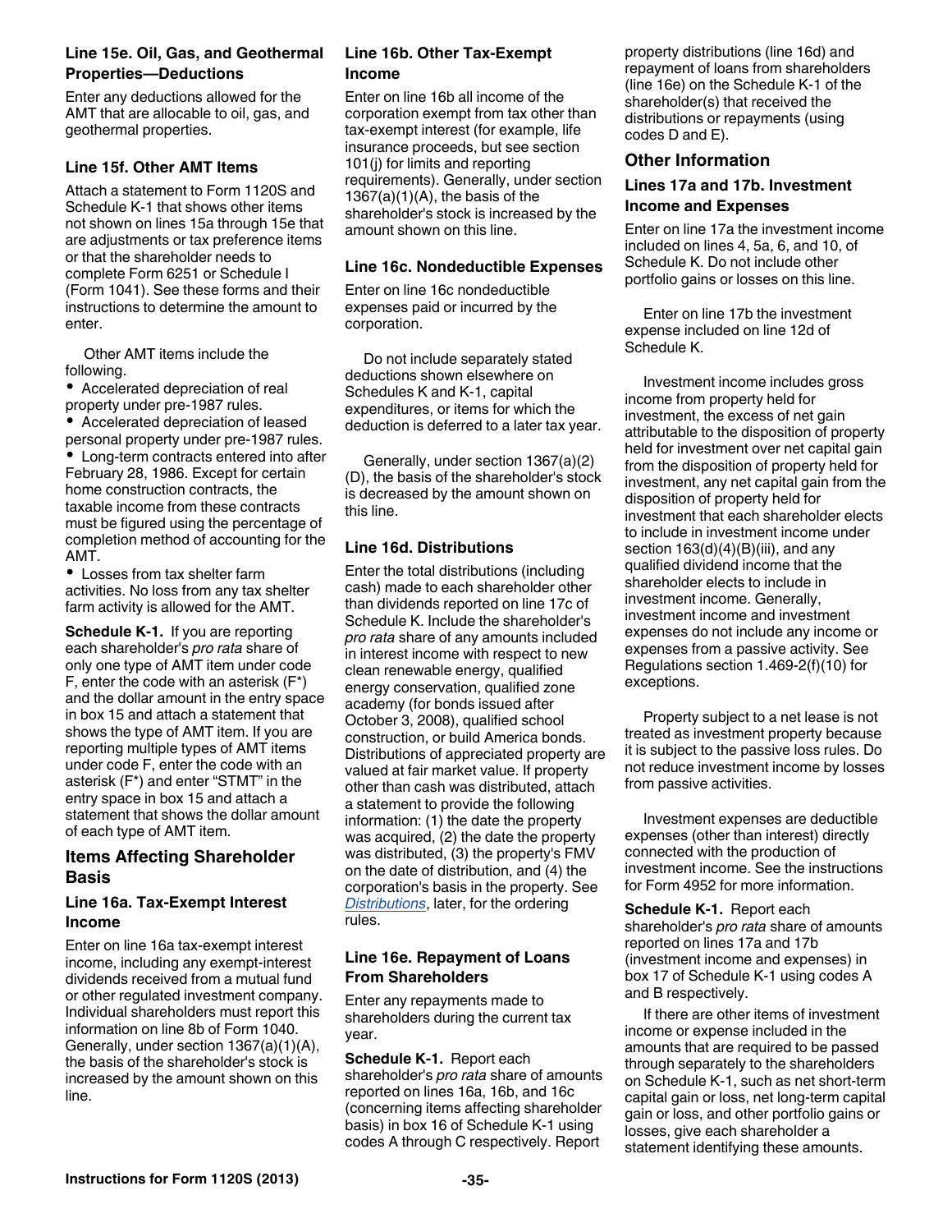### Line 15e. Oil, Gas, and Geothermal Properties—Deductions

Enter any deductions allowed for the AMT that are allocable to oil, gas, and geothermal properties.

### Line 15f. Other AMT Items

Attach a statement to Form 1120S and Schedule K-1 that shows other items not shown on lines 15a through 15e that are adjustments or tax preference items or that the shareholder needs to complete Form 6251 or Schedule I (Form 1041). See these forms and their instructions to determine the amount to enter.

Other AMT items include the following.

- Accelerated depreciation of real property under pre-1987 rules.
- Accelerated depreciation of leased personal property under pre-1987 rules.
- Long-term contracts entered into after February 28, 1986. Except for certain home construction contracts, the taxable income from these contracts must be figured using the percentage of completion method of accounting for the AMT.
- Losses from tax shelter farm activities. No loss from any tax shelter farm activity is allowed for the AMT.

**Schedule K-1.** If you are reporting each shareholder's *pro rata* share of only one type of AMT item under code F, enter the code with an asterisk (F*) and the dollar amount in the entry space in box 15 and attach a statement that shows the type of AMT item. If you are reporting multiple types of AMT items under code F, enter the code with an asterisk (F*) and enter "STMT" in the entry space in box 15 and attach a statement that shows the dollar amount of each type of AMT item.

## Items Affecting Shareholder Basis

### Line 16a. Tax-Exempt Interest Income

Enter on line 16a tax-exempt interest income, including any exempt-interest dividends received from a mutual fund or other regulated investment company. Individual shareholders must report this information on line 8b of Form 1040. Generally, under section 1367(a)(1)(A), the basis of the shareholder's stock is increased by the amount shown on this line.

### Line 16b. Other Tax-Exempt Income

Enter on line 16b all income of the corporation exempt from tax other than tax-exempt interest (for example, life insurance proceeds, but see section 101(j) for limits and reporting requirements). Generally, under section 1367(a)(1)(A), the basis of the shareholder's stock is increased by the amount shown on this line.

### Line 16c. Nondeductible Expenses

Enter on line 16c nondeductible expenses paid or incurred by the corporation.

Do not include separately stated deductions shown elsewhere on Schedules K and K-1, capital expenditures, or items for which the deduction is deferred to a later tax year.

Generally, under section 1367(a)(2)(D), the basis of the shareholder's stock is decreased by the amount shown on this line.

### Line 16d. Distributions

Enter the total distributions (including cash) made to each shareholder other than dividends reported on line 17c of Schedule K. Include the shareholder's *pro rata* share of any amounts included in interest income with respect to new clean renewable energy, qualified energy conservation, qualified zone academy (for bonds issued after October 3, 2008), qualified school construction, or build America bonds. Distributions of appreciated property are valued at fair market value. If property other than cash was distributed, attach a statement to provide the following information: (1) the date the property was acquired, (2) the date the property was distributed, (3) the property's FMV on the date of distribution, and (4) the corporation's basis in the property. See *Distributions*, later, for the ordering rules.

### Line 16e. Repayment of Loans From Shareholders

Enter any repayments made to shareholders during the current tax year.

**Schedule K-1.** Report each shareholder's *pro rata* share of amounts reported on lines 16a, 16b, and 16c (concerning items affecting shareholder basis) in box 16 of Schedule K-1 using codes A through C respectively. Report property distributions (line 16d) and repayment of loans from shareholders (line 16e) on the Schedule K-1 of the shareholder(s) that received the distributions or repayments (using codes D and E).

## Other Information

### Lines 17a and 17b. Investment Income and Expenses

Enter on line 17a the investment income included on lines 4, 5a, 6, and 10, of Schedule K. Do not include other portfolio gains or losses on this line.

Enter on line 17b the investment expense included on line 12d of Schedule K.

Investment income includes gross income from property held for investment, the excess of net gain attributable to the disposition of property held for investment over net capital gain from the disposition of property held for investment, any net capital gain from the disposition of property held for investment that each shareholder elects to include in investment income under section 163(d)(4)(B)(iii), and any qualified dividend income that the shareholder elects to include in investment income. Generally, investment income and investment expenses do not include any income or expenses from a passive activity. See Regulations section 1.469-2(f)(10) for exceptions.

Property subject to a net lease is not treated as investment property because it is subject to the passive loss rules. Do not reduce investment income by losses from passive activities.

Investment expenses are deductible expenses (other than interest) directly connected with the production of investment income. See the instructions for Form 4952 for more information.

**Schedule K-1.** Report each shareholder's *pro rata* share of amounts reported on lines 17a and 17b (investment income and expenses) in box 17 of Schedule K-1 using codes A and B respectively.

If there are other items of investment income or expense included in the amounts that are required to be passed through separately to the shareholders on Schedule K-1, such as net short-term capital gain or loss, net long-term capital gain or loss, and other portfolio gains or losses, give each shareholder a statement identifying these amounts.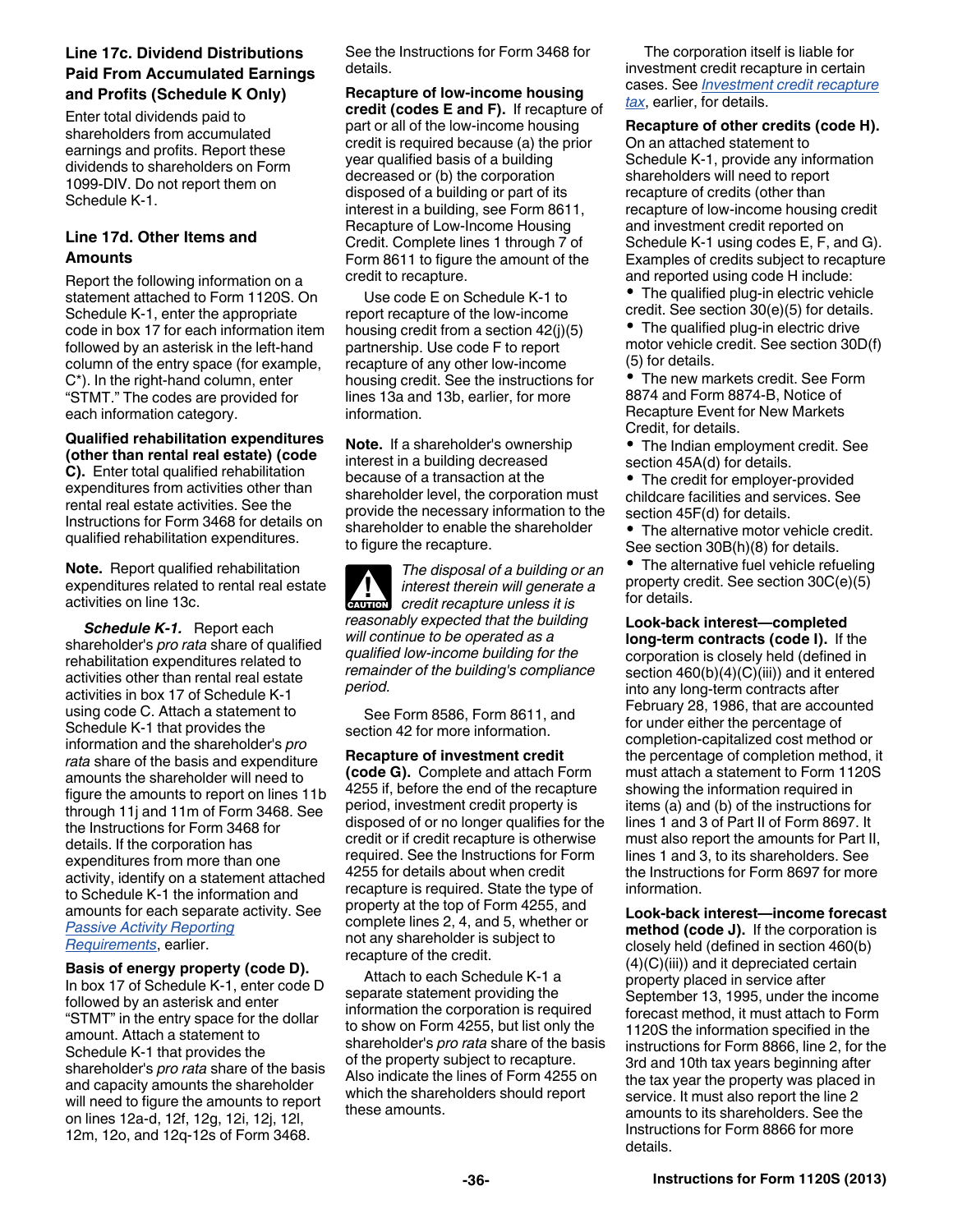### Line 17c. Dividend Distributions Paid From Accumulated Earnings and Profits (Schedule K Only)

Enter total dividends paid to shareholders from accumulated earnings and profits. Report these dividends to shareholders on Form 1099-DIV. Do not report them on Schedule K-1.

### Line 17d. Other Items and Amounts

Report the following information on a statement attached to Form 1120S. On Schedule K-1, enter the appropriate code in box 17 for each information item followed by an asterisk in the left-hand column of the entry space (for example, C*). In the right-hand column, enter "STMT." The codes are provided for each information category.

**Qualified rehabilitation expenditures (other than rental real estate) (code C).** Enter total qualified rehabilitation expenditures from activities other than rental real estate activities. See the Instructions for Form 3468 for details on qualified rehabilitation expenditures.

**Note.** Report qualified rehabilitation expenditures related to rental real estate activities on line 13c.

***Schedule K-1.*** Report each shareholder's *pro rata* share of qualified rehabilitation expenditures related to activities other than rental real estate activities in box 17 of Schedule K-1 using code C. Attach a statement to Schedule K-1 that provides the information and the shareholder's *pro rata* share of the basis and expenditure amounts the shareholder will need to figure the amounts to report on lines 11b through 11j and 11m of Form 3468. See the Instructions for Form 3468 for details. If the corporation has expenditures from more than one activity, identify on a statement attached to Schedule K-1 the information and amounts for each separate activity. See Passive Activity Reporting Requirements, earlier.

**Basis of energy property (code D).** In box 17 of Schedule K-1, enter code D followed by an asterisk and enter "STMT" in the entry space for the dollar amount. Attach a statement to Schedule K-1 that provides the shareholder's *pro rata* share of the basis and capacity amounts the shareholder will need to figure the amounts to report on lines 12a-d, 12f, 12g, 12i, 12j, 12l, 12m, 12o, and 12q-12s of Form 3468. See the Instructions for Form 3468 for details.

**Recapture of low-income housing credit (codes E and F).** If recapture of part or all of the low-income housing credit is required because (a) the prior year qualified basis of a building decreased or (b) the corporation disposed of a building or part of its interest in a building, see Form 8611, Recapture of Low-Income Housing Credit. Complete lines 1 through 7 of Form 8611 to figure the amount of the credit to recapture.

Use code E on Schedule K-1 to report recapture of the low-income housing credit from a section 42(j)(5) partnership. Use code F to report recapture of any other low-income housing credit. See the instructions for lines 13a and 13b, earlier, for more information.

**Note.** If a shareholder's ownership interest in a building decreased because of a transaction at the shareholder level, the corporation must provide the necessary information to the shareholder to enable the shareholder to figure the recapture.

**CAUTION:** *The disposal of a building or an interest therein will generate a credit recapture unless it is reasonably expected that the building will continue to be operated as a qualified low-income building for the remainder of the building's compliance period.*

See Form 8586, Form 8611, and section 42 for more information.

**Recapture of investment credit (code G).** Complete and attach Form 4255 if, before the end of the recapture period, investment credit property is disposed of or no longer qualifies for the credit or if credit recapture is otherwise required. See the Instructions for Form 4255 for details about when credit recapture is required. State the type of property at the top of Form 4255, and complete lines 2, 4, and 5, whether or not any shareholder is subject to recapture of the credit.

Attach to each Schedule K-1 a separate statement providing the information the corporation is required to show on Form 4255, but list only the shareholder's *pro rata* share of the basis of the property subject to recapture. Also indicate the lines of Form 4255 on which the shareholders should report these amounts.

The corporation itself is liable for investment credit recapture in certain cases. See Investment credit recapture tax, earlier, for details.

**Recapture of other credits (code H).** On an attached statement to Schedule K-1, provide any information shareholders will need to report recapture of credits (other than recapture of low-income housing credit and investment credit reported on Schedule K-1 using codes E, F, and G). Examples of credits subject to recapture and reported using code H include:

- The qualified plug-in electric vehicle credit. See section 30(e)(5) for details.
- The qualified plug-in electric drive motor vehicle credit. See section 30D(f)(5) for details.
- The new markets credit. See Form 8874 and Form 8874-B, Notice of Recapture Event for New Markets Credit, for details.
- The Indian employment credit. See section 45A(d) for details.
- The credit for employer-provided childcare facilities and services. See section 45F(d) for details.
- The alternative motor vehicle credit. See section 30B(h)(8) for details.
- The alternative fuel vehicle refueling property credit. See section 30C(e)(5) for details.

**Look-back interest—completed long-term contracts (code I).** If the corporation is closely held (defined in section 460(b)(4)(C)(iii)) and it entered into any long-term contracts after February 28, 1986, that are accounted for under either the percentage of completion-capitalized cost method or the percentage of completion method, it must attach a statement to Form 1120S showing the information required in items (a) and (b) of the instructions for lines 1 and 3 of Part II of Form 8697. It must also report the amounts for Part II, lines 1 and 3, to its shareholders. See the Instructions for Form 8697 for more information.

**Look-back interest—income forecast method (code J).** If the corporation is closely held (defined in section 460(b)(4)(C)(iii)) and it depreciated certain property placed in service after September 13, 1995, under the income forecast method, it must attach to Form 1120S the information specified in the instructions for Form 8866, line 2, for the 3rd and 10th tax years beginning after the tax year the property was placed in service. It must also report the line 2 amounts to its shareholders. See the Instructions for Form 8866 for more details.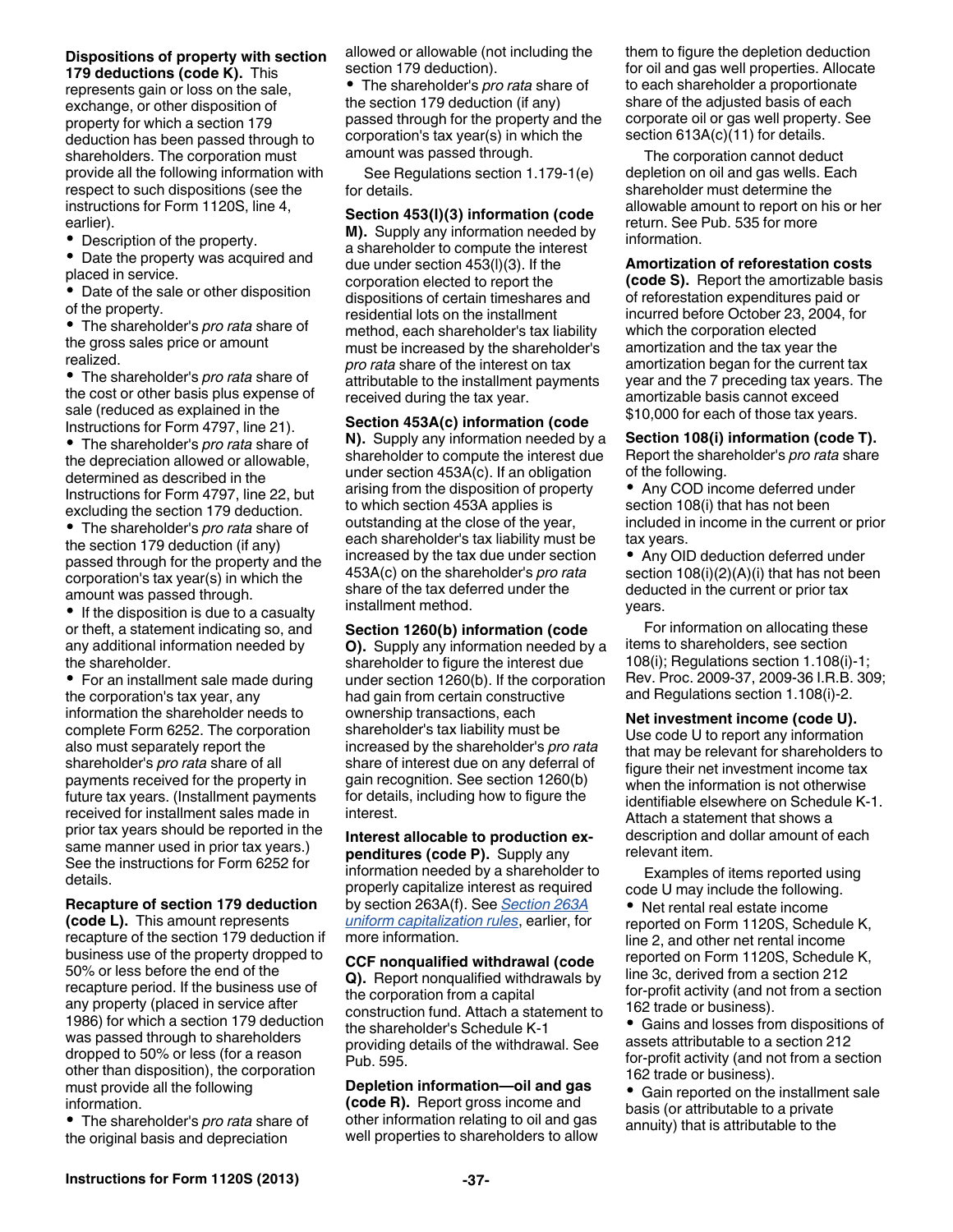**Dispositions of property with section 179 deductions (code K).** This represents gain or loss on the sale, exchange, or other disposition of property for which a section 179 deduction has been passed through to shareholders. The corporation must provide all the following information with respect to such dispositions (see the instructions for Form 1120S, line 4, earlier).

- Description of the property.
- Date the property was acquired and placed in service.
- Date of the sale or other disposition of the property.
- The shareholder's *pro rata* share of the gross sales price or amount realized.
- The shareholder's *pro rata* share of the cost or other basis plus expense of sale (reduced as explained in the Instructions for Form 4797, line 21).
- The shareholder's *pro rata* share of the depreciation allowed or allowable, determined as described in the Instructions for Form 4797, line 22, but excluding the section 179 deduction.
- The shareholder's *pro rata* share of the section 179 deduction (if any) passed through for the property and the corporation's tax year(s) in which the amount was passed through.
- If the disposition is due to a casualty or theft, a statement indicating so, and any additional information needed by the shareholder.
- For an installment sale made during the corporation's tax year, any information the shareholder needs to complete Form 6252. The corporation also must separately report the shareholder's *pro rata* share of all payments received for the property in future tax years. (Installment payments received for installment sales made in prior tax years should be reported in the same manner used in prior tax years.) See the instructions for Form 6252 for details.

**Recapture of section 179 deduction (code L).** This amount represents recapture of the section 179 deduction if business use of the property dropped to 50% or less before the end of the recapture period. If the business use of any property (placed in service after 1986) for which a section 179 deduction was passed through to shareholders dropped to 50% or less (for a reason other than disposition), the corporation must provide all the following information.

- The shareholder's *pro rata* share of the original basis and depreciation allowed or allowable (not including the section 179 deduction).
- The shareholder's *pro rata* share of the section 179 deduction (if any) passed through for the property and the corporation's tax year(s) in which the amount was passed through.

See Regulations section 1.179-1(e) for details.

**Section 453(l)(3) information (code M).** Supply any information needed by a shareholder to compute the interest due under section 453(l)(3). If the corporation elected to report the dispositions of certain timeshares and residential lots on the installment method, each shareholder's tax liability must be increased by the shareholder's *pro rata* share of the interest on tax attributable to the installment payments received during the tax year.

**Section 453A(c) information (code N).** Supply any information needed by a shareholder to compute the interest due under section 453A(c). If an obligation arising from the disposition of property to which section 453A applies is outstanding at the close of the year, each shareholder's tax liability must be increased by the tax due under section 453A(c) on the shareholder's *pro rata* share of the tax deferred under the installment method.

**Section 1260(b) information (code O).** Supply any information needed by a shareholder to figure the interest due under section 1260(b). If the corporation had gain from certain constructive ownership transactions, each shareholder's tax liability must be increased by the shareholder's *pro rata* share of interest due on any deferral of gain recognition. See section 1260(b) for details, including how to figure the interest.

**Interest allocable to production expenditures (code P).** Supply any information needed by a shareholder to properly capitalize interest as required by section 263A(f). See *Section 263A uniform capitalization rules*, earlier, for more information.

**CCF nonqualified withdrawal (code Q).** Report nonqualified withdrawals by the corporation from a capital construction fund. Attach a statement to the shareholder's Schedule K-1 providing details of the withdrawal. See Pub. 595.

**Depletion information—oil and gas (code R).** Report gross income and other information relating to oil and gas well properties to shareholders to allow them to figure the depletion deduction for oil and gas well properties. Allocate to each shareholder a proportionate share of the adjusted basis of each corporate oil or gas well property. See section 613A(c)(11) for details.

The corporation cannot deduct depletion on oil and gas wells. Each shareholder must determine the allowable amount to report on his or her return. See Pub. 535 for more information.

**Amortization of reforestation costs (code S).** Report the amortizable basis of reforestation expenditures paid or incurred before October 23, 2004, for which the corporation elected amortization and the tax year the amortization began for the current tax year and the 7 preceding tax years. The amortizable basis cannot exceed $10,000 for each of those tax years.

**Section 108(i) information (code T).** Report the shareholder's *pro rata* share of the following.

- Any COD income deferred under section 108(i) that has not been included in income in the current or prior tax years.
- Any OID deduction deferred under section 108(i)(2)(A)(i) that has not been deducted in the current or prior tax years.

For information on allocating these items to shareholders, see section 108(i); Regulations section 1.108(i)-1; Rev. Proc. 2009-37, 2009-36 I.R.B. 309; and Regulations section 1.108(i)-2.

**Net investment income (code U).** Use code U to report any information that may be relevant for shareholders to figure their net investment income tax when the information is not otherwise identifiable elsewhere on Schedule K-1. Attach a statement that shows a description and dollar amount of each relevant item.

Examples of items reported using code U may include the following.

- Net rental real estate income reported on Form 1120S, Schedule K, line 2, and other net rental income reported on Form 1120S, Schedule K, line 3c, derived from a section 212 for-profit activity (and not from a section 162 trade or business).
- Gains and losses from dispositions of assets attributable to a section 212 for-profit activity (and not from a section 162 trade or business).
- Gain reported on the installment sale basis (or attributable to a private annuity) that is attributable to the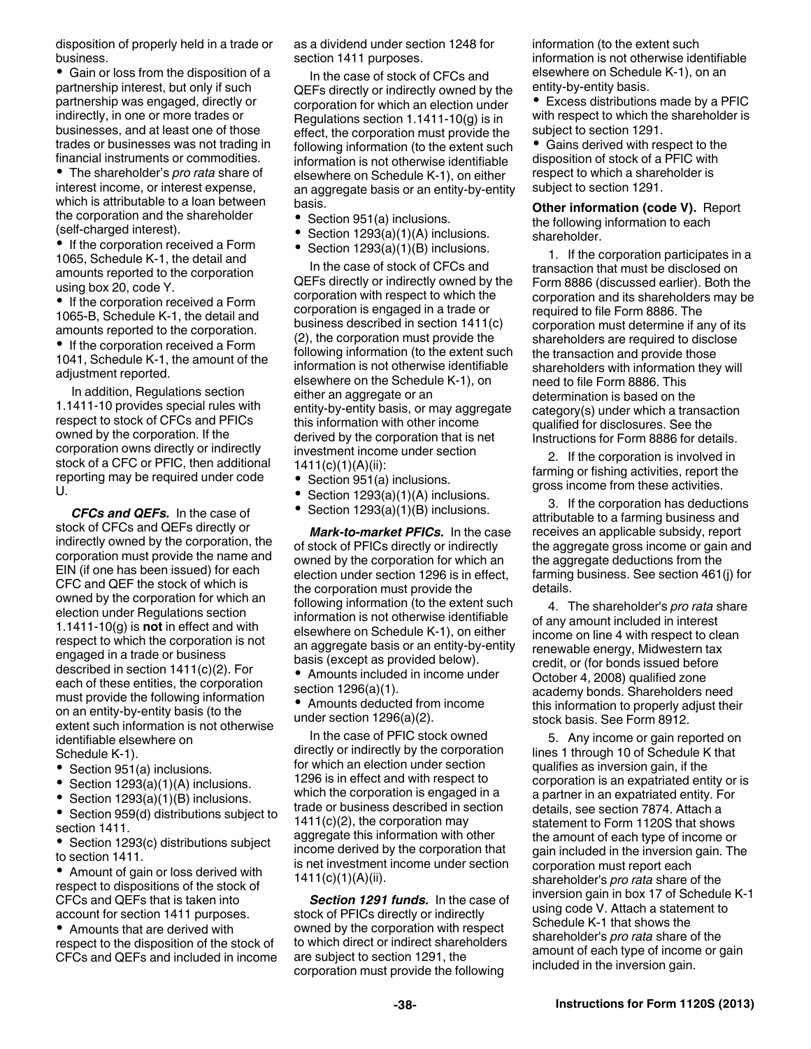disposition of property held in a trade or business.

- Gain or loss from the disposition of a partnership interest, but only if such partnership was engaged, directly or indirectly, in one or more trades or businesses, and at least one of those trades or businesses was not trading in financial instruments or commodities.
- The shareholder's *pro rata* share of interest income, or interest expense, which is attributable to a loan between the corporation and the shareholder (self-charged interest).
- If the corporation received a Form 1065, Schedule K-1, the detail and amounts reported to the corporation using box 20, code Y.
- If the corporation received a Form 1065-B, Schedule K-1, the detail and amounts reported to the corporation.
- If the corporation received a Form 1041, Schedule K-1, the amount of the adjustment reported.

In addition, Regulations section 1.1411-10 provides special rules with respect to stock of CFCs and PFICs owned by the corporation. If the corporation owns directly or indirectly stock of a CFC or PFIC, then additional reporting may be required under code U.

***CFCs and QEFs.*** In the case of stock of CFCs and QEFs directly or indirectly owned by the corporation, the corporation must provide the name and EIN (if one has been issued) for each CFC and QEF the stock of which is owned by the corporation for which an election under Regulations section 1.1411-10(g) is **not** in effect and with respect to which the corporation is not engaged in a trade or business described in section 1411(c)(2). For each of these entities, the corporation must provide the following information on an entity-by-entity basis (to the extent such information is not otherwise identifiable elsewhere on Schedule K-1).

- Section 951(a) inclusions.
- Section 1293(a)(1)(A) inclusions.
- Section 1293(a)(1)(B) inclusions.
- Section 959(d) distributions subject to section 1411.
- Section 1293(c) distributions subject to section 1411.
- Amount of gain or loss derived with respect to dispositions of the stock of CFCs and QEFs that is taken into account for section 1411 purposes.
- Amounts that are derived with respect to the disposition of the stock of CFCs and QEFs and included in income as a dividend under section 1248 for section 1411 purposes.

In the case of stock of CFCs and QEFs directly or indirectly owned by the corporation for which an election under Regulations section 1.1411-10(g) is in effect, the corporation must provide the following information (to the extent such information is not otherwise identifiable elsewhere on Schedule K-1), on either an aggregate basis or an entity-by-entity basis.

- Section 951(a) inclusions.
- Section 1293(a)(1)(A) inclusions.
- Section 1293(a)(1)(B) inclusions.

In the case of stock of CFCs and QEFs directly or indirectly owned by the corporation with respect to which the corporation is engaged in a trade or business described in section 1411(c)(2), the corporation must provide the following information (to the extent such information is not otherwise identifiable elsewhere on the Schedule K-1), on either an aggregate or entity-by-entity basis, or may aggregate this information with other income derived by the corporation that is net investment income under section 1411(c)(1)(A)(ii):

- Section 951(a) inclusions.
- Section 1293(a)(1)(A) inclusions.
- Section 1293(a)(1)(B) inclusions.

***Mark-to-market PFICs.*** In the case of stock of PFICs directly or indirectly owned by the corporation for which an election under section 1296 is in effect, the corporation must provide the following information (to the extent such information is not otherwise identifiable elsewhere on Schedule K-1), on either an aggregate basis or an entity-by-entity basis (except as provided below).

- Amounts included in income under section 1296(a)(1).
- Amounts deducted from income under section 1296(a)(2).

In the case of PFIC stock owned directly or indirectly by the corporation for which an election under section 1296 is in effect and with respect to which the corporation is engaged in a trade or business described in section 1411(c)(2), the corporation may aggregate this information with other income derived by the corporation that is net investment income under section 1411(c)(1)(A)(ii).

***Section 1291 funds.*** In the case of stock of PFICs directly or indirectly owned by the corporation with respect to which direct or indirect shareholders are subject to section 1291, the corporation must provide the following information (to the extent such information is not otherwise identifiable elsewhere on Schedule K-1), on an entity-by-entity basis.

- Excess distributions made by a PFIC with respect to which the shareholder is subject to section 1291.
- Gains derived with respect to the disposition of stock of a PFIC with respect to which a shareholder is subject to section 1291.

**Other information (code V).** Report the following information to each shareholder.

1. If the corporation participates in a transaction that must be disclosed on Form 8886 (discussed earlier). Both the corporation and its shareholders may be required to file Form 8886. The corporation must determine if any of its shareholders are required to disclose the transaction and provide those shareholders with information they will need to file Form 8886. This determination is based on the category(s) under which a transaction qualified for disclosures. See the Instructions for Form 8886 for details.

2. If the corporation is involved in farming or fishing activities, report the gross income from these activities.

3. If the corporation has deductions attributable to a farming business and receives an applicable subsidy, report the aggregate gross income or gain and the aggregate deductions from the farming business. See section 461(j) for details.

4. The shareholder's *pro rata* share of any amount included in interest income on line 4 with respect to clean renewable energy, Midwestern tax credit, or (for bonds issued before October 4, 2008) qualified zone academy bonds. Shareholders need this information to properly adjust their stock basis. See Form 8912.

5. Any income or gain reported on lines 1 through 10 of Schedule K that qualifies as inversion gain, if the corporation is an expatriated entity or is a partner in an expatriated entity. For details, see section 7874. Attach a statement to Form 1120S that shows the amount of each type of income or gain included in the inversion gain. The corporation must report each shareholder's *pro rata* share of the inversion gain in box 17 of Schedule K-1 using code V. Attach a statement to Schedule K-1 that shows the shareholder's *pro rata* share of the amount of each type of income or gain included in the inversion gain.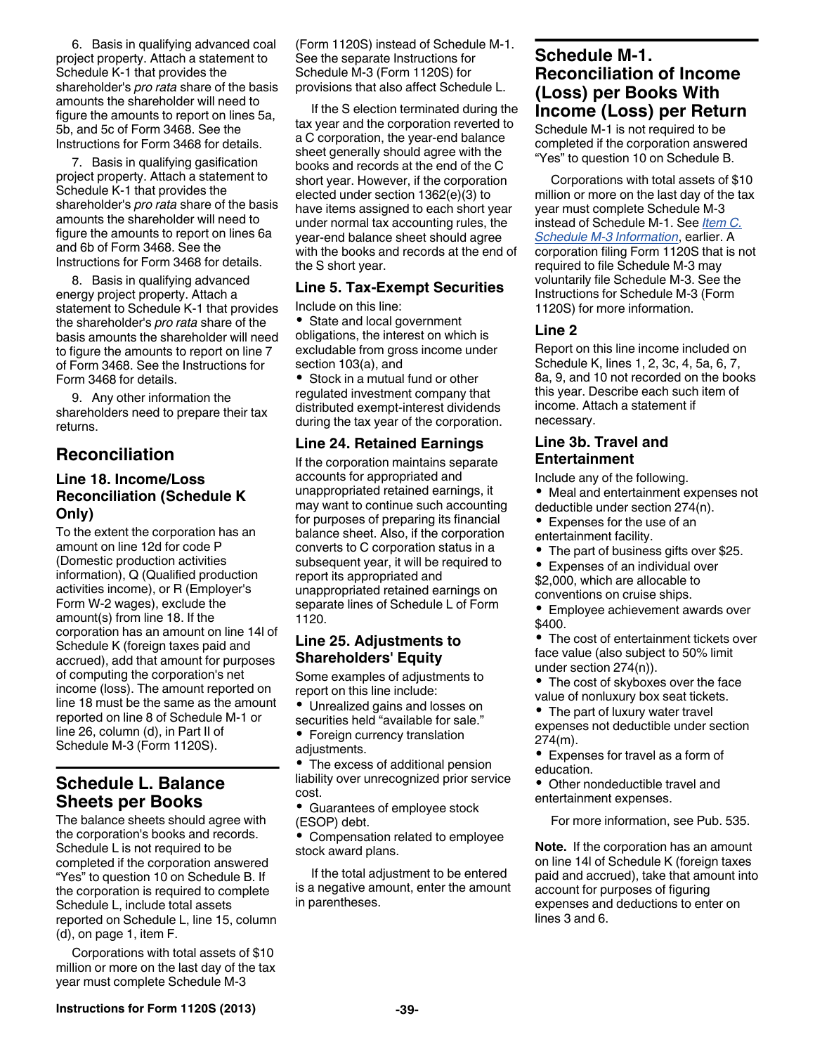6. Basis in qualifying advanced coal project property. Attach a statement to Schedule K-1 that provides the shareholder's *pro rata* share of the basis amounts the shareholder will need to figure the amounts to report on lines 5a, 5b, and 5c of Form 3468. See the Instructions for Form 3468 for details.

7. Basis in qualifying gasification project property. Attach a statement to Schedule K-1 that provides the shareholder's *pro rata* share of the basis amounts the shareholder will need to figure the amounts to report on lines 6a and 6b of Form 3468. See the Instructions for Form 3468 for details.

8. Basis in qualifying advanced energy project property. Attach a statement to Schedule K-1 that provides the shareholder's *pro rata* share of the basis amounts the shareholder will need to figure the amounts to report on line 7 of Form 3468. See the Instructions for Form 3468 for details.

9. Any other information the shareholders need to prepare their tax returns.

## Reconciliation

### Line 18. Income/Loss Reconciliation (Schedule K Only)

To the extent the corporation has an amount on line 12d for code P (Domestic production activities information), Q (Qualified production activities income), or R (Employer's Form W-2 wages), exclude the amount(s) from line 18. If the corporation has an amount on line 14l of Schedule K (foreign taxes paid and accrued), add that amount for purposes of computing the corporation's net income (loss). The amount reported on line 18 must be the same as the amount reported on line 8 of Schedule M-1 or line 26, column (d), in Part II of Schedule M-3 (Form 1120S).

## Schedule L. Balance Sheets per Books

The balance sheets should agree with the corporation's books and records. Schedule L is not required to be completed if the corporation answered "Yes" to question 10 on Schedule B. If the corporation is required to complete Schedule L, include total assets reported on Schedule L, line 15, column (d), on page 1, item F.

Corporations with total assets of $10 million or more on the last day of the tax year must complete Schedule M-3 (Form 1120S) instead of Schedule M-1. See the separate Instructions for Schedule M-3 (Form 1120S) for provisions that also affect Schedule L.

If the S election terminated during the tax year and the corporation reverted to a C corporation, the year-end balance sheet generally should agree with the books and records at the end of the C short year. However, if the corporation elected under section 1362(e)(3) to have items assigned to each short year under normal tax accounting rules, the year-end balance sheet should agree with the books and records at the end of the S short year.

### Line 5. Tax-Exempt Securities

Include on this line:

- State and local government obligations, the interest on which is excludable from gross income under section 103(a), and
- Stock in a mutual fund or other regulated investment company that distributed exempt-interest dividends during the tax year of the corporation.

### Line 24. Retained Earnings

If the corporation maintains separate accounts for appropriated and unappropriated retained earnings, it may want to continue such accounting for purposes of preparing its financial balance sheet. Also, if the corporation converts to C corporation status in a subsequent year, it will be required to report its appropriated and unappropriated retained earnings on separate lines of Schedule L of Form 1120.

### Line 25. Adjustments to Shareholders' Equity

Some examples of adjustments to report on this line include:

- Unrealized gains and losses on securities held "available for sale."
- Foreign currency translation adjustments.
- The excess of additional pension liability over unrecognized prior service cost.
- Guarantees of employee stock (ESOP) debt.
- Compensation related to employee stock award plans.

If the total adjustment to be entered is a negative amount, enter the amount in parentheses.

## Schedule M-1. Reconciliation of Income (Loss) per Books With Income (Loss) per Return

Schedule M-1 is not required to be completed if the corporation answered "Yes" to question 10 on Schedule B.

Corporations with total assets of $10 million or more on the last day of the tax year must complete Schedule M-3 instead of Schedule M-1. See *Item C. Schedule M-3 Information*, earlier. A corporation filing Form 1120S that is not required to file Schedule M-3 may voluntarily file Schedule M-3. See the Instructions for Schedule M-3 (Form 1120S) for more information.

### Line 2

Report on this line income included on Schedule K, lines 1, 2, 3c, 4, 5a, 6, 7, 8a, 9, and 10 not recorded on the books this year. Describe each such item of income. Attach a statement if necessary.

### Line 3b. Travel and Entertainment

Include any of the following.

- Meal and entertainment expenses not deductible under section 274(n).
- Expenses for the use of an entertainment facility.
- The part of business gifts over $25.
- Expenses of an individual over $2,000, which are allocable to conventions on cruise ships.
- Employee achievement awards over $400.
- The cost of entertainment tickets over face value (also subject to 50% limit under section 274(n)).
- The cost of skyboxes over the face value of nonluxury box seat tickets.
- The part of luxury water travel expenses not deductible under section 274(m).
- Expenses for travel as a form of education.
- Other nondeductible travel and entertainment expenses.

For more information, see Pub. 535.

**Note.** If the corporation has an amount on line 14l of Schedule K (foreign taxes paid and accrued), take that amount into account for purposes of figuring expenses and deductions to enter on lines 3 and 6.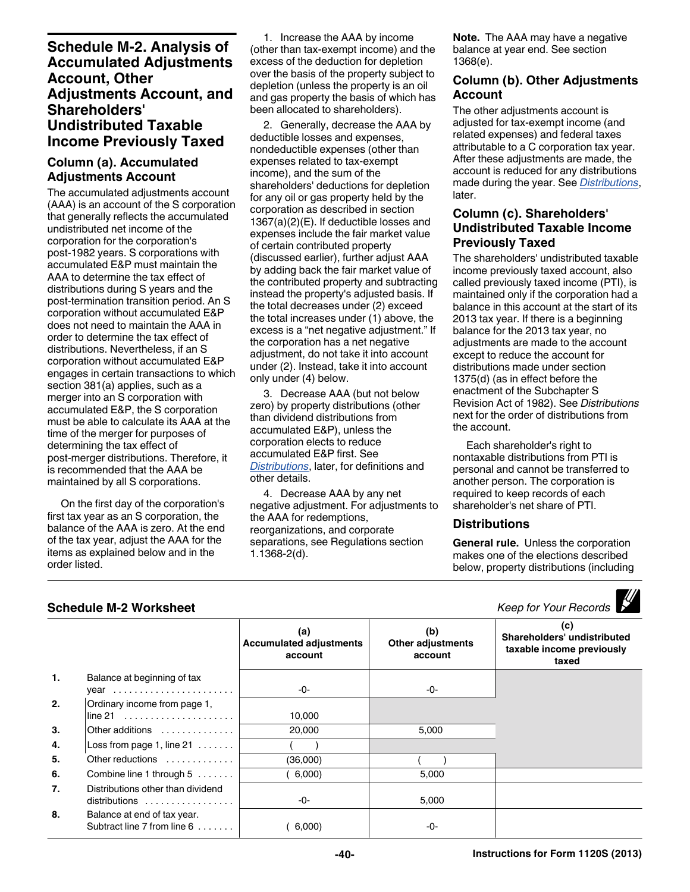## Schedule M-2. Analysis of Accumulated Adjustments Account, Other Adjustments Account, and Shareholders' Undistributed Taxable Income Previously Taxed

### Column (a). Accumulated Adjustments Account

The accumulated adjustments account (AAA) is an account of the S corporation that generally reflects the accumulated undistributed net income of the corporation for the corporation's post-1982 years. S corporations with accumulated E&P must maintain the AAA to determine the tax effect of distributions during S years and the post-termination transition period. An S corporation without accumulated E&P does not need to maintain the AAA in order to determine the tax effect of distributions. Nevertheless, if an S corporation without accumulated E&P engages in certain transactions to which section 381(a) applies, such as a merger into an S corporation with accumulated E&P, the S corporation must be able to calculate its AAA at the time of the merger for purposes of determining the tax effect of post-merger distributions. Therefore, it is recommended that the AAA be maintained by all S corporations.

On the first day of the corporation's first tax year as an S corporation, the balance of the AAA is zero. At the end of the tax year, adjust the AAA for the items as explained below and in the order listed.

1. Increase the AAA by income (other than tax-exempt income) and the excess of the deduction for depletion over the basis of the property subject to depletion (unless the property is an oil and gas property the basis of which has been allocated to shareholders).

2. Generally, decrease the AAA by deductible losses and expenses, nondeductible expenses (other than expenses related to tax-exempt income), and the sum of the shareholders' deductions for depletion for any oil or gas property held by the corporation as described in section 1367(a)(2)(E). If deductible losses and expenses include the fair market value of certain contributed property (discussed earlier), further adjust AAA by adding back the fair market value of the contributed property and subtracting instead the property's adjusted basis. If the total decreases under (2) exceed the total increases under (1) above, the excess is a “net negative adjustment.” If the corporation has a net negative adjustment, do not take it into account under (2). Instead, take it into account only under (4) below.

3. Decrease AAA (but not below zero) by property distributions (other than dividend distributions from accumulated E&P), unless the corporation elects to reduce accumulated E&P first. See *Distributions*, later, for definitions and other details.

4. Decrease AAA by any net negative adjustment. For adjustments to the AAA for redemptions, reorganizations, and corporate separations, see Regulations section 1.1368-2(d).

**Note.** The AAA may have a negative balance at year end. See section 1368(e).

### Column (b). Other Adjustments Account

The other adjustments account is adjusted for tax-exempt income (and related expenses) and federal taxes attributable to a C corporation tax year. After these adjustments are made, the account is reduced for any distributions made during the year. See *Distributions*, later.

### Column (c). Shareholders' Undistributed Taxable Income Previously Taxed

The shareholders' undistributed taxable income previously taxed account, also called previously taxed income (PTI), is maintained only if the corporation had a balance in this account at the start of its 2013 tax year. If there is a beginning balance for the 2013 tax year, no adjustments are made to the account except to reduce the account for distributions made under section 1375(d) (as in effect before the enactment of the Subchapter S Revision Act of 1982). See *Distributions* next for the order of distributions from the account.

Each shareholder's right to nontaxable distributions from PTI is personal and cannot be transferred to another person. The corporation is required to keep records of each shareholder's net share of PTI.

### Distributions

**General rule.** Unless the corporation makes one of the elections described below, property distributions (including

### Schedule M-2 Worksheet

*Keep for Your Records*

| | | (a) Accumulated adjustments account | (b) Other adjustments account | (c) Shareholders' undistributed taxable income previously taxed |
|---|---|---|---|---|
| 1. | Balance at beginning of tax year | -0- | -0- | |
| 2. | Ordinary income from page 1, line 21 | 10,000 | | |
| 3. | Other additions | 20,000 | 5,000 | |
| 4. | Loss from page 1, line 21 | ( ) | | |
| 5. | Other reductions | (36,000) | ( ) | |
| 6. | Combine line 1 through 5 | ( 6,000) | 5,000 | |
| 7. | Distributions other than dividend distributions | -0- | 5,000 | |
| 8. | Balance at end of tax year. Subtract line 7 from line 6 | ( 6,000) | -0- | |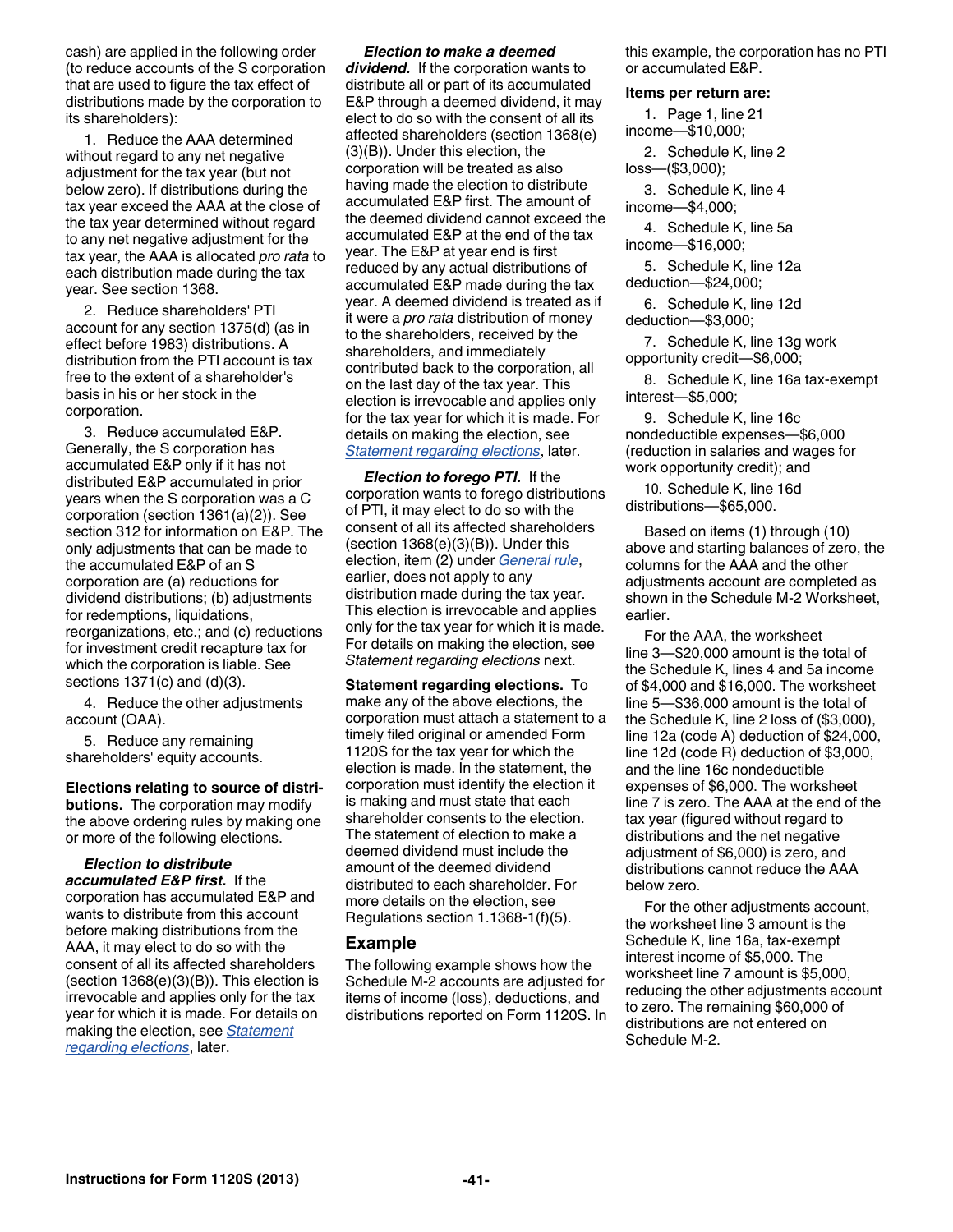cash) are applied in the following order (to reduce accounts of the S corporation that are used to figure the tax effect of distributions made by the corporation to its shareholders):

1. Reduce the AAA determined without regard to any net negative adjustment for the tax year (but not below zero). If distributions during the tax year exceed the AAA at the close of the tax year determined without regard to any net negative adjustment for the tax year, the AAA is allocated *pro rata* to each distribution made during the tax year. See section 1368.

2. Reduce shareholders' PTI account for any section 1375(d) (as in effect before 1983) distributions. A distribution from the PTI account is tax free to the extent of a shareholder's basis in his or her stock in the corporation.

3. Reduce accumulated E&P. Generally, the S corporation has accumulated E&P only if it has not distributed E&P accumulated in prior years when the S corporation was a C corporation (section 1361(a)(2)). See section 312 for information on E&P. The only adjustments that can be made to the accumulated E&P of an S corporation are (a) reductions for dividend distributions; (b) adjustments for redemptions, liquidations, reorganizations, etc.; and (c) reductions for investment credit recapture tax for which the corporation is liable. See sections 1371(c) and (d)(3).

4. Reduce the other adjustments account (OAA).

5. Reduce any remaining shareholders' equity accounts.

**Elections relating to source of distributions.** The corporation may modify the above ordering rules by making one or more of the following elections.

***Election to distribute accumulated E&P first.*** If the corporation has accumulated E&P and wants to distribute from this account before making distributions from the AAA, it may elect to do so with the consent of all its affected shareholders (section 1368(e)(3)(B)). This election is irrevocable and applies only for the tax year for which it is made. For details on making the election, see Statement regarding elections, later.

***Election to make a deemed dividend.*** If the corporation wants to distribute all or part of its accumulated E&P through a deemed dividend, it may elect to do so with the consent of all its affected shareholders (section 1368(e)(3)(B)). Under this election, the corporation will be treated as also having made the election to distribute accumulated E&P first. The amount of the deemed dividend cannot exceed the accumulated E&P at the end of the tax year. The E&P at year end is first reduced by any actual distributions of accumulated E&P made during the tax year. A deemed dividend is treated as if it were a *pro rata* distribution of money to the shareholders, received by the shareholders, and immediately contributed back to the corporation, all on the last day of the tax year. This election is irrevocable and applies only for the tax year for which it is made. For details on making the election, see Statement regarding elections, later.

***Election to forego PTI.*** If the corporation wants to forego distributions of PTI, it may elect to do so with the consent of all its affected shareholders (section 1368(e)(3)(B)). Under this election, item (2) under General rule, earlier, does not apply to any distribution made during the tax year. This election is irrevocable and applies only for the tax year for which it is made. For details on making the election, see *Statement regarding elections* next.

**Statement regarding elections.** To make any of the above elections, the corporation must attach a statement to a timely filed original or amended Form 1120S for the tax year for which the election is made. In the statement, the corporation must identify the election it is making and must state that each shareholder consents to the election. The statement of election to make a deemed dividend must include the amount of the deemed dividend distributed to each shareholder. For more details on the election, see Regulations section 1.1368-1(f)(5).

## Example

The following example shows how the Schedule M-2 accounts are adjusted for items of income (loss), deductions, and distributions reported on Form 1120S. In this example, the corporation has no PTI or accumulated E&P.

**Items per return are:**

1. Page 1, line 21 income—$10,000;

2. Schedule K, line 2 loss—($3,000);

3. Schedule K, line 4 income—$4,000;

4. Schedule K, line 5a income—$16,000;

5. Schedule K, line 12a deduction—$24,000;

6. Schedule K, line 12d deduction—$3,000;

7. Schedule K, line 13g work opportunity credit—$6,000;

8. Schedule K, line 16a tax-exempt interest—$5,000;

9. Schedule K, line 16c nondeductible expenses—$6,000 (reduction in salaries and wages for work opportunity credit); and

10. Schedule K, line 16d distributions—$65,000.

Based on items (1) through (10) above and starting balances of zero, the columns for the AAA and the other adjustments account are completed as shown in the Schedule M-2 Worksheet, earlier.

For the AAA, the worksheet line 3—$20,000 amount is the total of the Schedule K, lines 4 and 5a income of $4,000 and $16,000. The worksheet line 5—$36,000 amount is the total of the Schedule K, line 2 loss of ($3,000), line 12a (code A) deduction of $24,000, line 12d (code R) deduction of $3,000, and the line 16c nondeductible expenses of $6,000. The worksheet line 7 is zero. The AAA at the end of the tax year (figured without regard to distributions and the net negative adjustment of $6,000) is zero, and distributions cannot reduce the AAA below zero.

For the other adjustments account, the worksheet line 3 amount is the Schedule K, line 16a, tax-exempt interest income of $5,000. The worksheet line 7 amount is $5,000, reducing the other adjustments account to zero. The remaining $60,000 of distributions are not entered on Schedule M-2.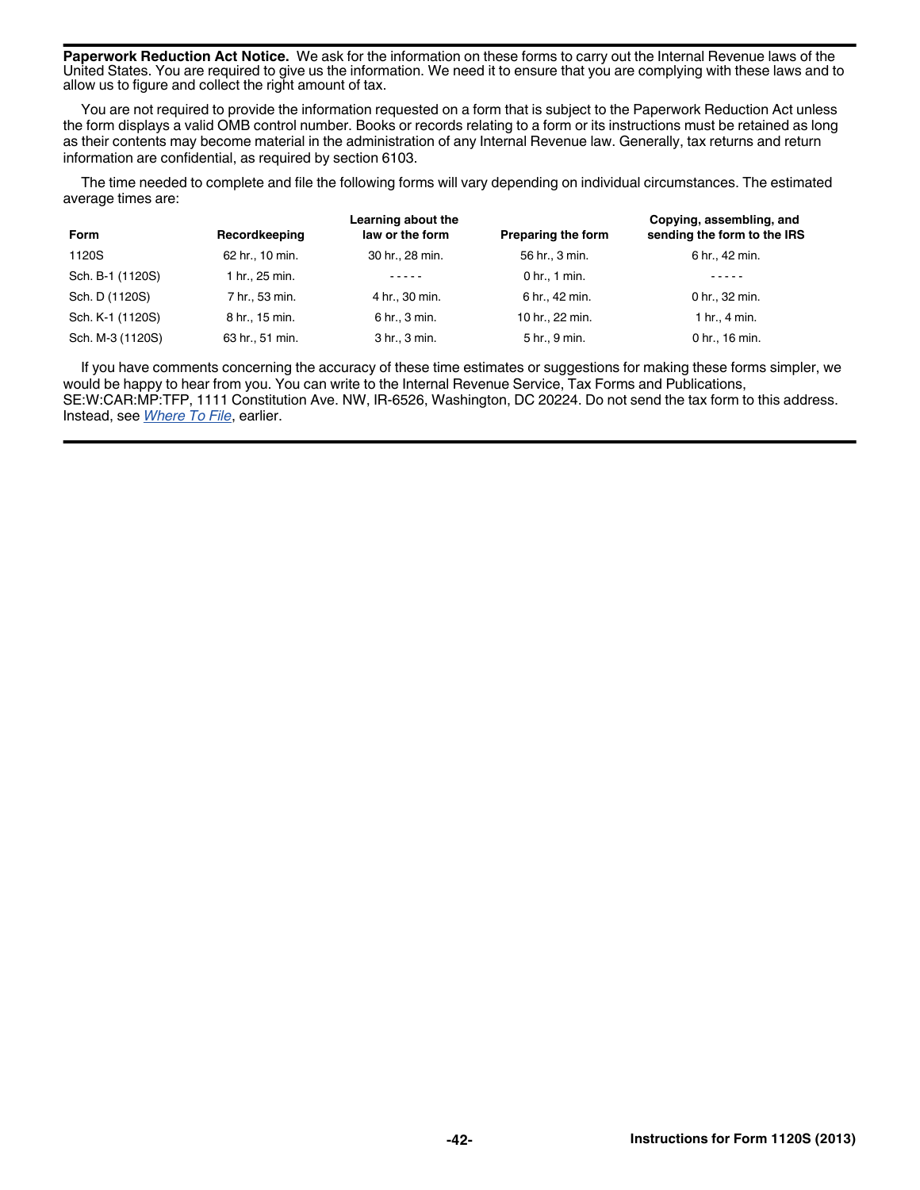**Paperwork Reduction Act Notice.** We ask for the information on these forms to carry out the Internal Revenue laws of the United States. You are required to give us the information. We need it to ensure that you are complying with these laws and to allow us to figure and collect the right amount of tax.

You are not required to provide the information requested on a form that is subject to the Paperwork Reduction Act unless the form displays a valid OMB control number. Books or records relating to a form or its instructions must be retained as long as their contents may become material in the administration of any Internal Revenue law. Generally, tax returns and return information are confidential, as required by section 6103.

The time needed to complete and file the following forms will vary depending on individual circumstances. The estimated average times are:

| Form | Recordkeeping | Learning about the law or the form | Preparing the form | Copying, assembling, and sending the form to the IRS |
|---|---|---|---|---|
| 1120S | 62 hr., 10 min. | 30 hr., 28 min. | 56 hr., 3 min. | 6 hr., 42 min. |
| Sch. B-1 (1120S) | 1 hr., 25 min. | - - - - - | 0 hr., 1 min. | - - - - - |
| Sch. D (1120S) | 7 hr., 53 min. | 4 hr., 30 min. | 6 hr., 42 min. | 0 hr., 32 min. |
| Sch. K-1 (1120S) | 8 hr., 15 min. | 6 hr., 3 min. | 10 hr., 22 min. | 1 hr., 4 min. |
| Sch. M-3 (1120S) | 63 hr., 51 min. | 3 hr., 3 min. | 5 hr., 9 min. | 0 hr., 16 min. |

If you have comments concerning the accuracy of these time estimates or suggestions for making these forms simpler, we would be happy to hear from you. You can write to the Internal Revenue Service, Tax Forms and Publications, SE:W:CAR:MP:TFP, 1111 Constitution Ave. NW, IR-6526, Washington, DC 20224. Do not send the tax form to this address. Instead, see *Where To File*, earlier.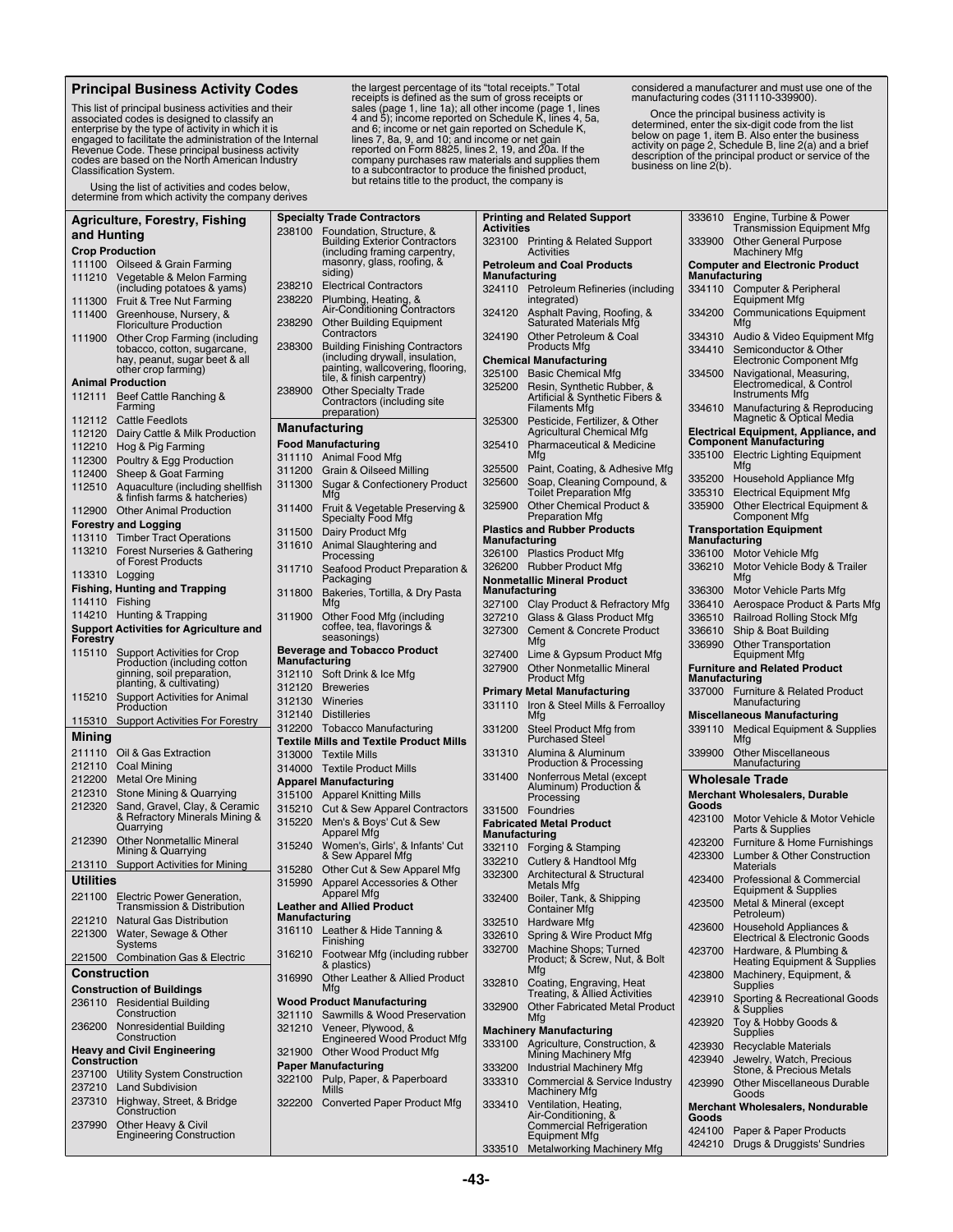## Principal Business Activity Codes

This list of principal business activities and their associated codes is designed to classify an enterprise by the type of activity in which it is engaged to facilitate the administration of the Internal Revenue Code. These principal business activity codes are based on the North American Industry Classification System.

Using the list of activities and codes below, determine from which activity the company derives the largest percentage of its "total receipts." Total receipts is defined as the sum of gross receipts or sales (page 1, line 1a); all other income (page 1, lines 4 and 5); income reported on Schedule K, lines 4, 5a, and 6; income or net gain reported on Schedule K, lines 7, 8a, 9, and 10; and income or net gain reported on Form 8825, lines 2, 19, and 20a. If the company purchases raw materials and supplies them to a subcontractor to produce the finished product, but retains title to the product, the company is considered a manufacturer and must use one of the manufacturing codes (311110-339900).

Once the principal business activity is determined, enter the six-digit code from the list below on page 1, item B. Also enter the business activity on page 2, Schedule B, line 2(a) and a brief description of the principal product or service of the business on line 2(b).

### Agriculture, Forestry, Fishing and Hunting

**Crop Production**

| Code | Activity |
|---|---|
| 111100 | Oilseed & Grain Farming |
| 111210 | Vegetable & Melon Farming (including potatoes & yams) |
| 111300 | Fruit & Tree Nut Farming |
| 111400 | Greenhouse, Nursery, & Floriculture Production |
| 111900 | Other Crop Farming (including tobacco, cotton, sugarcane, hay, peanut, sugar beet & all other crop farming) |

**Animal Production**

| Code | Activity |
|---|---|
| 112111 | Beef Cattle Ranching & Farming |
| 112112 | Cattle Feedlots |
| 112120 | Dairy Cattle & Milk Production |
| 112210 | Hog & Pig Farming |
| 112300 | Poultry & Egg Production |
| 112400 | Sheep & Goat Farming |
| 112510 | Aquaculture (including shellfish & finfish farms & hatcheries) |
| 112900 | Other Animal Production |

**Forestry and Logging**

| Code | Activity |
|---|---|
| 113110 | Timber Tract Operations |
| 113210 | Forest Nurseries & Gathering of Forest Products |
| 113310 | Logging |

**Fishing, Hunting and Trapping**

| Code | Activity |
|---|---|
| 114110 | Fishing |
| 114210 | Hunting & Trapping |

**Support Activities for Agriculture and Forestry**

| Code | Activity |
|---|---|
| 115110 | Support Activities for Crop Production (including cotton ginning, soil preparation, planting, & cultivating) |
| 115210 | Support Activities for Animal Production |
| 115310 | Support Activities For Forestry |

### Mining

| Code | Activity |
|---|---|
| 211110 | Oil & Gas Extraction |
| 212110 | Coal Mining |
| 212200 | Metal Ore Mining |
| 212310 | Stone Mining & Quarrying |
| 212320 | Sand, Gravel, Clay, & Ceramic & Refractory Minerals Mining & Quarrying |
| 212390 | Other Nonmetallic Mineral Mining & Quarrying |
| 213110 | Support Activities for Mining |

### Utilities

| Code | Activity |
|---|---|
| 221100 | Electric Power Generation, Transmission & Distribution |
| 221210 | Natural Gas Distribution |
| 221300 | Water, Sewage & Other Systems |
| 221500 | Combination Gas & Electric |

### Construction

**Construction of Buildings**

| Code | Activity |
|---|---|
| 236110 | Residential Building Construction |
| 236200 | Nonresidential Building Construction |

**Heavy and Civil Engineering Construction**

| Code | Activity |
|---|---|
| 237100 | Utility System Construction |
| 237210 | Land Subdivision |
| 237310 | Highway, Street, & Bridge Construction |
| 237990 | Other Heavy & Civil Engineering Construction |

**Specialty Trade Contractors**

| Code | Activity |
|---|---|
| 238100 | Foundation, Structure, & Building Exterior Contractors (including framing carpentry, masonry, glass, roofing, & siding) |
| 238210 | Electrical Contractors |
| 238220 | Plumbing, Heating, & Air-Conditioning Contractors |
| 238290 | Other Building Equipment Contractors |
| 238300 | Building Finishing Contractors (including drywall, insulation, painting, wallcovering, flooring, tile, & finish carpentry) |
| 238900 | Other Specialty Trade Contractors (including site preparation) |

### Manufacturing

**Food Manufacturing**

| Code | Activity |
|---|---|
| 311110 | Animal Food Mfg |
| 311200 | Grain & Oilseed Milling |
| 311300 | Sugar & Confectionery Product Mfg |
| 311400 | Fruit & Vegetable Preserving & Specialty Food Mfg |
| 311500 | Dairy Product Mfg |
| 311610 | Animal Slaughtering and Processing |
| 311710 | Seafood Product Preparation & Packaging |
| 311800 | Bakeries, Tortilla, & Dry Pasta Mfg |
| 311900 | Other Food Mfg (including coffee, tea, flavorings & seasonings) |

**Beverage and Tobacco Product Manufacturing**

| Code | Activity |
|---|---|
| 312110 | Soft Drink & Ice Mfg |
| 312120 | Breweries |
| 312130 | Wineries |
| 312140 | Distilleries |
| 312200 | Tobacco Manufacturing |

**Textile Mills and Textile Product Mills**

| Code | Activity |
|---|---|
| 313000 | Textile Mills |
| 314000 | Textile Product Mills |

**Apparel Manufacturing**

| Code | Activity |
|---|---|
| 315100 | Apparel Knitting Mills |
| 315210 | Cut & Sew Apparel Contractors |
| 315220 | Men's & Boys' Cut & Sew Apparel Mfg |
| 315240 | Women's, Girls', & Infants' Cut & Sew Apparel Mfg |
| 315280 | Other Cut & Sew Apparel Mfg |
| 315990 | Apparel Accessories & Other Apparel Mfg |

**Leather and Allied Product Manufacturing**

| Code | Activity |
|---|---|
| 316110 | Leather & Hide Tanning & Finishing |
| 316210 | Footwear Mfg (including rubber & plastics) |
| 316990 | Other Leather & Allied Product Mfg |

**Wood Product Manufacturing**

| Code | Activity |
|---|---|
| 321110 | Sawmills & Wood Preservation |
| 321210 | Veneer, Plywood, & Engineered Wood Product Mfg |
| 321900 | Other Wood Product Mfg |

**Paper Manufacturing**

| Code | Activity |
|---|---|
| 322100 | Pulp, Paper, & Paperboard Mills |
| 322200 | Converted Paper Product Mfg |

**Printing and Related Support Activities**

| Code | Activity |
|---|---|
| 323100 | Printing & Related Support Activities |

**Petroleum and Coal Products Manufacturing**

| Code | Activity |
|---|---|
| 324110 | Petroleum Refineries (including integrated) |
| 324120 | Asphalt Paving, Roofing, & Saturated Materials Mfg |
| 324190 | Other Petroleum & Coal Products Mfg |

**Chemical Manufacturing**

| Code | Activity |
|---|---|
| 325100 | Basic Chemical Mfg |
| 325200 | Resin, Synthetic Rubber, & Artificial & Synthetic Fibers & Filaments Mfg |
| 325300 | Pesticide, Fertilizer, & Other Agricultural Chemical Mfg |
| 325410 | Pharmaceutical & Medicine Mfg |
| 325500 | Paint, Coating, & Adhesive Mfg |
| 325600 | Soap, Cleaning Compound, & Toilet Preparation Mfg |
| 325900 | Other Chemical Product & Preparation Mfg |

**Plastics and Rubber Products Manufacturing**

| Code | Activity |
|---|---|
| 326100 | Plastics Product Mfg |
| 326200 | Rubber Product Mfg |

**Nonmetallic Mineral Product Manufacturing**

| Code | Activity |
|---|---|
| 327100 | Clay Product & Refractory Mfg |
| 327210 | Glass & Glass Product Mfg |
| 327300 | Cement & Concrete Product Mfg |
| 327400 | Lime & Gypsum Product Mfg |
| 327900 | Other Nonmetallic Mineral Product Mfg |

**Primary Metal Manufacturing**

| Code | Activity |
|---|---|
| 331110 | Iron & Steel Mills & Ferroalloy Mfg |
| 331200 | Steel Product Mfg from Purchased Steel |
| 331310 | Alumina & Aluminum Production & Processing |
| 331400 | Nonferrous Metal (except Aluminum) Production & Processing |
| 331500 | Foundries |

**Fabricated Metal Product Manufacturing**

| Code | Activity |
|---|---|
| 332110 | Forging & Stamping |
| 332210 | Cutlery & Handtool Mfg |
| 332300 | Architectural & Structural Metals Mfg |
| 332400 | Boiler, Tank, & Shipping Container Mfg |
| 332510 | Hardware Mfg |
| 332610 | Spring & Wire Product Mfg |
| 332700 | Machine Shops; Turned Product; & Screw, Nut, & Bolt Mfg |
| 332810 | Coating, Engraving, Heat Treating, & Allied Activities |
| 332900 | Other Fabricated Metal Product Mfg |

**Machinery Manufacturing**

| Code | Activity |
|---|---|
| 333100 | Agriculture, Construction, & Mining Machinery Mfg |
| 333200 | Industrial Machinery Mfg |
| 333310 | Commercial & Service Industry Machinery Mfg |
| 333410 | Ventilation, Heating, Air-Conditioning, & Commercial Refrigeration Equipment Mfg |
| 333510 | Metalworking Machinery Mfg |
| 333610 | Engine, Turbine & Power Transmission Equipment Mfg |
| 333900 | Other General Purpose Machinery Mfg |

**Computer and Electronic Product Manufacturing**

| Code | Activity |
|---|---|
| 334110 | Computer & Peripheral Equipment Mfg |
| 334200 | Communications Equipment Mfg |
| 334310 | Audio & Video Equipment Mfg |
| 334410 | Semiconductor & Other Electronic Component Mfg |
| 334500 | Navigational, Measuring, Electromedical, & Control Instruments Mfg |
| 334610 | Manufacturing & Reproducing Magnetic & Optical Media |

**Electrical Equipment, Appliance, and Component Manufacturing**

| Code | Activity |
|---|---|
| 335100 | Electric Lighting Equipment Mfg |
| 335200 | Household Appliance Mfg |
| 335310 | Electrical Equipment Mfg |
| 335900 | Other Electrical Equipment & Component Mfg |

**Transportation Equipment Manufacturing**

| Code | Activity |
|---|---|
| 336100 | Motor Vehicle Mfg |
| 336210 | Motor Vehicle Body & Trailer Mfg |
| 336300 | Motor Vehicle Parts Mfg |
| 336410 | Aerospace Product & Parts Mfg |
| 336510 | Railroad Rolling Stock Mfg |
| 336610 | Ship & Boat Building |
| 336990 | Other Transportation Equipment Mfg |

**Furniture and Related Product Manufacturing**

| Code | Activity |
|---|---|
| 337000 | Furniture & Related Product Manufacturing |

**Miscellaneous Manufacturing**

| Code | Activity |
|---|---|
| 339110 | Medical Equipment & Supplies Mfg |
| 339900 | Other Miscellaneous Manufacturing |

### Wholesale Trade

**Merchant Wholesalers, Durable Goods**

| Code | Activity |
|---|---|
| 423100 | Motor Vehicle & Motor Vehicle Parts & Supplies |
| 423200 | Furniture & Home Furnishings |
| 423300 | Lumber & Other Construction Materials |
| 423400 | Professional & Commercial Equipment & Supplies |
| 423500 | Metal & Mineral (except Petroleum) |
| 423600 | Household Appliances & Electrical & Electronic Goods |
| 423700 | Hardware, & Plumbing & Heating Equipment & Supplies |
| 423800 | Machinery, Equipment, & Supplies |
| 423910 | Sporting & Recreational Goods & Supplies |
| 423920 | Toy & Hobby Goods & Supplies |
| 423930 | Recyclable Materials |
| 423940 | Jewelry, Watch, Precious Stone, & Precious Metals |
| 423990 | Other Miscellaneous Durable Goods |

**Merchant Wholesalers, Nondurable Goods**

| Code | Activity |
|---|---|
| 424100 | Paper & Paper Products |
| 424210 | Drugs & Druggists' Sundries |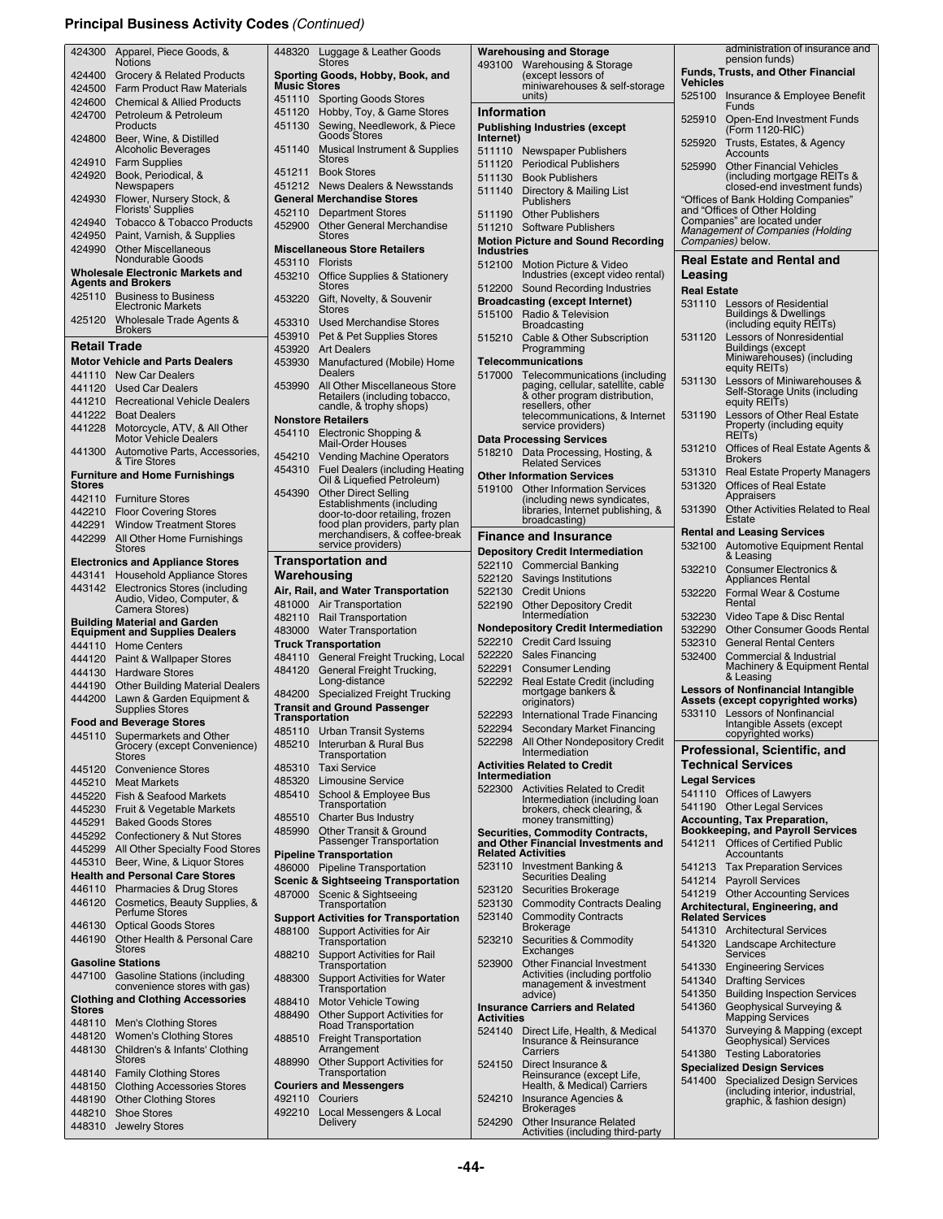## Principal Business Activity Codes *(Continued)*

424300 Apparel, Piece Goods, & Notions
424400 Grocery & Related Products
424500 Farm Product Raw Materials
424600 Chemical & Allied Products
424700 Petroleum & Petroleum Products
424800 Beer, Wine, & Distilled Alcoholic Beverages
424910 Farm Supplies
424920 Book, Periodical, & Newspapers
424930 Flower, Nursery Stock, & Florists' Supplies
424940 Tobacco & Tobacco Products
424950 Paint, Varnish, & Supplies
424990 Other Miscellaneous Nondurable Goods

**Wholesale Electronic Markets and Agents and Brokers**

425110 Business to Business Electronic Markets
425120 Wholesale Trade Agents & Brokers

### Retail Trade

**Motor Vehicle and Parts Dealers**

441110 New Car Dealers
441120 Used Car Dealers
441210 Recreational Vehicle Dealers
441222 Boat Dealers
441228 Motorcycle, ATV, & All Other Motor Vehicle Dealers
441300 Automotive Parts, Accessories, & Tire Stores

**Furniture and Home Furnishings Stores**

442110 Furniture Stores
442210 Floor Covering Stores
442291 Window Treatment Stores
442299 All Other Home Furnishings Stores

**Electronics and Appliance Stores**

443141 Household Appliance Stores
443142 Electronics Stores (including Audio, Video, Computer, & Camera Stores)

**Building Material and Garden Equipment and Supplies Dealers**

444110 Home Centers
444120 Paint & Wallpaper Stores
444130 Hardware Stores
444190 Other Building Material Dealers
444200 Lawn & Garden Equipment & Supplies Stores

**Food and Beverage Stores**

445110 Supermarkets and Other Grocery (except Convenience) Stores
445120 Convenience Stores
445210 Meat Markets
445220 Fish & Seafood Markets
445230 Fruit & Vegetable Markets
445291 Baked Goods Stores
445292 Confectionery & Nut Stores
445299 All Other Specialty Food Stores
445310 Beer, Wine, & Liquor Stores

**Health and Personal Care Stores**

446110 Pharmacies & Drug Stores
446120 Cosmetics, Beauty Supplies, & Perfume Stores
446130 Optical Goods Stores
446190 Other Health & Personal Care Stores

**Gasoline Stations**

447100 Gasoline Stations (including convenience stores with gas)

**Clothing and Clothing Accessories Stores**

448110 Men's Clothing Stores
448120 Women's Clothing Stores
448130 Children's & Infants' Clothing Stores
448140 Family Clothing Stores
448150 Clothing Accessories Stores
448190 Other Clothing Stores
448210 Shoe Stores
448310 Jewelry Stores
448320 Luggage & Leather Goods Stores

**Sporting Goods, Hobby, Book, and Music Stores**

451110 Sporting Goods Stores
451120 Hobby, Toy, & Game Stores
451130 Sewing, Needlework, & Piece Goods Stores
451140 Musical Instrument & Supplies Stores
451211 Book Stores
451212 News Dealers & Newsstands

**General Merchandise Stores**

452110 Department Stores
452900 Other General Merchandise Stores

**Miscellaneous Store Retailers**

453110 Florists
453210 Office Supplies & Stationery Stores
453220 Gift, Novelty, & Souvenir Stores
453310 Used Merchandise Stores
453910 Pet & Pet Supplies Stores
453920 Art Dealers
453930 Manufactured (Mobile) Home Dealers
453990 All Other Miscellaneous Store Retailers (including tobacco, candle, & trophy shops)

**Nonstore Retailers**

454110 Electronic Shopping & Mail-Order Houses
454210 Vending Machine Operators
454310 Fuel Dealers (including Heating Oil & Liquefied Petroleum)
454390 Other Direct Selling Establishments (including door-to-door retailing, frozen food plan providers, party plan merchandisers, & coffee-break service providers)

### Transportation and Warehousing

**Air, Rail, and Water Transportation**

481000 Air Transportation
482110 Rail Transportation
483000 Water Transportation

**Truck Transportation**

484110 General Freight Trucking, Local
484120 General Freight Trucking, Long-distance
484200 Specialized Freight Trucking

**Transit and Ground Passenger Transportation**

485110 Urban Transit Systems
485210 Interurban & Rural Bus Transportation
485310 Taxi Service
485320 Limousine Service
485410 School & Employee Bus Transportation
485510 Charter Bus Industry
485990 Other Transit & Ground Passenger Transportation

**Pipeline Transportation**

486000 Pipeline Transportation

**Scenic & Sightseeing Transportation**

487000 Scenic & Sightseeing Transportation

**Support Activities for Transportation**

488100 Support Activities for Air Transportation
488210 Support Activities for Rail Transportation
488300 Support Activities for Water Transportation
488410 Motor Vehicle Towing
488490 Other Support Activities for Road Transportation
488510 Freight Transportation Arrangement
488990 Other Support Activities for Transportation

**Couriers and Messengers**

492110 Couriers
492210 Local Messengers & Local Delivery

**Warehousing and Storage**

493100 Warehousing & Storage (except lessors of miniwarehouses & self-storage units)

### Information

**Publishing Industries (except Internet)**

511110 Newspaper Publishers
511120 Periodical Publishers
511130 Book Publishers
511140 Directory & Mailing List Publishers
511190 Other Publishers
511210 Software Publishers

**Motion Picture and Sound Recording Industries**

512100 Motion Picture & Video Industries (except video rental)
512200 Sound Recording Industries

**Broadcasting (except Internet)**

515100 Radio & Television Broadcasting
515210 Cable & Other Subscription Programming

**Telecommunications**

517000 Telecommunications (including paging, cellular, satellite, cable & other program distribution, resellers, other telecommunications, & Internet service providers)

**Data Processing Services**

518210 Data Processing, Hosting, & Related Services

**Other Information Services**

519100 Other Information Services (including news syndicates, libraries, Internet publishing, & broadcasting)

### Finance and Insurance

**Depository Credit Intermediation**

522110 Commercial Banking
522120 Savings Institutions
522130 Credit Unions
522190 Other Depository Credit Intermediation

**Nondepository Credit Intermediation**

522210 Credit Card Issuing
522220 Sales Financing
522291 Consumer Lending
522292 Real Estate Credit (including mortgage bankers & originators)
522293 International Trade Financing
522294 Secondary Market Financing
522298 All Other Nondepository Credit Intermediation

**Activities Related to Credit Intermediation**

522300 Activities Related to Credit Intermediation (including loan brokers, check clearing, & money transmitting)

**Securities, Commodity Contracts, and Other Financial Investments and Related Activities**

523110 Investment Banking & Securities Dealing
523120 Securities Brokerage
523130 Commodity Contracts Dealing
523140 Commodity Contracts Brokerage
523210 Securities & Commodity Exchanges
523900 Other Financial Investment Activities (including portfolio management & investment advice)

**Insurance Carriers and Related Activities**

524140 Direct Life, Health, & Medical Insurance & Reinsurance Carriers
524150 Direct Insurance & Reinsurance (except Life, Health, & Medical) Carriers
524210 Insurance Agencies & Brokerages
524290 Other Insurance Related Activities (including third-party administration of insurance and pension funds)

**Funds, Trusts, and Other Financial Vehicles**

525100 Insurance & Employee Benefit Funds
525910 Open-End Investment Funds (Form 1120-RIC)
525920 Trusts, Estates, & Agency Accounts
525990 Other Financial Vehicles (including mortgage REITs & closed-end investment funds)

"Offices of Bank Holding Companies" and "Offices of Other Holding Companies" are located under *Management of Companies (Holding Companies)* below.

### Real Estate and Rental and Leasing

**Real Estate**

531110 Lessors of Residential Buildings & Dwellings (including equity REITs)
531120 Lessors of Nonresidential Buildings (except Miniwarehouses) (including equity REITs)
531130 Lessors of Miniwarehouses & Self-Storage Units (including equity REITs)
531190 Lessors of Other Real Estate Property (including equity REITs)
531210 Offices of Real Estate Agents & Brokers
531310 Real Estate Property Managers
531320 Offices of Real Estate Appraisers
531390 Other Activities Related to Real Estate

**Rental and Leasing Services**

532100 Automotive Equipment Rental & Leasing
532210 Consumer Electronics & Appliances Rental
532220 Formal Wear & Costume Rental
532230 Video Tape & Disc Rental
532290 Other Consumer Goods Rental
532310 General Rental Centers
532400 Commercial & Industrial Machinery & Equipment Rental & Leasing

**Lessors of Nonfinancial Intangible Assets (except copyrighted works)**

533110 Lessors of Nonfinancial Intangible Assets (except copyrighted works)

### Professional, Scientific, and Technical Services

**Legal Services**

541110 Offices of Lawyers
541190 Other Legal Services

**Accounting, Tax Preparation, Bookkeeping, and Payroll Services**

541211 Offices of Certified Public Accountants
541213 Tax Preparation Services
541214 Payroll Services
541219 Other Accounting Services

**Architectural, Engineering, and Related Services**

541310 Architectural Services
541320 Landscape Architecture Services
541330 Engineering Services
541340 Drafting Services
541350 Building Inspection Services
541360 Geophysical Surveying & Mapping Services
541370 Surveying & Mapping (except Geophysical) Services
541380 Testing Laboratories

**Specialized Design Services**

541400 Specialized Design Services (including interior, industrial, graphic, & fashion design)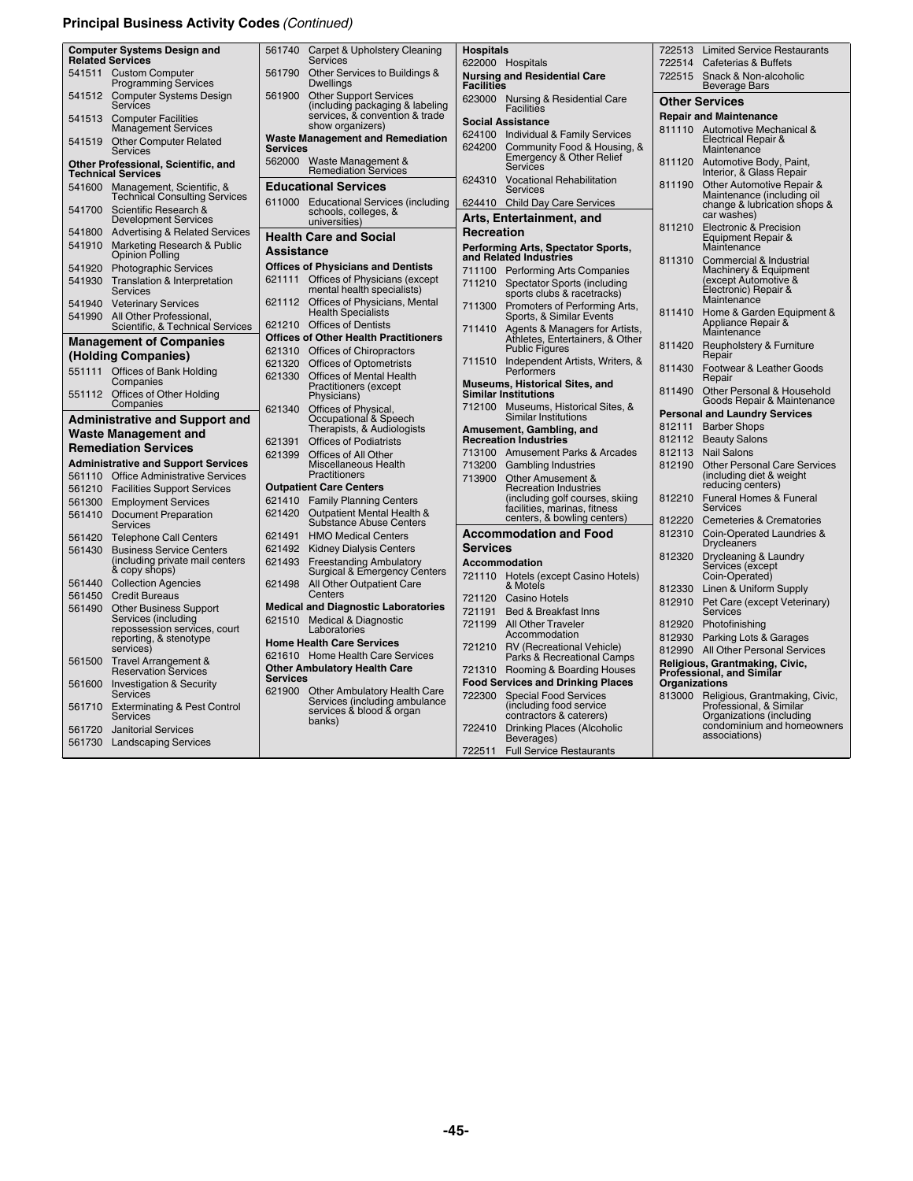## Principal Business Activity Codes *(Continued)*

**Computer Systems Design and Related Services**

- 541511 Custom Computer Programming Services
- 541512 Computer Systems Design Services
- 541513 Computer Facilities Management Services
- 541519 Other Computer Related Services

**Other Professional, Scientific, and Technical Services**

- 541600 Management, Scientific, & Technical Consulting Services
- 541700 Scientific Research & Development Services
- 541800 Advertising & Related Services
- 541910 Marketing Research & Public Opinion Polling
- 541920 Photographic Services
- 541930 Translation & Interpretation Services
- 541940 Veterinary Services
- 541990 All Other Professional, Scientific, & Technical Services

### Management of Companies (Holding Companies)

- 551111 Offices of Bank Holding Companies
- 551112 Offices of Other Holding Companies

### Administrative and Support and Waste Management and Remediation Services

**Administrative and Support Services**

- 561110 Office Administrative Services
- 561210 Facilities Support Services
- 561300 Employment Services
- 561410 Document Preparation Services
- 561420 Telephone Call Centers
- 561430 Business Service Centers (including private mail centers & copy shops)
- 561440 Collection Agencies
- 561450 Credit Bureaus
- 561490 Other Business Support Services (including repossession services, court reporting, & stenotype services)
- 561500 Travel Arrangement & Reservation Services
- 561600 Investigation & Security Services
- 561710 Exterminating & Pest Control Services
- 561720 Janitorial Services
- 561730 Landscaping Services
- 561740 Carpet & Upholstery Cleaning Services
- 561790 Other Services to Buildings & Dwellings
- 561900 Other Support Services (including packaging & labeling services, & convention & trade show organizers)

**Waste Management and Remediation Services**

- 562000 Waste Management & Remediation Services

### Educational Services

- 611000 Educational Services (including schools, colleges, & universities)

### Health Care and Social Assistance

**Offices of Physicians and Dentists**

- 621111 Offices of Physicians (except mental health specialists)
- 621112 Offices of Physicians, Mental Health Specialists
- 621210 Offices of Dentists

**Offices of Other Health Practitioners**

- 621310 Offices of Chiropractors
- 621320 Offices of Optometrists
- 621330 Offices of Mental Health Practitioners (except Physicians)
- 621340 Offices of Physical, Occupational & Speech Therapists, & Audiologists
- 621391 Offices of Podiatrists
- 621399 Offices of All Other Miscellaneous Health Practitioners

**Outpatient Care Centers**

- 621410 Family Planning Centers
- 621420 Outpatient Mental Health & Substance Abuse Centers
- 621491 HMO Medical Centers
- 621492 Kidney Dialysis Centers
- 621493 Freestanding Ambulatory Surgical & Emergency Centers
- 621498 All Other Outpatient Care Centers

**Medical and Diagnostic Laboratories**

- 621510 Medical & Diagnostic Laboratories

**Home Health Care Services**

- 621610 Home Health Care Services

**Other Ambulatory Health Care Services**

- 621900 Other Ambulatory Health Care Services (including ambulance services & blood & organ banks)

**Hospitals**

- 622000 Hospitals

**Nursing and Residential Care Facilities**

- 623000 Nursing & Residential Care Facilities

**Social Assistance**

- 624100 Individual & Family Services
- 624200 Community Food & Housing, & Emergency & Other Relief Services
- 624310 Vocational Rehabilitation Services
- 624410 Child Day Care Services

### Arts, Entertainment, and Recreation

**Performing Arts, Spectator Sports, and Related Industries**

- 711100 Performing Arts Companies
- 711210 Spectator Sports (including sports clubs & racetracks)
- 711300 Promoters of Performing Arts, Sports, & Similar Events
- 711410 Agents & Managers for Artists, Athletes, Entertainers, & Other Public Figures
- 711510 Independent Artists, Writers, & Performers

**Museums, Historical Sites, and Similar Institutions**

- 712100 Museums, Historical Sites, & Similar Institutions

**Amusement, Gambling, and Recreation Industries**

- 713100 Amusement Parks & Arcades
- 713200 Gambling Industries
- 713900 Other Amusement & Recreation Industries (including golf courses, skiing facilities, marinas, fitness centers, & bowling centers)

### Accommodation and Food Services

**Accommodation**

- 721110 Hotels (except Casino Hotels) & Motels
- 721120 Casino Hotels
- 721191 Bed & Breakfast Inns
- 721199 All Other Traveler Accommodation
- 721210 RV (Recreational Vehicle) Parks & Recreational Camps
- 721310 Rooming & Boarding Houses

**Food Services and Drinking Places**

- 722300 Special Food Services (including food service contractors & caterers)
- 722410 Drinking Places (Alcoholic Beverages)
- 722511 Full Service Restaurants
- 722513 Limited Service Restaurants
- 722514 Cafeterias & Buffets
- 722515 Snack & Non-alcoholic Beverage Bars

### Other Services

**Repair and Maintenance**

- 811110 Automotive Mechanical & Electrical Repair & Maintenance
- 811120 Automotive Body, Paint, Interior, & Glass Repair
- 811190 Other Automotive Repair & Maintenance (including oil change & lubrication shops & car washes)
- 811210 Electronic & Precision Equipment Repair & Maintenance
- 811310 Commercial & Industrial Machinery & Equipment (except Automotive & Electronic) Repair & Maintenance
- 811410 Home & Garden Equipment & Appliance Repair & Maintenance
- 811420 Reupholstery & Furniture Repair
- 811430 Footwear & Leather Goods Repair
- 811490 Other Personal & Household Goods Repair & Maintenance

**Personal and Laundry Services**

- 812111 Barber Shops
- 812112 Beauty Salons
- 812113 Nail Salons
- 812190 Other Personal Care Services (including diet & weight reducing centers)
- 812210 Funeral Homes & Funeral Services
- 812220 Cemeteries & Crematories
- 812310 Coin-Operated Laundries & Drycleaners
- 812320 Drycleaning & Laundry Services (except Coin-Operated)
- 812330 Linen & Uniform Supply
- 812910 Pet Care (except Veterinary) Services
- 812920 Photofinishing
- 812930 Parking Lots & Garages
- 812990 All Other Personal Services

**Religious, Grantmaking, Civic, Professional, and Similar Organizations**

- 813000 Religious, Grantmaking, Civic, Professional, & Similar Organizations (including condominium and homeowners associations)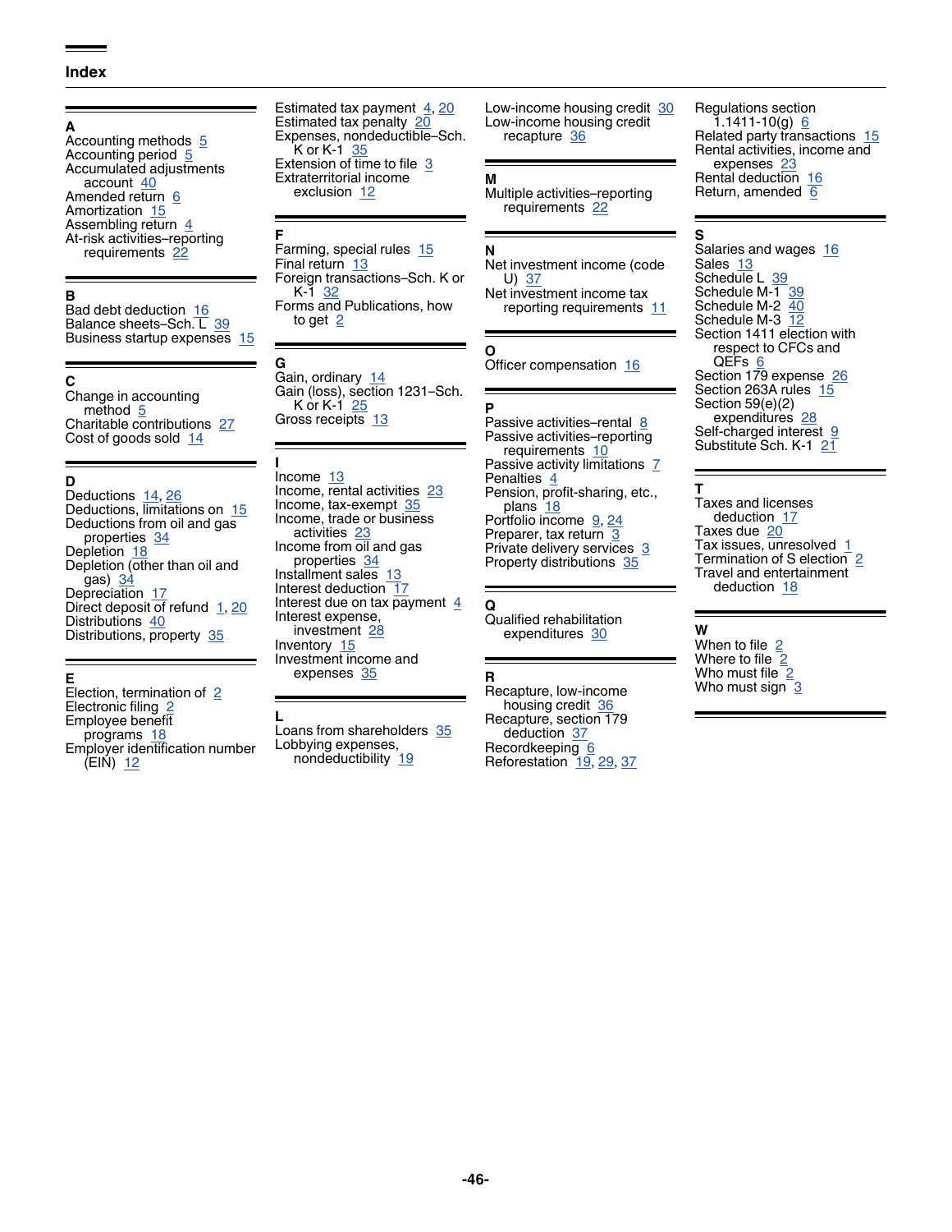## Index

**A**
- Accounting methods 5
- Accounting period 5
- Accumulated adjustments account 40
- Amended return 6
- Amortization 15
- Assembling return 4
- At-risk activities–reporting requirements 22

**B**
- Bad debt deduction 16
- Balance sheets–Sch. L 39
- Business startup expenses 15

**C**
- Change in accounting method 5
- Charitable contributions 27
- Cost of goods sold 14

**D**
- Deductions 14, 26
- Deductions, limitations on 15
- Deductions from oil and gas properties 34
- Depletion 18
- Depletion (other than oil and gas) 34
- Depreciation 17
- Direct deposit of refund 1, 20
- Distributions 40
- Distributions, property 35

**E**
- Election, termination of 2
- Electronic filing 2
- Employee benefit programs 18
- Employer identification number (EIN) 12
- Estimated tax payment 4, 20
- Estimated tax penalty 20
- Expenses, nondeductible–Sch. K or K-1 35
- Extension of time to file 3
- Extraterritorial income exclusion 12

**F**
- Farming, special rules 15
- Final return 13
- Foreign transactions–Sch. K or K-1 32
- Forms and Publications, how to get 2

**G**
- Gain, ordinary 14
- Gain (loss), section 1231–Sch. K or K-1 25
- Gross receipts 13

**I**
- Income 13
- Income, rental activities 23
- Income, tax-exempt 35
- Income, trade or business activities 23
- Income from oil and gas properties 34
- Installment sales 13
- Interest deduction 17
- Interest due on tax payment 4
- Interest expense, investment 28
- Inventory 15
- Investment income and expenses 35

**L**
- Loans from shareholders 35
- Lobbying expenses, nondeductibility 19
- Low-income housing credit 30
- Low-income housing credit recapture 36

**M**
- Multiple activities–reporting requirements 22

**N**
- Net investment income (code U) 37
- Net investment income tax reporting requirements 11

**O**
- Officer compensation 16

**P**
- Passive activities–rental 8
- Passive activities–reporting requirements 10
- Passive activity limitations 7
- Penalties 4
- Pension, profit-sharing, etc., plans 18
- Portfolio income 9, 24
- Preparer, tax return 3
- Private delivery services 3
- Property distributions 35

**Q**
- Qualified rehabilitation expenditures 30

**R**
- Recapture, low-income housing credit 36
- Recapture, section 179 deduction 37
- Recordkeeping 6
- Reforestation 19, 29, 37
- Regulations section 1.1411-10(g) 6
- Related party transactions 15
- Rental activities, income and expenses 23
- Rental deduction 16
- Return, amended 6

**S**
- Salaries and wages 16
- Sales 13
- Schedule L 39
- Schedule M-1 39
- Schedule M-2 40
- Schedule M-3 12
- Section 1411 election with respect to CFCs and QEFs 6
- Section 179 expense 26
- Section 263A rules 15
- Section 59(e)(2) expenditures 28
- Self-charged interest 9
- Substitute Sch. K-1 21

**T**
- Taxes and licenses deduction 17
- Taxes due 20
- Tax issues, unresolved 1
- Termination of S election 2
- Travel and entertainment deduction 18

**W**
- When to file 2
- Where to file 2
- Who must file 2
- Who must sign 3